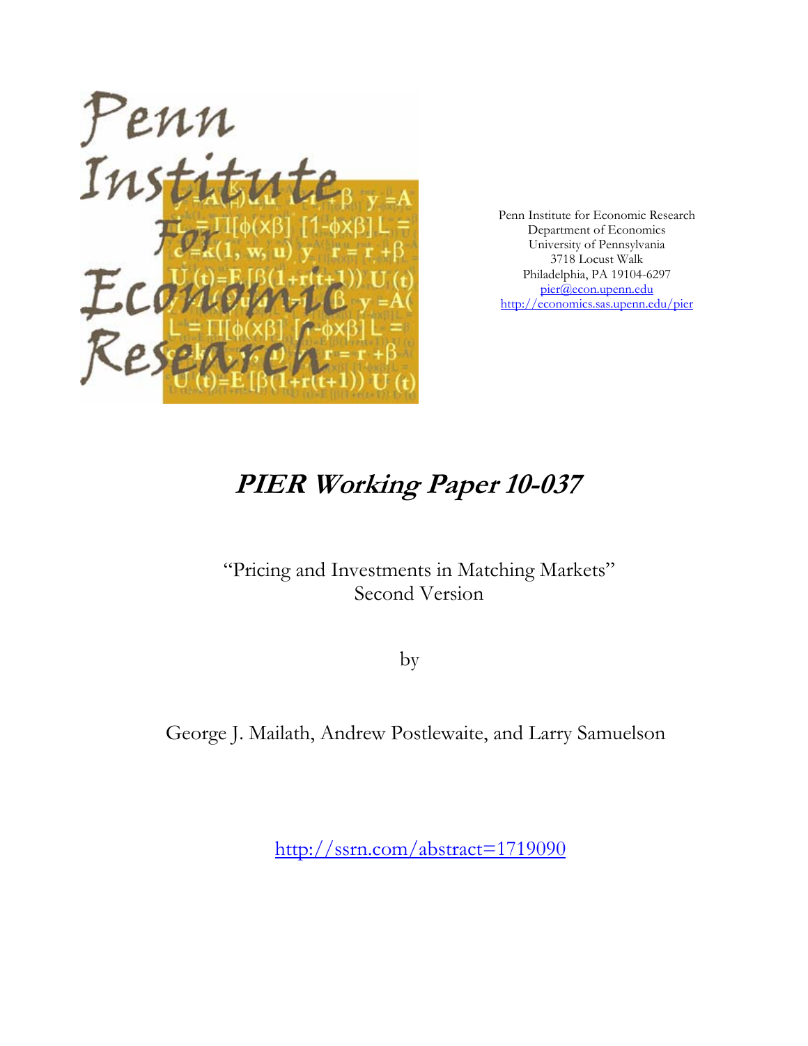Penn Institute for Economic Research
Department of Economics
University of Pennsylvania
3718 Locust Walk
Philadelphia, PA 19104-6297
pier@econ.upenn.edu
http://economics.sas.upenn.edu/pier

# *PIER Working Paper 10-037*

"Pricing and Investments in Matching Markets"
Second Version

by

George J. Mailath, Andrew Postlewaite, and Larry Samuelson

http://ssrn.com/abstract=1719090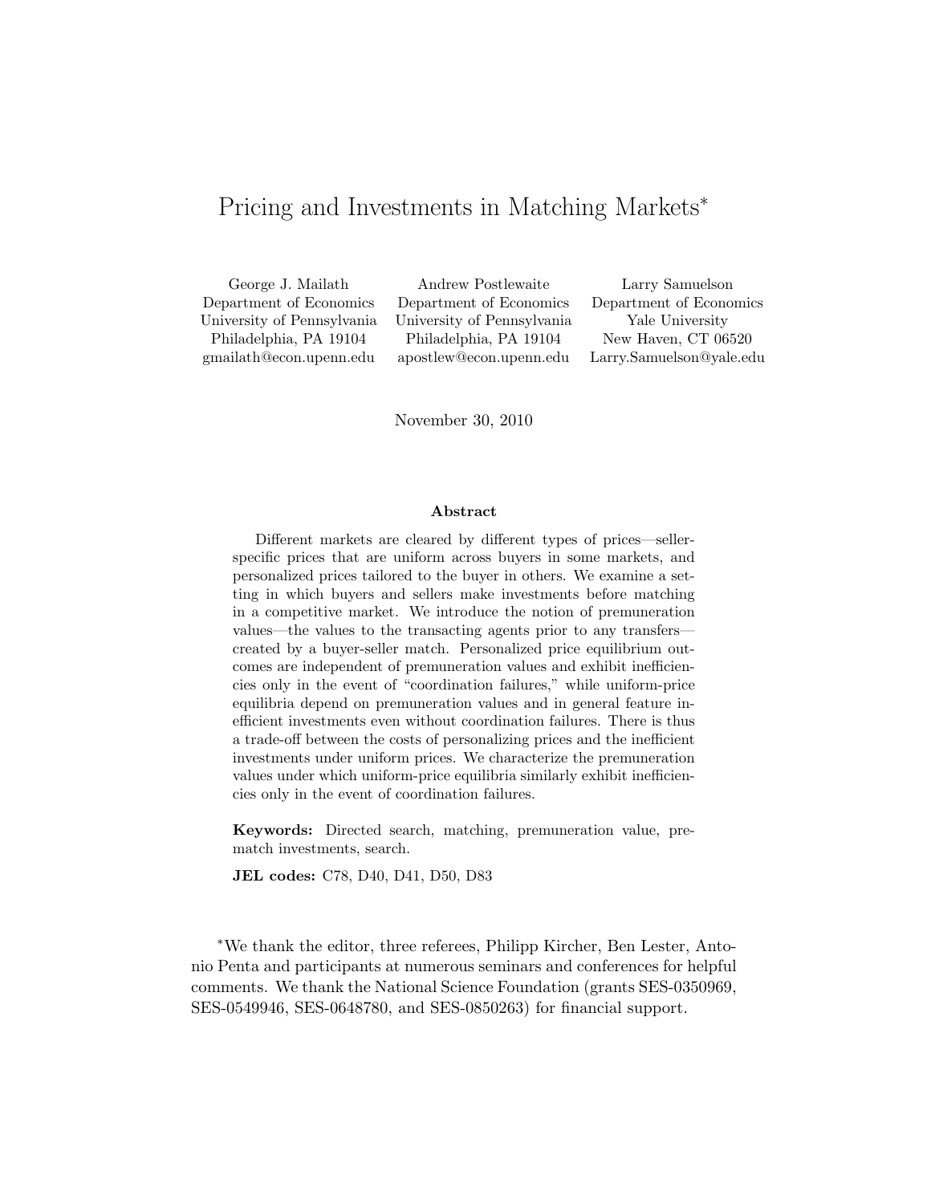# Pricing and Investments in Matching Markets*

George J. Mailath
Department of Economics
University of Pennsylvania
Philadelphia, PA 19104
gmailath@econ.upenn.edu

Andrew Postlewaite
Department of Economics
University of Pennsylvania
Philadelphia, PA 19104
apostlew@econ.upenn.edu

Larry Samuelson
Department of Economics
Yale University
New Haven, CT 06520
Larry.Samuelson@yale.edu

November 30, 2010

**Abstract**

Different markets are cleared by different types of prices—seller-specific prices that are uniform across buyers in some markets, and personalized prices tailored to the buyer in others. We examine a setting in which buyers and sellers make investments before matching in a competitive market. We introduce the notion of premuneration values—the values to the transacting agents prior to any transfers—created by a buyer-seller match. Personalized price equilibrium outcomes are independent of premuneration values and exhibit inefficiencies only in the event of "coordination failures," while uniform-price equilibria depend on premuneration values and in general feature inefficient investments even without coordination failures. There is thus a trade-off between the costs of personalizing prices and the inefficient investments under uniform prices. We characterize the premuneration values under which uniform-price equilibria similarly exhibit inefficiencies only in the event of coordination failures.

**Keywords:** Directed search, matching, premuneration value, prematch investments, search.

**JEL codes:** C78, D40, D41, D50, D83

*We thank the editor, three referees, Philipp Kircher, Ben Lester, Antonio Penta and participants at numerous seminars and conferences for helpful comments. We thank the National Science Foundation (grants SES-0350969, SES-0549946, SES-0648780, and SES-0850263) for financial support.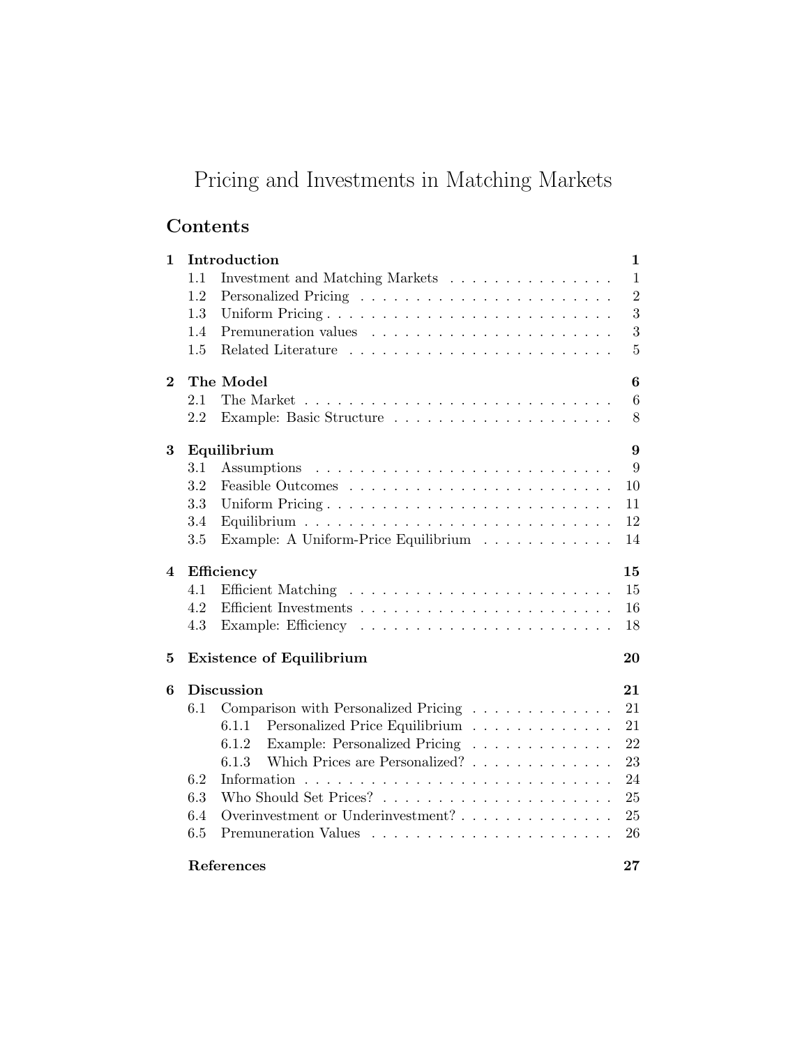# Pricing and Investments in Matching Markets

## Contents

**1 Introduction** **1**
- 1.1 Investment and Matching Markets . . . . . . . . . . . . . . . . 1
- 1.2 Personalized Pricing . . . . . . . . . . . . . . . . . . . . . . . . 2
- 1.3 Uniform Pricing . . . . . . . . . . . . . . . . . . . . . . . . . . 3
- 1.4 Premuneration values . . . . . . . . . . . . . . . . . . . . . . . 3
- 1.5 Related Literature . . . . . . . . . . . . . . . . . . . . . . . . . 5

**2 The Model** **6**
- 2.1 The Market . . . . . . . . . . . . . . . . . . . . . . . . . . . . . 6
- 2.2 Example: Basic Structure . . . . . . . . . . . . . . . . . . . . . 8

**3 Equilibrium** **9**
- 3.1 Assumptions . . . . . . . . . . . . . . . . . . . . . . . . . . . . 9
- 3.2 Feasible Outcomes . . . . . . . . . . . . . . . . . . . . . . . . . 10
- 3.3 Uniform Pricing . . . . . . . . . . . . . . . . . . . . . . . . . . 11
- 3.4 Equilibrium . . . . . . . . . . . . . . . . . . . . . . . . . . . . . 12
- 3.5 Example: A Uniform-Price Equilibrium . . . . . . . . . . . . . 14

**4 Efficiency** **15**
- 4.1 Efficient Matching . . . . . . . . . . . . . . . . . . . . . . . . . 15
- 4.2 Efficient Investments . . . . . . . . . . . . . . . . . . . . . . . . 16
- 4.3 Example: Efficiency . . . . . . . . . . . . . . . . . . . . . . . . 18

**5 Existence of Equilibrium** **20**

**6 Discussion** **21**
- 6.1 Comparison with Personalized Pricing . . . . . . . . . . . . . . 21
  - 6.1.1 Personalized Price Equilibrium . . . . . . . . . . . . . 21
  - 6.1.2 Example: Personalized Pricing . . . . . . . . . . . . . 22
  - 6.1.3 Which Prices are Personalized? . . . . . . . . . . . . . 23
- 6.2 Information . . . . . . . . . . . . . . . . . . . . . . . . . . . . . 24
- 6.3 Who Should Set Prices? . . . . . . . . . . . . . . . . . . . . . . 25
- 6.4 Overinvestment or Underinvestment? . . . . . . . . . . . . . . . 25
- 6.5 Premuneration Values . . . . . . . . . . . . . . . . . . . . . . . 26

**References** **27**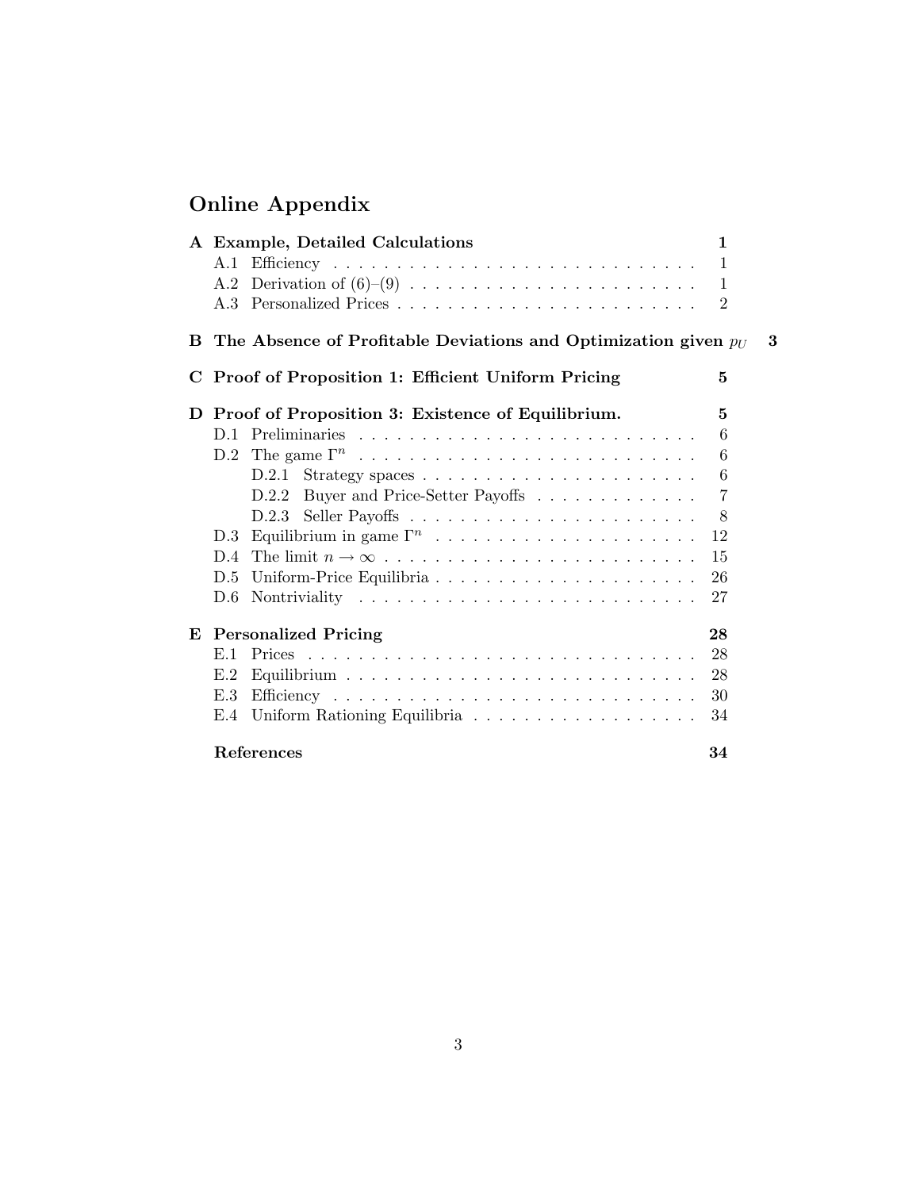# Online Appendix

**A Example, Detailed Calculations** **1**

- A.1 Efficiency . . . . . . . . . . . . . . . . . . . . . . . . . . . . . 1
- A.2 Derivation of (6)–(9) . . . . . . . . . . . . . . . . . . . . . . . 1
- A.3 Personalized Prices . . . . . . . . . . . . . . . . . . . . . . . . 2

**B The Absence of Profitable Deviations and Optimization given $p_U$** **3**

**C Proof of Proposition 1: Efficient Uniform Pricing** **5**

**D Proof of Proposition 3: Existence of Equilibrium.** **5**

- D.1 Preliminaries . . . . . . . . . . . . . . . . . . . . . . . . . . . 6
- D.2 The game $\Gamma^n$ . . . . . . . . . . . . . . . . . . . . . . . . . . . 6
  - D.2.1 Strategy spaces . . . . . . . . . . . . . . . . . . . . . . 6
  - D.2.2 Buyer and Price-Setter Payoffs . . . . . . . . . . . . . 7
  - D.2.3 Seller Payoffs . . . . . . . . . . . . . . . . . . . . . . . 8
- D.3 Equilibrium in game $\Gamma^n$ . . . . . . . . . . . . . . . . . . . . . 12
- D.4 The limit $n \to \infty$ . . . . . . . . . . . . . . . . . . . . . . . . . 15
- D.5 Uniform-Price Equilibria . . . . . . . . . . . . . . . . . . . . . 26
- D.6 Nontriviality . . . . . . . . . . . . . . . . . . . . . . . . . . . 27

**E Personalized Pricing** **28**

- E.1 Prices . . . . . . . . . . . . . . . . . . . . . . . . . . . . . . . 28
- E.2 Equilibrium . . . . . . . . . . . . . . . . . . . . . . . . . . . . 28
- E.3 Efficiency . . . . . . . . . . . . . . . . . . . . . . . . . . . . . 30
- E.4 Uniform Rationing Equilibria . . . . . . . . . . . . . . . . . . . 34

**References** **34**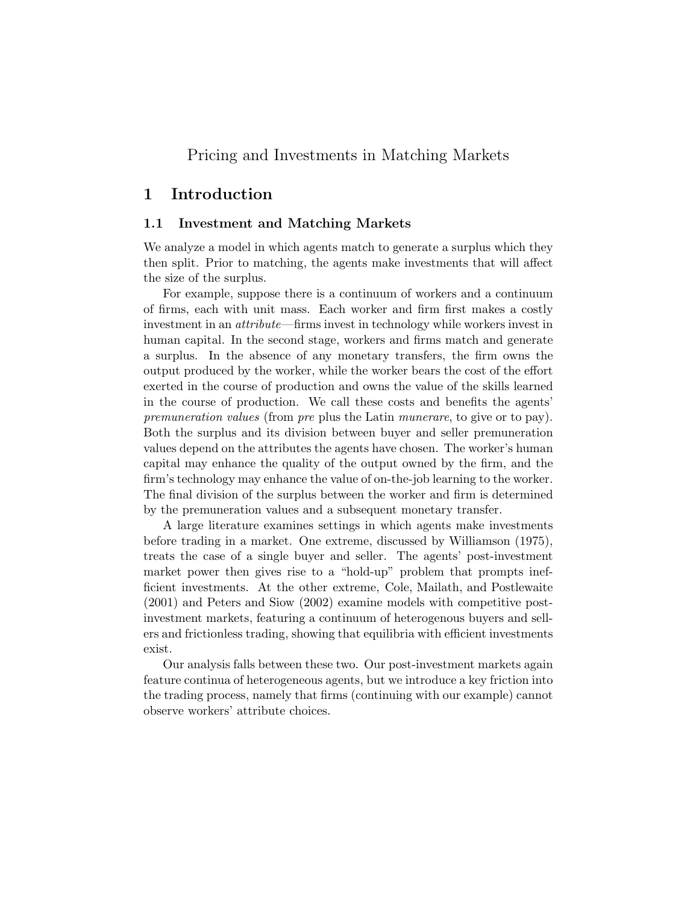Pricing and Investments in Matching Markets

# 1 Introduction

## 1.1 Investment and Matching Markets

We analyze a model in which agents match to generate a surplus which they then split. Prior to matching, the agents make investments that will affect the size of the surplus.

For example, suppose there is a continuum of workers and a continuum of firms, each with unit mass. Each worker and firm first makes a costly investment in an *attribute*—firms invest in technology while workers invest in human capital. In the second stage, workers and firms match and generate a surplus. In the absence of any monetary transfers, the firm owns the output produced by the worker, while the worker bears the cost of the effort exerted in the course of production and owns the value of the skills learned in the course of production. We call these costs and benefits the agents' *premuneration values* (from *pre* plus the Latin *munerare*, to give or to pay). Both the surplus and its division between buyer and seller premuneration values depend on the attributes the agents have chosen. The worker's human capital may enhance the quality of the output owned by the firm, and the firm's technology may enhance the value of on-the-job learning to the worker. The final division of the surplus between the worker and firm is determined by the premuneration values and a subsequent monetary transfer.

A large literature examines settings in which agents make investments before trading in a market. One extreme, discussed by Williamson (1975), treats the case of a single buyer and seller. The agents' post-investment market power then gives rise to a "hold-up" problem that prompts inefficient investments. At the other extreme, Cole, Mailath, and Postlewaite (2001) and Peters and Siow (2002) examine models with competitive post-investment markets, featuring a continuum of heterogenous buyers and sellers and frictionless trading, showing that equilibria with efficient investments exist.

Our analysis falls between these two. Our post-investment markets again feature continua of heterogeneous agents, but we introduce a key friction into the trading process, namely that firms (continuing with our example) cannot observe workers' attribute choices.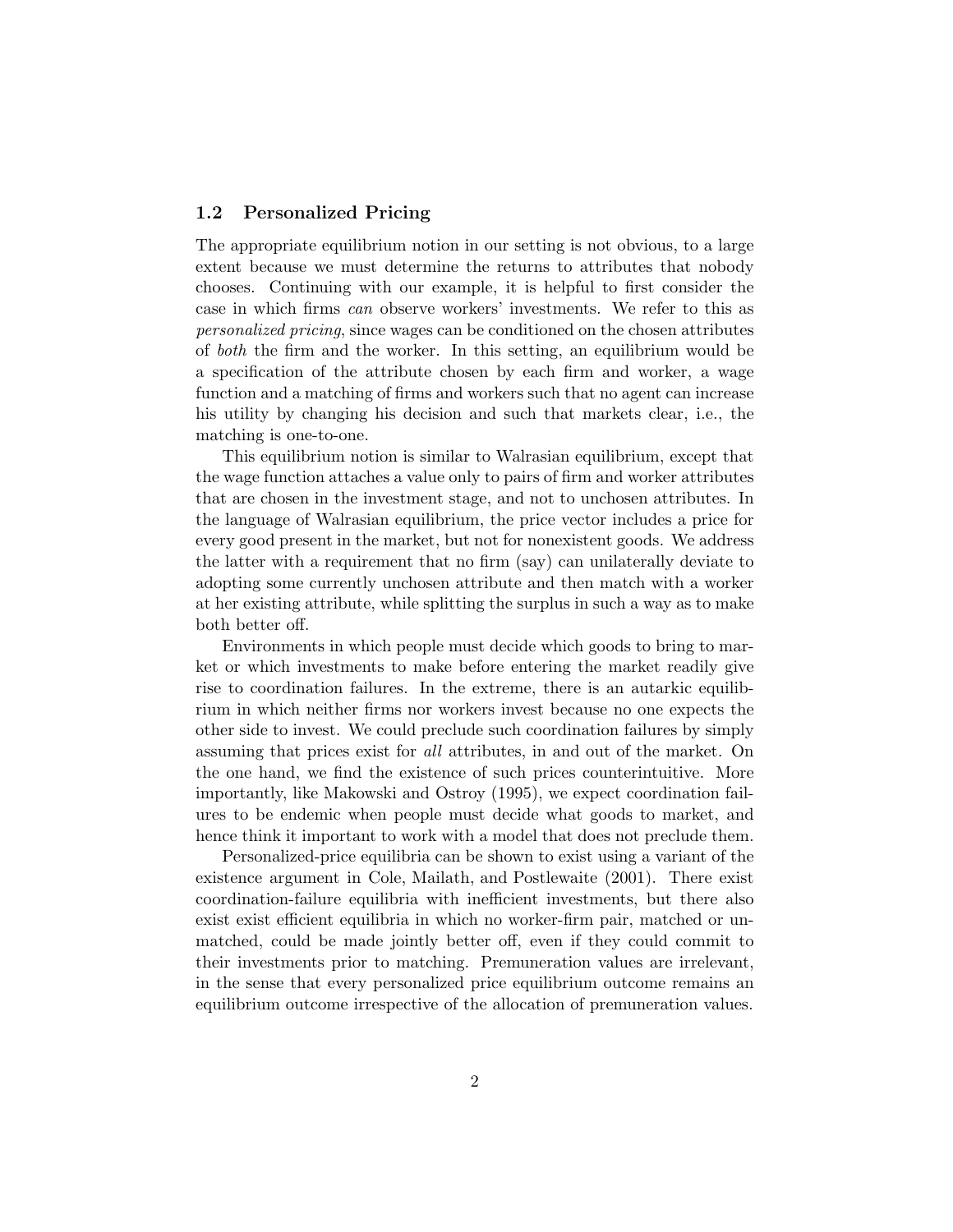### 1.2 Personalized Pricing

The appropriate equilibrium notion in our setting is not obvious, to a large extent because we must determine the returns to attributes that nobody chooses. Continuing with our example, it is helpful to first consider the case in which firms *can* observe workers' investments. We refer to this as *personalized pricing*, since wages can be conditioned on the chosen attributes of *both* the firm and the worker. In this setting, an equilibrium would be a specification of the attribute chosen by each firm and worker, a wage function and a matching of firms and workers such that no agent can increase his utility by changing his decision and such that markets clear, i.e., the matching is one-to-one.

This equilibrium notion is similar to Walrasian equilibrium, except that the wage function attaches a value only to pairs of firm and worker attributes that are chosen in the investment stage, and not to unchosen attributes. In the language of Walrasian equilibrium, the price vector includes a price for every good present in the market, but not for nonexistent goods. We address the latter with a requirement that no firm (say) can unilaterally deviate to adopting some currently unchosen attribute and then match with a worker at her existing attribute, while splitting the surplus in such a way as to make both better off.

Environments in which people must decide which goods to bring to market or which investments to make before entering the market readily give rise to coordination failures. In the extreme, there is an autarkic equilibrium in which neither firms nor workers invest because no one expects the other side to invest. We could preclude such coordination failures by simply assuming that prices exist for *all* attributes, in and out of the market. On the one hand, we find the existence of such prices counterintuitive. More importantly, like Makowski and Ostroy (1995), we expect coordination failures to be endemic when people must decide what goods to market, and hence think it important to work with a model that does not preclude them.

Personalized-price equilibria can be shown to exist using a variant of the existence argument in Cole, Mailath, and Postlewaite (2001). There exist coordination-failure equilibria with inefficient investments, but there also exist exist efficient equilibria in which no worker-firm pair, matched or unmatched, could be made jointly better off, even if they could commit to their investments prior to matching. Premuneration values are irrelevant, in the sense that every personalized price equilibrium outcome remains an equilibrium outcome irrespective of the allocation of premuneration values.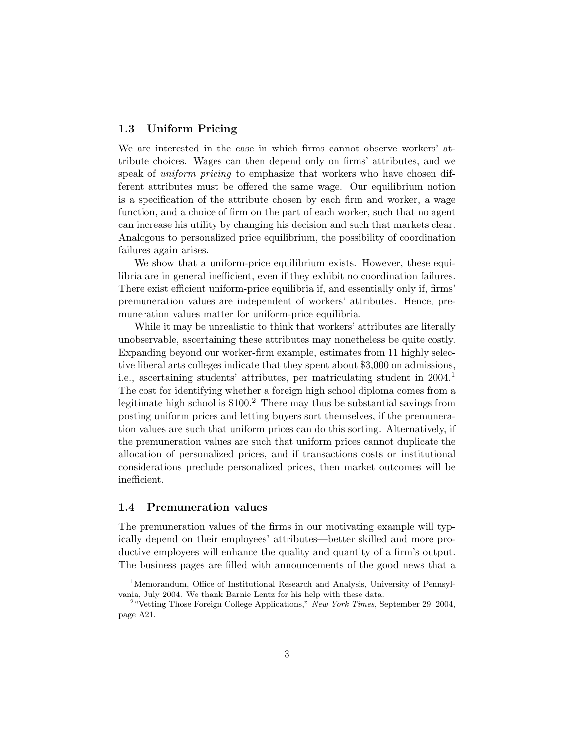### 1.3 Uniform Pricing

We are interested in the case in which firms cannot observe workers' attribute choices. Wages can then depend only on firms' attributes, and we speak of *uniform pricing* to emphasize that workers who have chosen different attributes must be offered the same wage. Our equilibrium notion is a specification of the attribute chosen by each firm and worker, a wage function, and a choice of firm on the part of each worker, such that no agent can increase his utility by changing his decision and such that markets clear. Analogous to personalized price equilibrium, the possibility of coordination failures again arises.

We show that a uniform-price equilibrium exists. However, these equilibria are in general inefficient, even if they exhibit no coordination failures. There exist efficient uniform-price equilibria if, and essentially only if, firms' premuneration values are independent of workers' attributes. Hence, premuneration values matter for uniform-price equilibria.

While it may be unrealistic to think that workers' attributes are literally unobservable, ascertaining these attributes may nonetheless be quite costly. Expanding beyond our worker-firm example, estimates from 11 highly selective liberal arts colleges indicate that they spent about \$3,000 on admissions, i.e., ascertaining students' attributes, per matriculating student in 2004.[1] The cost for identifying whether a foreign high school diploma comes from a legitimate high school is \$100.[2] There may thus be substantial savings from posting uniform prices and letting buyers sort themselves, if the premuneration values are such that uniform prices can do this sorting. Alternatively, if the premuneration values are such that uniform prices cannot duplicate the allocation of personalized prices, and if transactions costs or institutional considerations preclude personalized prices, then market outcomes will be inefficient.

### 1.4 Premuneration values

The premuneration values of the firms in our motivating example will typically depend on their employees' attributes—better skilled and more productive employees will enhance the quality and quantity of a firm's output. The business pages are filled with announcements of the good news that a

[1] Memorandum, Office of Institutional Research and Analysis, University of Pennsylvania, July 2004. We thank Barnie Lentz for his help with these data.

[2] "Vetting Those Foreign College Applications," *New York Times*, September 29, 2004, page A21.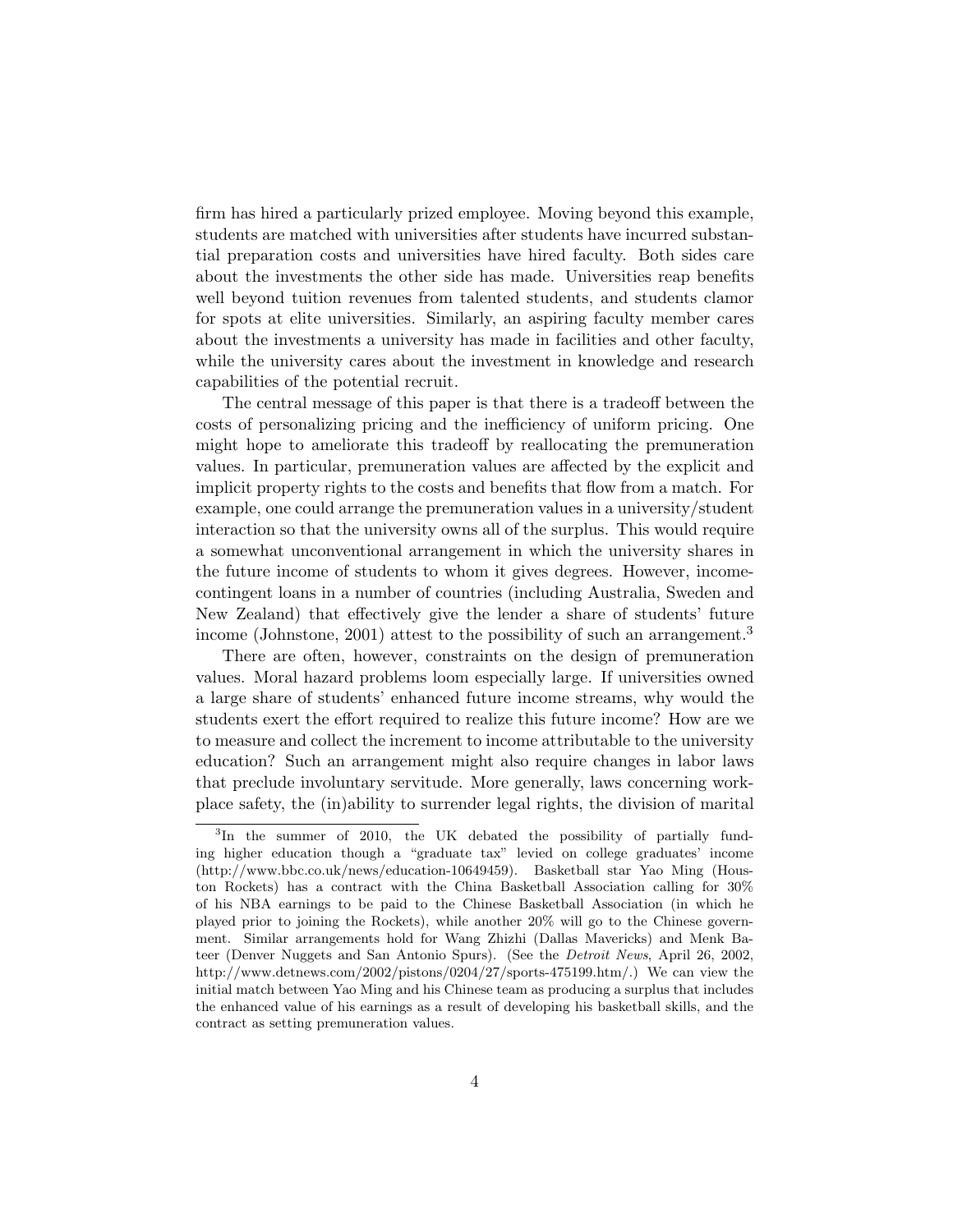firm has hired a particularly prized employee. Moving beyond this example, students are matched with universities after students have incurred substantial preparation costs and universities have hired faculty. Both sides care about the investments the other side has made. Universities reap benefits well beyond tuition revenues from talented students, and students clamor for spots at elite universities. Similarly, an aspiring faculty member cares about the investments a university has made in facilities and other faculty, while the university cares about the investment in knowledge and research capabilities of the potential recruit.

The central message of this paper is that there is a tradeoff between the costs of personalizing pricing and the inefficiency of uniform pricing. One might hope to ameliorate this tradeoff by reallocating the premuneration values. In particular, premuneration values are affected by the explicit and implicit property rights to the costs and benefits that flow from a match. For example, one could arrange the premuneration values in a university/student interaction so that the university owns all of the surplus. This would require a somewhat unconventional arrangement in which the university shares in the future income of students to whom it gives degrees. However, income-contingent loans in a number of countries (including Australia, Sweden and New Zealand) that effectively give the lender a share of students' future income (Johnstone, 2001) attest to the possibility of such an arrangement.[3]

There are often, however, constraints on the design of premuneration values. Moral hazard problems loom especially large. If universities owned a large share of students' enhanced future income streams, why would the students exert the effort required to realize this future income? How are we to measure and collect the increment to income attributable to the university education? Such an arrangement might also require changes in labor laws that preclude involuntary servitude. More generally, laws concerning workplace safety, the (in)ability to surrender legal rights, the division of marital

[3] In the summer of 2010, the UK debated the possibility of partially funding higher education though a "graduate tax" levied on college graduates' income (http://www.bbc.co.uk/news/education-10649459). Basketball star Yao Ming (Houston Rockets) has a contract with the China Basketball Association calling for 30% of his NBA earnings to be paid to the Chinese Basketball Association (in which he played prior to joining the Rockets), while another 20% will go to the Chinese government. Similar arrangements hold for Wang Zhizhi (Dallas Mavericks) and Menk Bateer (Denver Nuggets and San Antonio Spurs). (See the *Detroit News*, April 26, 2002, http://www.detnews.com/2002/pistons/0204/27/sports-475199.htm/.) We can view the initial match between Yao Ming and his Chinese team as producing a surplus that includes the enhanced value of his earnings as a result of developing his basketball skills, and the contract as setting premuneration values.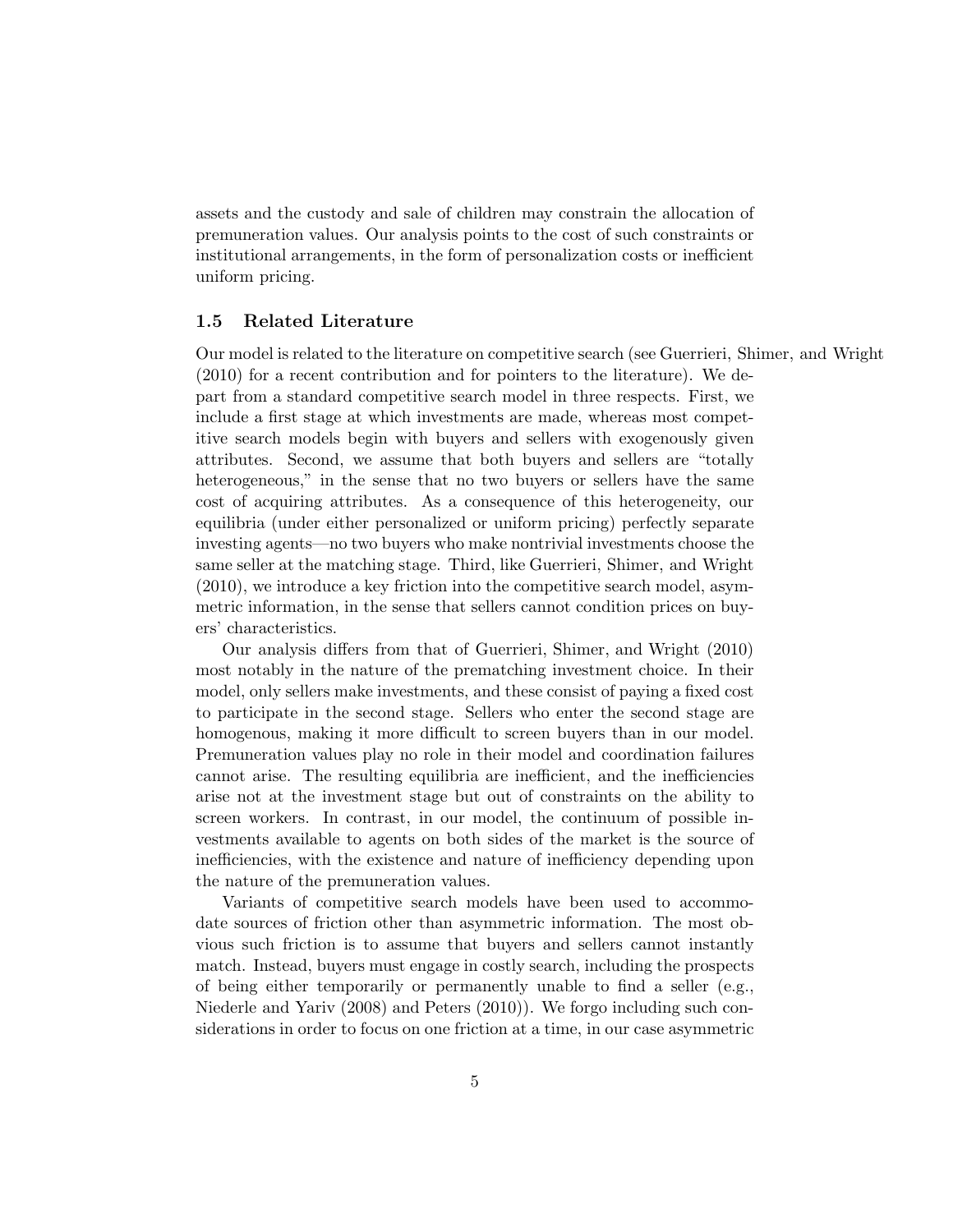assets and the custody and sale of children may constrain the allocation of premuneration values. Our analysis points to the cost of such constraints or institutional arrangements, in the form of personalization costs or inefficient uniform pricing.

### 1.5 Related Literature

Our model is related to the literature on competitive search (see Guerrieri, Shimer, and Wright (2010) for a recent contribution and for pointers to the literature). We depart from a standard competitive search model in three respects. First, we include a first stage at which investments are made, whereas most competitive search models begin with buyers and sellers with exogenously given attributes. Second, we assume that both buyers and sellers are "totally heterogeneous," in the sense that no two buyers or sellers have the same cost of acquiring attributes. As a consequence of this heterogeneity, our equilibria (under either personalized or uniform pricing) perfectly separate investing agents—no two buyers who make nontrivial investments choose the same seller at the matching stage. Third, like Guerrieri, Shimer, and Wright (2010), we introduce a key friction into the competitive search model, asymmetric information, in the sense that sellers cannot condition prices on buyers' characteristics.

Our analysis differs from that of Guerrieri, Shimer, and Wright (2010) most notably in the nature of the prematching investment choice. In their model, only sellers make investments, and these consist of paying a fixed cost to participate in the second stage. Sellers who enter the second stage are homogenous, making it more difficult to screen buyers than in our model. Premuneration values play no role in their model and coordination failures cannot arise. The resulting equilibria are inefficient, and the inefficiencies arise not at the investment stage but out of constraints on the ability to screen workers. In contrast, in our model, the continuum of possible investments available to agents on both sides of the market is the source of inefficiencies, with the existence and nature of inefficiency depending upon the nature of the premuneration values.

Variants of competitive search models have been used to accommodate sources of friction other than asymmetric information. The most obvious such friction is to assume that buyers and sellers cannot instantly match. Instead, buyers must engage in costly search, including the prospects of being either temporarily or permanently unable to find a seller (e.g., Niederle and Yariv (2008) and Peters (2010)). We forgo including such considerations in order to focus on one friction at a time, in our case asymmetric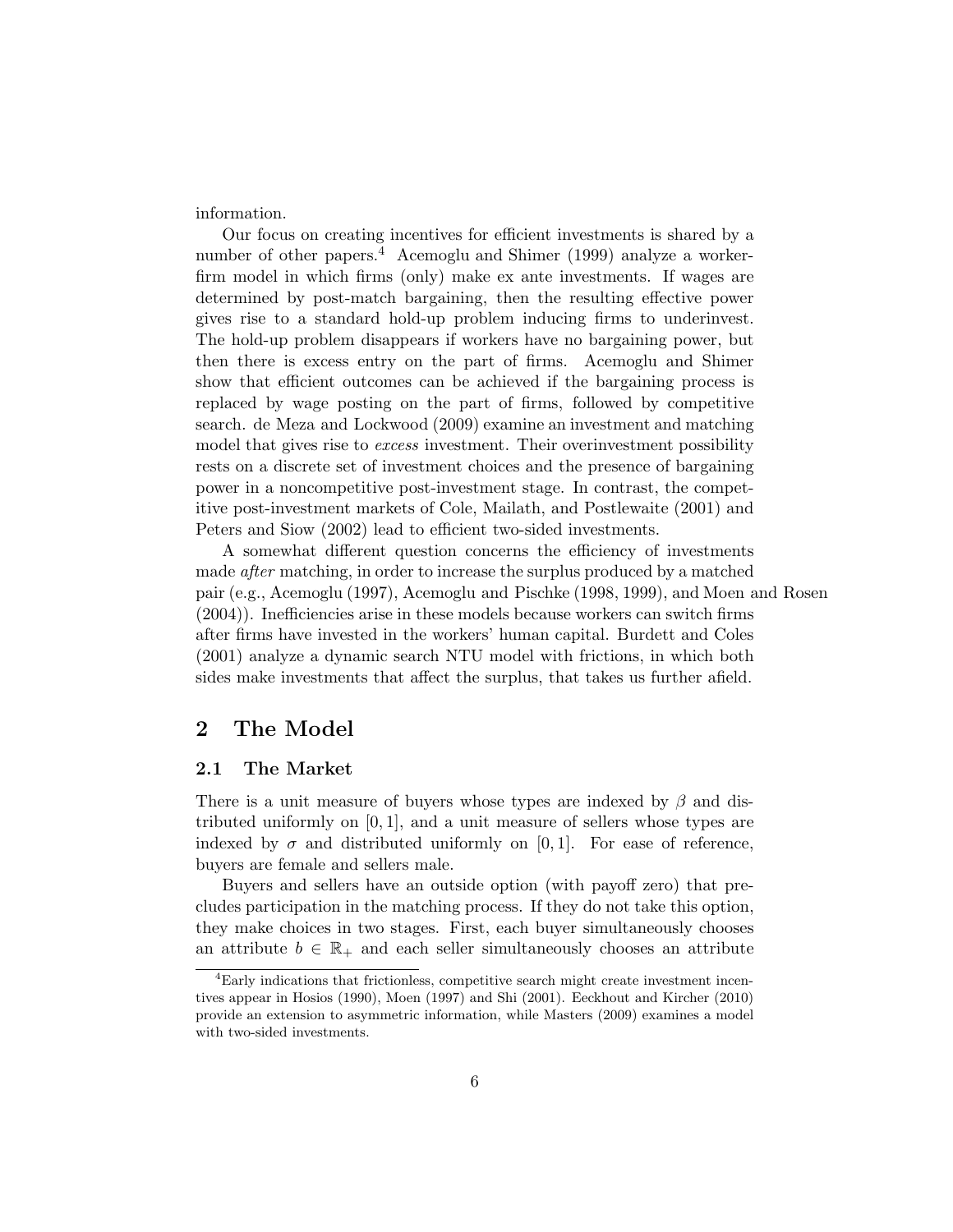information.

Our focus on creating incentives for efficient investments is shared by a number of other papers.[4] Acemoglu and Shimer (1999) analyze a worker-firm model in which firms (only) make ex ante investments. If wages are determined by post-match bargaining, then the resulting effective power gives rise to a standard hold-up problem inducing firms to underinvest. The hold-up problem disappears if workers have no bargaining power, but then there is excess entry on the part of firms. Acemoglu and Shimer show that efficient outcomes can be achieved if the bargaining process is replaced by wage posting on the part of firms, followed by competitive search. de Meza and Lockwood (2009) examine an investment and matching model that gives rise to *excess* investment. Their overinvestment possibility rests on a discrete set of investment choices and the presence of bargaining power in a noncompetitive post-investment stage. In contrast, the competitive post-investment markets of Cole, Mailath, and Postlewaite (2001) and Peters and Siow (2002) lead to efficient two-sided investments.

A somewhat different question concerns the efficiency of investments made *after* matching, in order to increase the surplus produced by a matched pair (e.g., Acemoglu (1997), Acemoglu and Pischke (1998, 1999), and Moen and Rosen (2004)). Inefficiencies arise in these models because workers can switch firms after firms have invested in the workers' human capital. Burdett and Coles (2001) analyze a dynamic search NTU model with frictions, in which both sides make investments that affect the surplus, that takes us further afield.

## 2 The Model

### 2.1 The Market

There is a unit measure of buyers whose types are indexed by $\beta$ and distributed uniformly on $[0, 1]$, and a unit measure of sellers whose types are indexed by $\sigma$ and distributed uniformly on $[0, 1]$. For ease of reference, buyers are female and sellers male.

Buyers and sellers have an outside option (with payoff zero) that precludes participation in the matching process. If they do not take this option, they make choices in two stages. First, each buyer simultaneously chooses an attribute $b \in \mathbb{R}_+$ and each seller simultaneously chooses an attribute

[4] Early indications that frictionless, competitive search might create investment incentives appear in Hosios (1990), Moen (1997) and Shi (2001). Eeckhout and Kircher (2010) provide an extension to asymmetric information, while Masters (2009) examines a model with two-sided investments.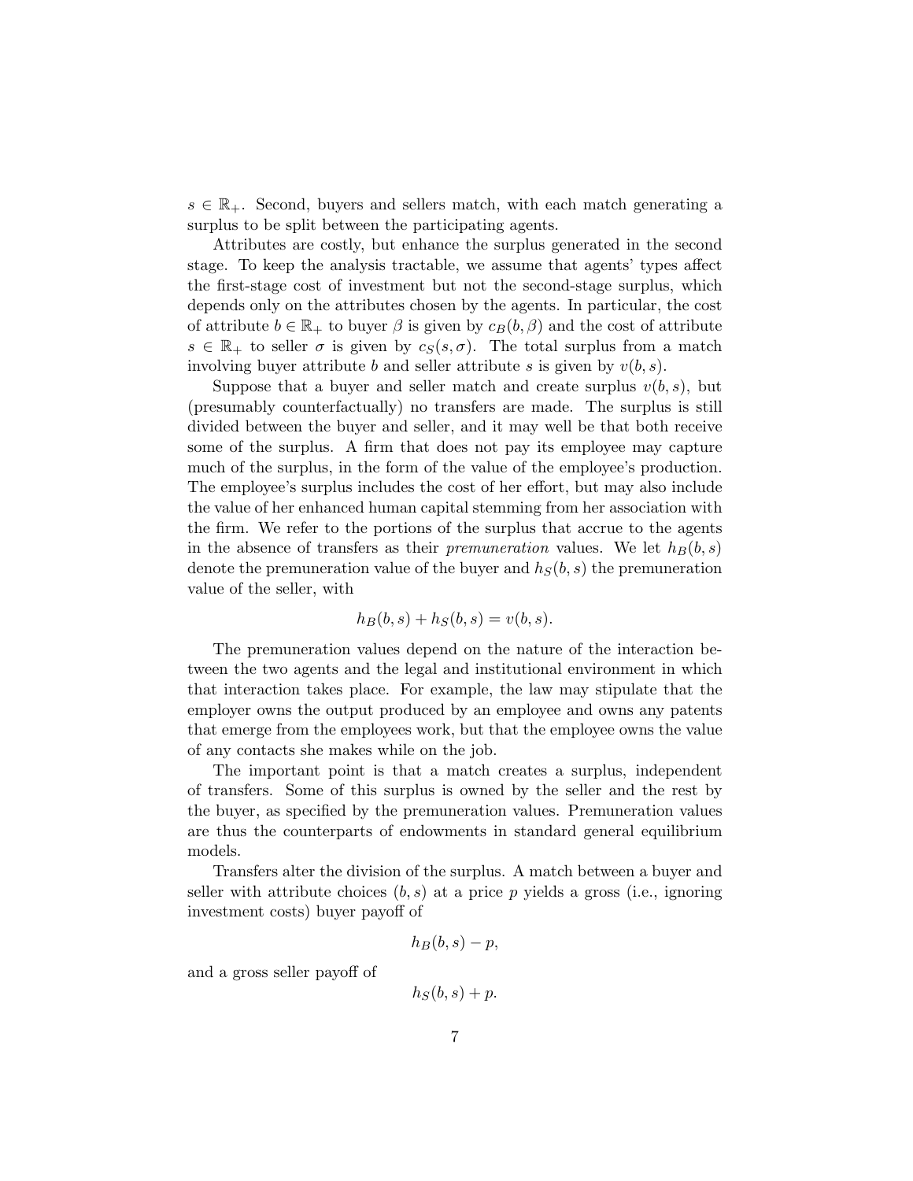$s \in \mathbb{R}_+$. Second, buyers and sellers match, with each match generating a surplus to be split between the participating agents.

Attributes are costly, but enhance the surplus generated in the second stage. To keep the analysis tractable, we assume that agents' types affect the first-stage cost of investment but not the second-stage surplus, which depends only on the attributes chosen by the agents. In particular, the cost of attribute $b \in \mathbb{R}_+$ to buyer $\beta$ is given by $c_B(b, \beta)$ and the cost of attribute $s \in \mathbb{R}_+$ to seller $\sigma$ is given by $c_S(s, \sigma)$. The total surplus from a match involving buyer attribute $b$ and seller attribute $s$ is given by $v(b, s)$.

Suppose that a buyer and seller match and create surplus $v(b, s)$, but (presumably counterfactually) no transfers are made. The surplus is still divided between the buyer and seller, and it may well be that both receive some of the surplus. A firm that does not pay its employee may capture much of the surplus, in the form of the value of the employee's production. The employee's surplus includes the cost of her effort, but may also include the value of her enhanced human capital stemming from her association with the firm. We refer to the portions of the surplus that accrue to the agents in the absence of transfers as their *premuneration* values. We let $h_B(b, s)$ denote the premuneration value of the buyer and $h_S(b, s)$ the premuneration value of the seller, with

$$h_B(b, s) + h_S(b, s) = v(b, s).$$

The premuneration values depend on the nature of the interaction between the two agents and the legal and institutional environment in which that interaction takes place. For example, the law may stipulate that the employer owns the output produced by an employee and owns any patents that emerge from the employees work, but that the employee owns the value of any contacts she makes while on the job.

The important point is that a match creates a surplus, independent of transfers. Some of this surplus is owned by the seller and the rest by the buyer, as specified by the premuneration values. Premuneration values are thus the counterparts of endowments in standard general equilibrium models.

Transfers alter the division of the surplus. A match between a buyer and seller with attribute choices $(b, s)$ at a price $p$ yields a gross (i.e., ignoring investment costs) buyer payoff of

$$h_B(b, s) - p,$$

and a gross seller payoff of

$$h_S(b, s) + p.$$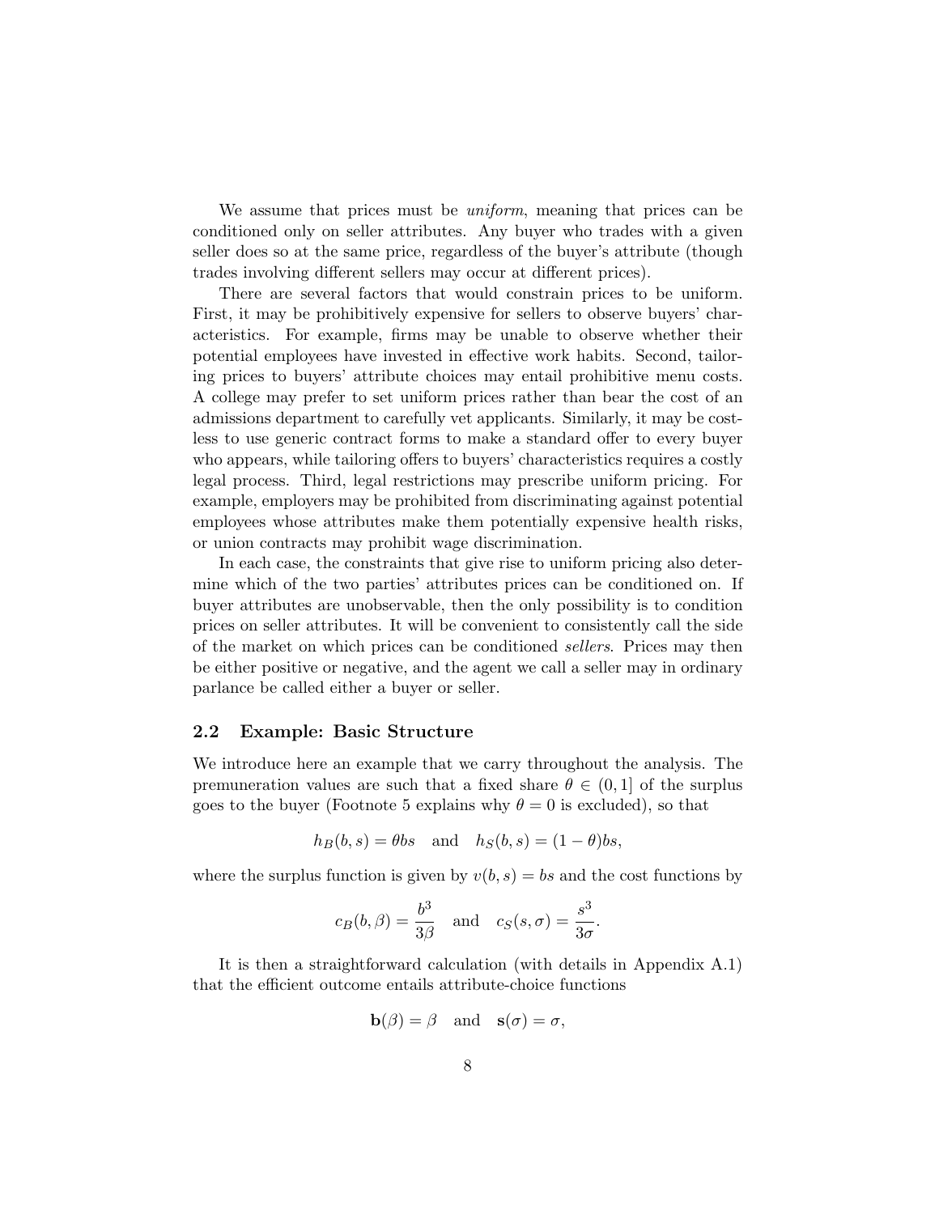We assume that prices must be *uniform*, meaning that prices can be conditioned only on seller attributes. Any buyer who trades with a given seller does so at the same price, regardless of the buyer's attribute (though trades involving different sellers may occur at different prices).

There are several factors that would constrain prices to be uniform. First, it may be prohibitively expensive for sellers to observe buyers' characteristics. For example, firms may be unable to observe whether their potential employees have invested in effective work habits. Second, tailoring prices to buyers' attribute choices may entail prohibitive menu costs. A college may prefer to set uniform prices rather than bear the cost of an admissions department to carefully vet applicants. Similarly, it may be costless to use generic contract forms to make a standard offer to every buyer who appears, while tailoring offers to buyers' characteristics requires a costly legal process. Third, legal restrictions may prescribe uniform pricing. For example, employers may be prohibited from discriminating against potential employees whose attributes make them potentially expensive health risks, or union contracts may prohibit wage discrimination.

In each case, the constraints that give rise to uniform pricing also determine which of the two parties' attributes prices can be conditioned on. If buyer attributes are unobservable, then the only possibility is to condition prices on seller attributes. It will be convenient to consistently call the side of the market on which prices can be conditioned *sellers*. Prices may then be either positive or negative, and the agent we call a seller may in ordinary parlance be called either a buyer or seller.

## 2.2 Example: Basic Structure

We introduce here an example that we carry throughout the analysis. The premuneration values are such that a fixed share $\theta \in (0, 1]$ of the surplus goes to the buyer (Footnote 5 explains why $\theta = 0$ is excluded), so that

$$h_B(b, s) = \theta bs \quad \text{and} \quad h_S(b, s) = (1 - \theta)bs,$$

where the surplus function is given by $v(b, s) = bs$ and the cost functions by

$$c_B(b, \beta) = \frac{b^3}{3\beta} \quad \text{and} \quad c_S(s, \sigma) = \frac{s^3}{3\sigma}.$$

It is then a straightforward calculation (with details in Appendix A.1) that the efficient outcome entails attribute-choice functions

$$\mathbf{b}(\beta) = \beta \quad \text{and} \quad \mathbf{s}(\sigma) = \sigma,$$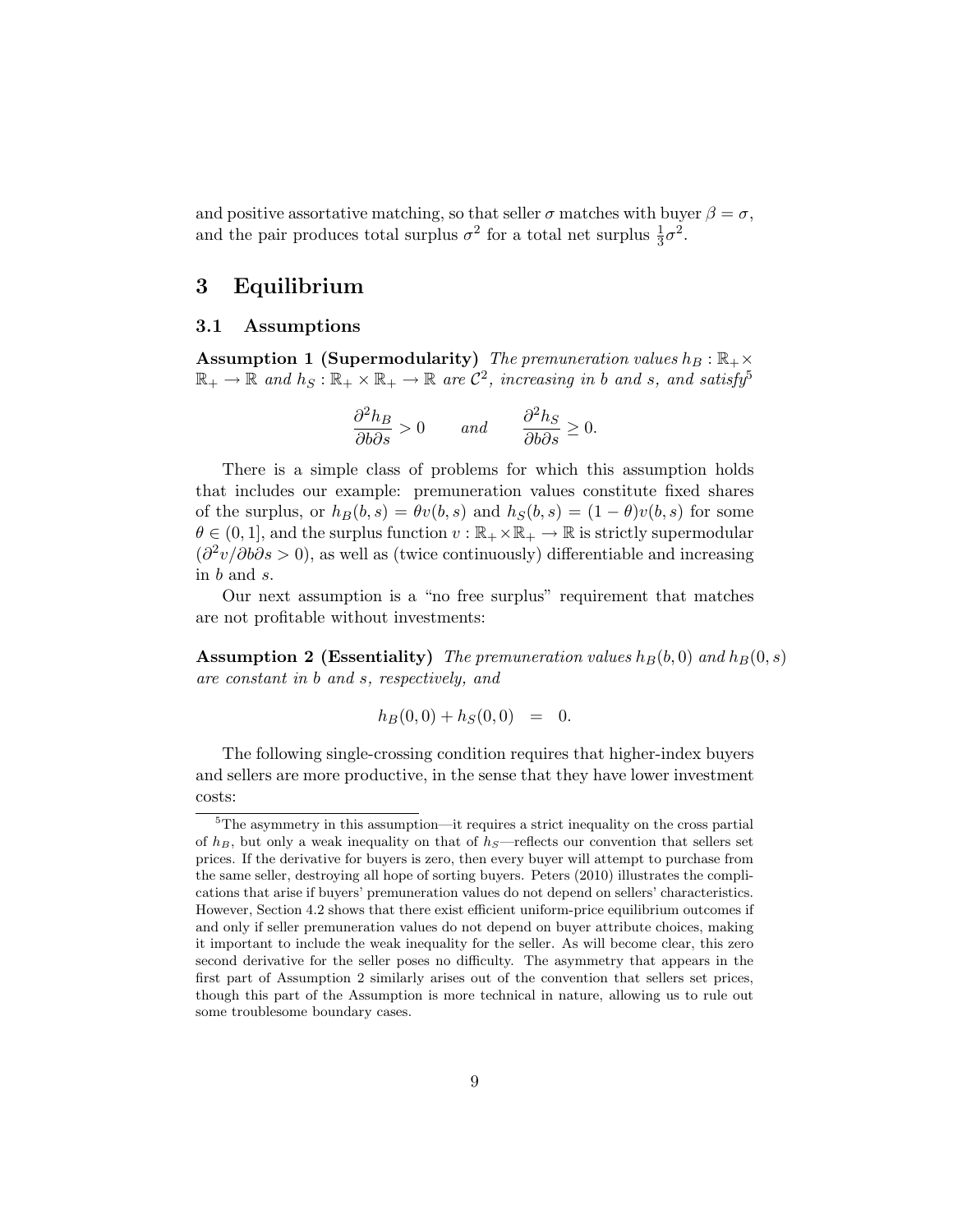and positive assortative matching, so that seller $\sigma$ matches with buyer $\beta = \sigma$, and the pair produces total surplus $\sigma^2$ for a total net surplus $\frac{1}{3}\sigma^2$.

# 3 Equilibrium

## 3.1 Assumptions

**Assumption 1 (Supermodularity)** *The premuneration values $h_B : \mathbb{R}_+ \times \mathbb{R}_+ \to \mathbb{R}$ and $h_S : \mathbb{R}_+ \times \mathbb{R}_+ \to \mathbb{R}$ are $\mathcal{C}^2$, increasing in $b$ and $s$, and satisfy*[5]

$$\frac{\partial^2 h_B}{\partial b \partial s} > 0 \qquad \text{and} \qquad \frac{\partial^2 h_S}{\partial b \partial s} \geq 0.$$

There is a simple class of problems for which this assumption holds that includes our example: premuneration values constitute fixed shares of the surplus, or $h_B(b,s) = \theta v(b,s)$ and $h_S(b,s) = (1-\theta)v(b,s)$ for some $\theta \in (0,1]$, and the surplus function $v : \mathbb{R}_+ \times \mathbb{R}_+ \to \mathbb{R}$ is strictly supermodular ($\partial^2 v / \partial b \partial s > 0$), as well as (twice continuously) differentiable and increasing in $b$ and $s$.

Our next assumption is a "no free surplus" requirement that matches are not profitable without investments:

**Assumption 2 (Essentiality)** *The premuneration values $h_B(b,0)$ and $h_B(0,s)$ are constant in $b$ and $s$, respectively, and*

$$h_B(0,0) + h_S(0,0) \;\; = \;\; 0.$$

The following single-crossing condition requires that higher-index buyers and sellers are more productive, in the sense that they have lower investment costs:

---

[5] The asymmetry in this assumption—it requires a strict inequality on the cross partial of $h_B$, but only a weak inequality on that of $h_S$—reflects our convention that sellers set prices. If the derivative for buyers is zero, then every buyer will attempt to purchase from the same seller, destroying all hope of sorting buyers. Peters (2010) illustrates the complications that arise if buyers' premuneration values do not depend on sellers' characteristics. However, Section 4.2 shows that there exist efficient uniform-price equilibrium outcomes if and only if seller premuneration values do not depend on buyer attribute choices, making it important to include the weak inequality for the seller. As will become clear, this zero second derivative for the seller poses no difficulty. The asymmetry that appears in the first part of Assumption 2 similarly arises out of the convention that sellers set prices, though this part of the Assumption is more technical in nature, allowing us to rule out some troublesome boundary cases.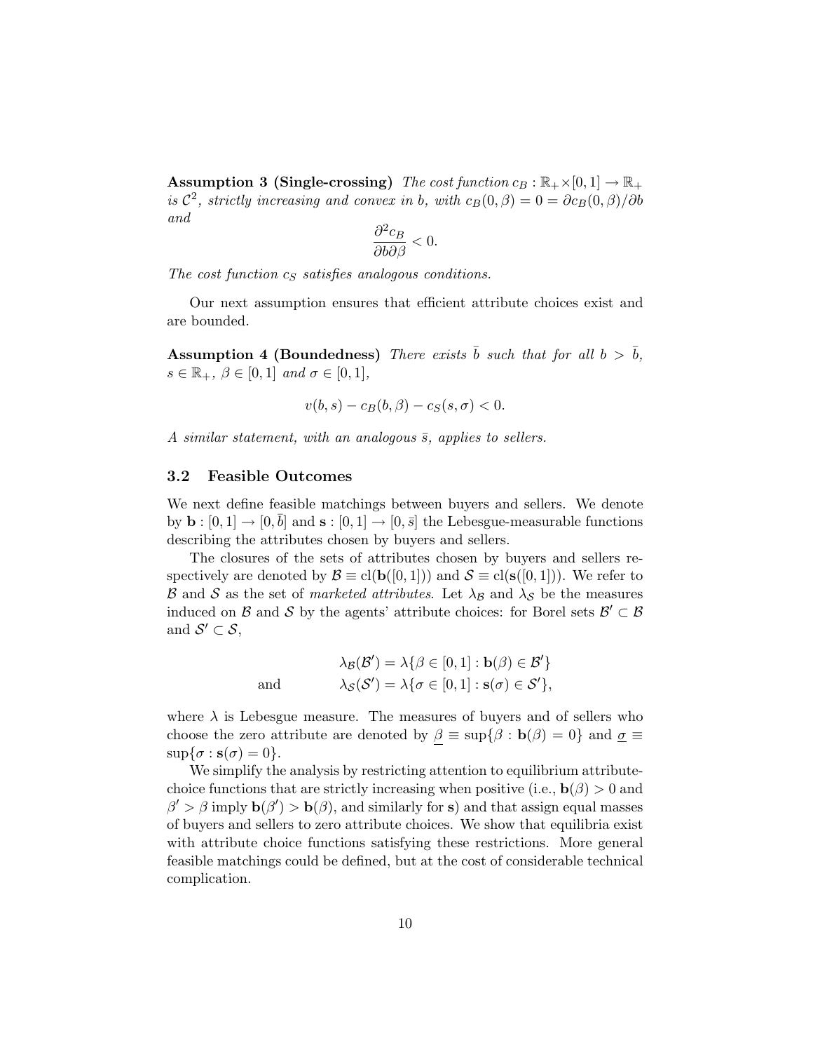**Assumption 3 (Single-crossing)** *The cost function $c_B : \mathbb{R}_+ \times [0,1] \to \mathbb{R}_+$ is $\mathcal{C}^2$, strictly increasing and convex in $b$, with $c_B(0,\beta) = 0 = \partial c_B(0,\beta)/\partial b$ and*

$$\frac{\partial^2 c_B}{\partial b \partial \beta} < 0.$$

*The cost function $c_S$ satisfies analogous conditions.*

Our next assumption ensures that efficient attribute choices exist and are bounded.

**Assumption 4 (Boundedness)** *There exists $\bar{b}$ such that for all $b > \bar{b}$, $s \in \mathbb{R}_+$, $\beta \in [0,1]$ and $\sigma \in [0,1]$,*

$$v(b,s) - c_B(b,\beta) - c_S(s,\sigma) < 0.$$

*A similar statement, with an analogous $\bar{s}$, applies to sellers.*

### 3.2 Feasible Outcomes

We next define feasible matchings between buyers and sellers. We denote by $\mathbf{b} : [0,1] \to [0,\bar{b}]$ and $\mathbf{s} : [0,1] \to [0,\bar{s}]$ the Lebesgue-measurable functions describing the attributes chosen by buyers and sellers.

The closures of the sets of attributes chosen by buyers and sellers respectively are denoted by $\mathcal{B} \equiv \mathrm{cl}(\mathbf{b}([0,1]))$ and $\mathcal{S} \equiv \mathrm{cl}(\mathbf{s}([0,1]))$. We refer to $\mathcal{B}$ and $\mathcal{S}$ as the set of *marketed attributes*. Let $\lambda_{\mathcal{B}}$ and $\lambda_{\mathcal{S}}$ be the measures induced on $\mathcal{B}$ and $\mathcal{S}$ by the agents' attribute choices: for Borel sets $\mathcal{B}' \subset \mathcal{B}$ and $\mathcal{S}' \subset \mathcal{S}$,

$$\begin{aligned} & \lambda_{\mathcal{B}}(\mathcal{B}') = \lambda\{\beta \in [0,1] : \mathbf{b}(\beta) \in \mathcal{B}'\} \\ \text{and} \qquad & \lambda_{\mathcal{S}}(\mathcal{S}') = \lambda\{\sigma \in [0,1] : \mathbf{s}(\sigma) \in \mathcal{S}'\}, \end{aligned}$$

where $\lambda$ is Lebesgue measure. The measures of buyers and of sellers who choose the zero attribute are denoted by $\underline{\beta} \equiv \sup\{\beta : \mathbf{b}(\beta) = 0\}$ and $\underline{\sigma} \equiv \sup\{\sigma : \mathbf{s}(\sigma) = 0\}$.

We simplify the analysis by restricting attention to equilibrium attribute-choice functions that are strictly increasing when positive (i.e., $\mathbf{b}(\beta) > 0$ and $\beta' > \beta$ imply $\mathbf{b}(\beta') > \mathbf{b}(\beta)$, and similarly for $\mathbf{s}$) and that assign equal masses of buyers and sellers to zero attribute choices. We show that equilibria exist with attribute choice functions satisfying these restrictions. More general feasible matchings could be defined, but at the cost of considerable technical complication.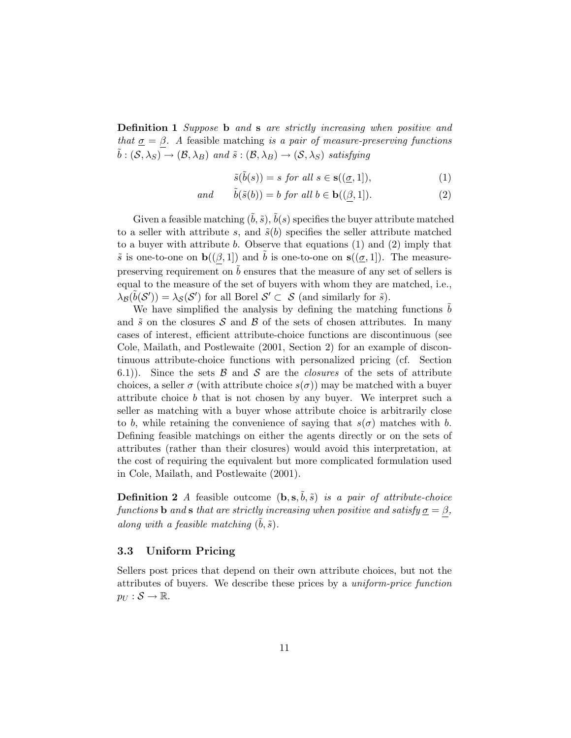**Definition 1** *Suppose* $\mathbf{b}$ *and* $\mathbf{s}$ *are strictly increasing when positive and that* $\underline{\sigma} = \underline{\beta}$*. A* feasible matching *is a pair of measure-preserving functions* $\tilde{b} : (\mathcal{S}, \lambda_S) \to (\mathcal{B}, \lambda_B)$ *and* $\tilde{s} : (\mathcal{B}, \lambda_B) \to (\mathcal{S}, \lambda_S)$ *satisfying*

$$\tilde{s}(\tilde{b}(s)) = s \text{ for all } s \in \mathbf{s}((\underline{\sigma}, 1]), \tag{1}$$

$$\text{and} \qquad \tilde{b}(\tilde{s}(b)) = b \text{ for all } b \in \mathbf{b}((\underline{\beta}, 1]). \tag{2}$$

Given a feasible matching $(\tilde{b}, \tilde{s})$, $\tilde{b}(s)$ specifies the buyer attribute matched to a seller with attribute $s$, and $\tilde{s}(b)$ specifies the seller attribute matched to a buyer with attribute $b$. Observe that equations (1) and (2) imply that $\tilde{s}$ is one-to-one on $\mathbf{b}((\underline{\beta}, 1])$ and $\tilde{b}$ is one-to-one on $\mathbf{s}((\underline{\sigma}, 1])$. The measure-preserving requirement on $\tilde{b}$ ensures that the measure of any set of sellers is equal to the measure of the set of buyers with whom they are matched, i.e., $\lambda_{\mathcal{B}}(\tilde{b}(\mathcal{S}')) = \lambda_{\mathcal{S}}(\mathcal{S}')$ for all Borel $\mathcal{S}' \subset \mathcal{S}$ (and similarly for $\tilde{s}$).

We have simplified the analysis by defining the matching functions $\tilde{b}$ and $\tilde{s}$ on the closures $\mathcal{S}$ and $\mathcal{B}$ of the sets of chosen attributes. In many cases of interest, efficient attribute-choice functions are discontinuous (see Cole, Mailath, and Postlewaite (2001, Section 2) for an example of discontinuous attribute-choice functions with personalized pricing (cf. Section 6.1)). Since the sets $\mathcal{B}$ and $\mathcal{S}$ are the *closures* of the sets of attribute choices, a seller $\sigma$ (with attribute choice $s(\sigma)$) may be matched with a buyer attribute choice $b$ that is not chosen by any buyer. We interpret such a seller as matching with a buyer whose attribute choice is arbitrarily close to $b$, while retaining the convenience of saying that $s(\sigma)$ matches with $b$. Defining feasible matchings on either the agents directly or on the sets of attributes (rather than their closures) would avoid this interpretation, at the cost of requiring the equivalent but more complicated formulation used in Cole, Mailath, and Postlewaite (2001).

**Definition 2** *A* feasible outcome $(\mathbf{b}, \mathbf{s}, \tilde{b}, \tilde{s})$ *is a pair of attribute-choice functions* $\mathbf{b}$ *and* $\mathbf{s}$ *that are strictly increasing when positive and satisfy* $\underline{\sigma} = \underline{\beta}$*, along with a feasible matching* $(\tilde{b}, \tilde{s})$*.*

### 3.3 Uniform Pricing

Sellers post prices that depend on their own attribute choices, but not the attributes of buyers. We describe these prices by a *uniform-price function* $p_U : \mathcal{S} \to \mathbb{R}$.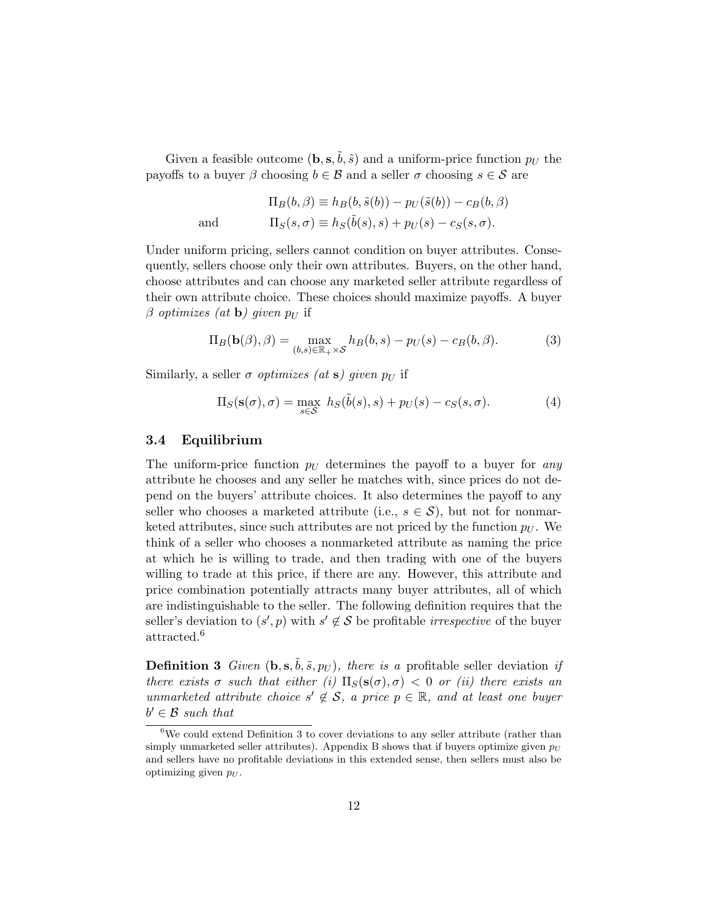Given a feasible outcome $(\mathbf{b}, \mathbf{s}, \tilde{b}, \tilde{s})$ and a uniform-price function $p_U$ the payoffs to a buyer $\beta$ choosing $b \in \mathcal{B}$ and a seller $\sigma$ choosing $s \in \mathcal{S}$ are

$$\Pi_B(b, \beta) \equiv h_B(b, \tilde{s}(b)) - p_U(\tilde{s}(b)) - c_B(b, \beta)$$

$$\text{and} \qquad \Pi_S(s, \sigma) \equiv h_S(\tilde{b}(s), s) + p_U(s) - c_S(s, \sigma).$$

Under uniform pricing, sellers cannot condition on buyer attributes. Consequently, sellers choose only their own attributes. Buyers, on the other hand, choose attributes and can choose any marketed seller attribute regardless of their own attribute choice. These choices should maximize payoffs. A buyer $\beta$ *optimizes (at* $\mathbf{b}$*) given* $p_U$ if

$$\Pi_B(\mathbf{b}(\beta), \beta) = \max_{(b,s) \in \mathbb{R}_+ \times \mathcal{S}} h_B(b, s) - p_U(s) - c_B(b, \beta). \tag{3}$$

Similarly, a seller $\sigma$ *optimizes (at* $\mathbf{s}$*) given* $p_U$ if

$$\Pi_S(\mathbf{s}(\sigma), \sigma) = \max_{s \in \mathcal{S}} \; h_S(\tilde{b}(s), s) + p_U(s) - c_S(s, \sigma). \tag{4}$$

### 3.4 Equilibrium

The uniform-price function $p_U$ determines the payoff to a buyer for *any* attribute he chooses and any seller he matches with, since prices do not depend on the buyers' attribute choices. It also determines the payoff to any seller who chooses a marketed attribute (i.e., $s \in \mathcal{S}$), but not for nonmarketed attributes, since such attributes are not priced by the function $p_U$. We think of a seller who chooses a nonmarketed attribute as naming the price at which he is willing to trade, and then trading with one of the buyers willing to trade at this price, if there are any. However, this attribute and price combination potentially attracts many buyer attributes, all of which are indistinguishable to the seller. The following definition requires that the seller's deviation to $(s', p)$ with $s' \notin \mathcal{S}$ be profitable *irrespective* of the buyer attracted.[6]

**Definition 3** *Given* $(\mathbf{b}, \mathbf{s}, \tilde{b}, \tilde{s}, p_U)$*, there is a* profitable seller deviation *if there exists* $\sigma$ *such that either (i)* $\Pi_S(\mathbf{s}(\sigma), \sigma) < 0$ *or (ii) there exists an unmarketed attribute choice* $s' \notin \mathcal{S}$*, a price* $p \in \mathbb{R}$*, and at least one buyer* $b' \in \mathcal{B}$ *such that*

[6] We could extend Definition 3 to cover deviations to any seller attribute (rather than simply unmarketed seller attributes). Appendix B shows that if buyers optimize given $p_U$ and sellers have no profitable deviations in this extended sense, then sellers must also be optimizing given $p_U$.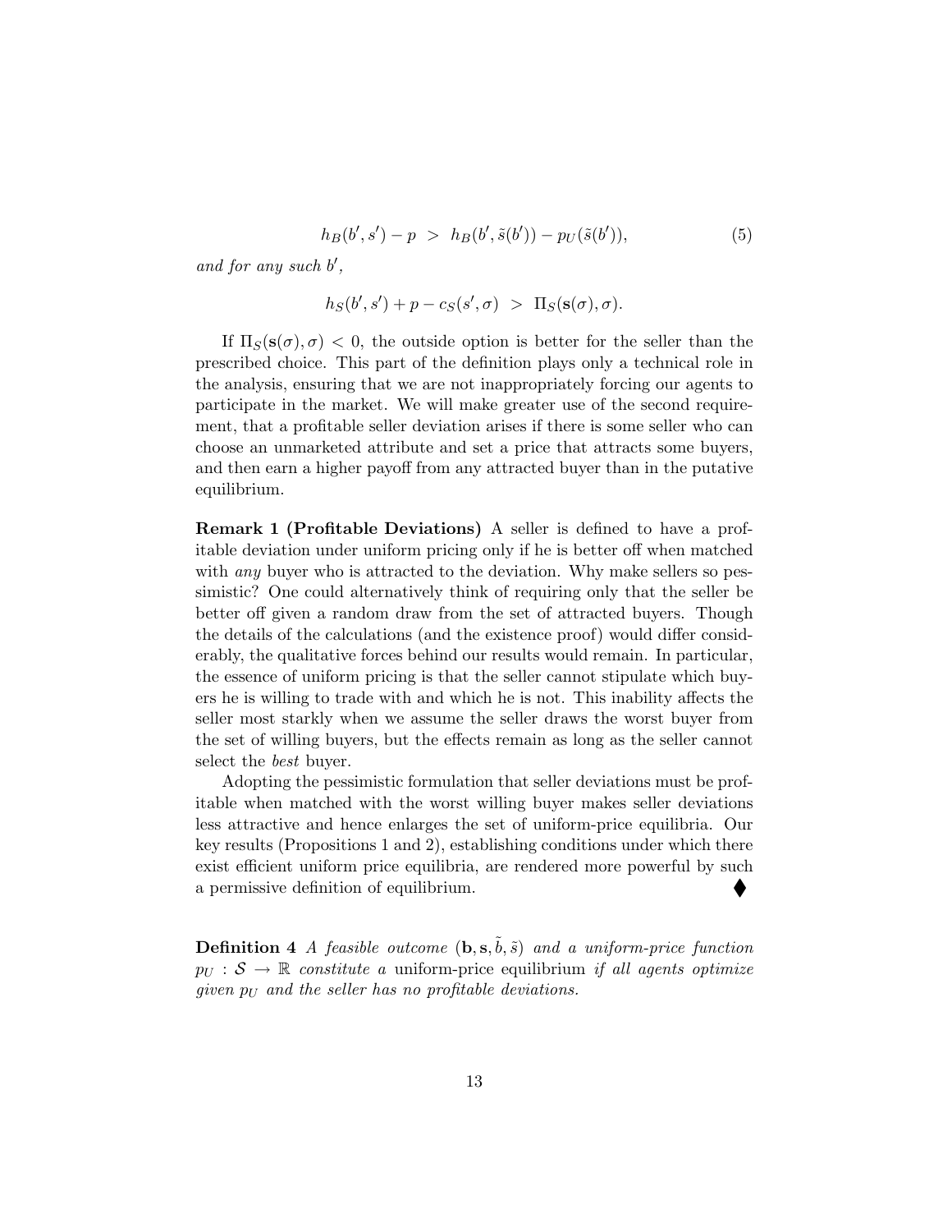$$h_B(b', s') - p \ > \ h_B(b', \tilde{s}(b')) - p_U(\tilde{s}(b')), \tag{5}$$

*and for any such* $b'$,

$$h_S(b', s') + p - c_S(s', \sigma) \ > \ \Pi_S(\mathbf{s}(\sigma), \sigma).$$

If $\Pi_S(\mathbf{s}(\sigma), \sigma) < 0$, the outside option is better for the seller than the prescribed choice. This part of the definition plays only a technical role in the analysis, ensuring that we are not inappropriately forcing our agents to participate in the market. We will make greater use of the second requirement, that a profitable seller deviation arises if there is some seller who can choose an unmarketed attribute and set a price that attracts some buyers, and then earn a higher payoff from any attracted buyer than in the putative equilibrium.

**Remark 1 (Profitable Deviations)** A seller is defined to have a profitable deviation under uniform pricing only if he is better off when matched with *any* buyer who is attracted to the deviation. Why make sellers so pessimistic? One could alternatively think of requiring only that the seller be better off given a random draw from the set of attracted buyers. Though the details of the calculations (and the existence proof) would differ considerably, the qualitative forces behind our results would remain. In particular, the essence of uniform pricing is that the seller cannot stipulate which buyers he is willing to trade with and which he is not. This inability affects the seller most starkly when we assume the seller draws the worst buyer from the set of willing buyers, but the effects remain as long as the seller cannot select the *best* buyer.

Adopting the pessimistic formulation that seller deviations must be profitable when matched with the worst willing buyer makes seller deviations less attractive and hence enlarges the set of uniform-price equilibria. Our key results (Propositions 1 and 2), establishing conditions under which there exist efficient uniform price equilibria, are rendered more powerful by such a permissive definition of equilibrium. ⧫

**Definition 4** *A feasible outcome* $(\mathbf{b}, \mathbf{s}, \tilde{b}, \tilde{s})$ *and a uniform-price function* $p_U : \mathcal{S} \to \mathbb{R}$ *constitute a* uniform-price equilibrium *if all agents optimize given* $p_U$ *and the seller has no profitable deviations.*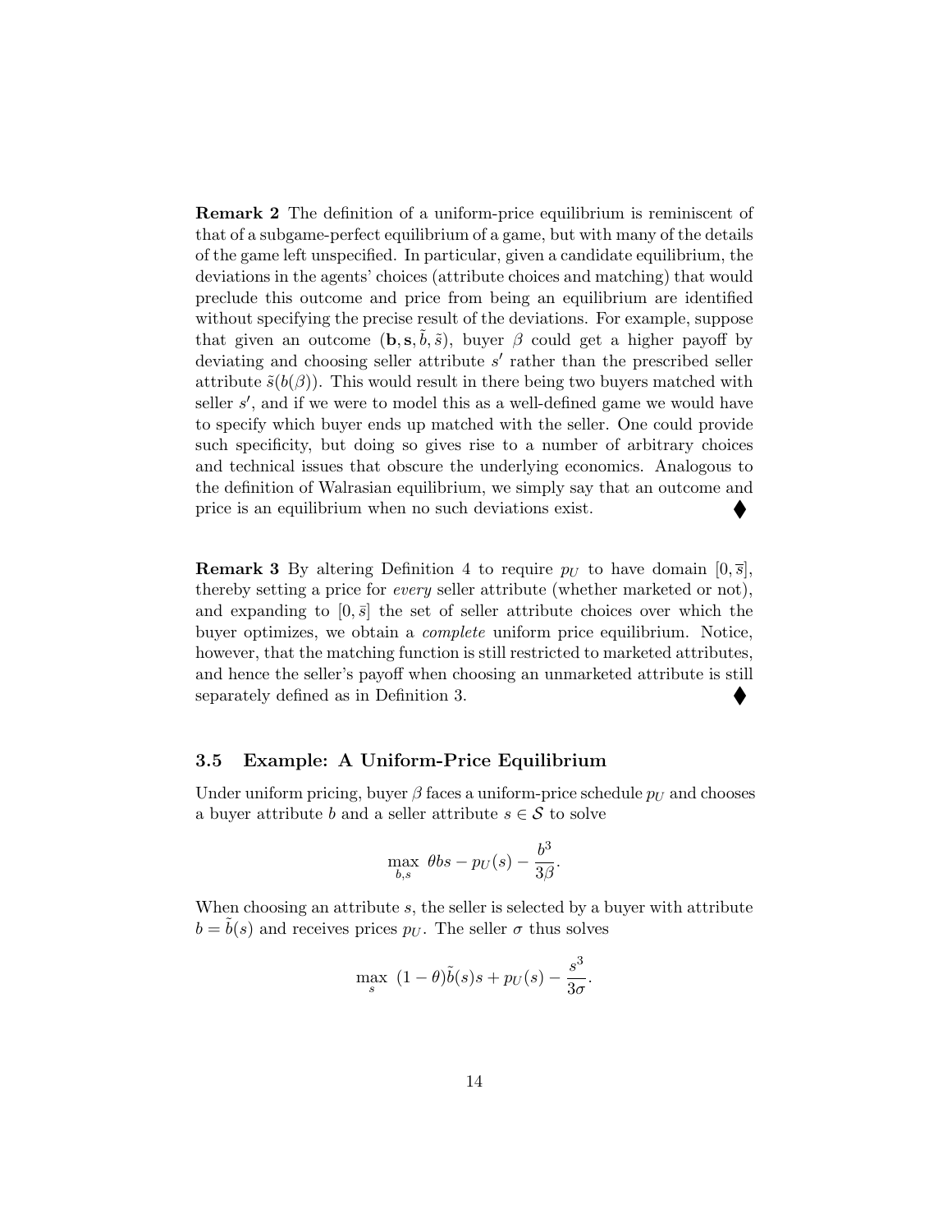**Remark 2** The definition of a uniform-price equilibrium is reminiscent of that of a subgame-perfect equilibrium of a game, but with many of the details of the game left unspecified. In particular, given a candidate equilibrium, the deviations in the agents' choices (attribute choices and matching) that would preclude this outcome and price from being an equilibrium are identified without specifying the precise result of the deviations. For example, suppose that given an outcome $(\mathbf{b}, \mathbf{s}, \tilde{b}, \tilde{s})$, buyer $\beta$ could get a higher payoff by deviating and choosing seller attribute $s'$ rather than the prescribed seller attribute $\tilde{s}(b(\beta))$. This would result in there being two buyers matched with seller $s'$, and if we were to model this as a well-defined game we would have to specify which buyer ends up matched with the seller. One could provide such specificity, but doing so gives rise to a number of arbitrary choices and technical issues that obscure the underlying economics. Analogous to the definition of Walrasian equilibrium, we simply say that an outcome and price is an equilibrium when no such deviations exist. ◆

**Remark 3** By altering Definition 4 to require $p_U$ to have domain $[0, \overline{s}]$, thereby setting a price for *every* seller attribute (whether marketed or not), and expanding to $[0, \bar{s}]$ the set of seller attribute choices over which the buyer optimizes, we obtain a *complete* uniform price equilibrium. Notice, however, that the matching function is still restricted to marketed attributes, and hence the seller's payoff when choosing an unmarketed attribute is still separately defined as in Definition 3. ◆

### 3.5 Example: A Uniform-Price Equilibrium

Under uniform pricing, buyer $\beta$ faces a uniform-price schedule $p_U$ and chooses a buyer attribute $b$ and a seller attribute $s \in \mathcal{S}$ to solve

$$\max_{b,s} \; \theta b s - p_U(s) - \frac{b^3}{3\beta}.$$

When choosing an attribute $s$, the seller is selected by a buyer with attribute $b = \tilde{b}(s)$ and receives prices $p_U$. The seller $\sigma$ thus solves

$$\max_{s} \; (1-\theta)\tilde{b}(s)s + p_U(s) - \frac{s^3}{3\sigma}.$$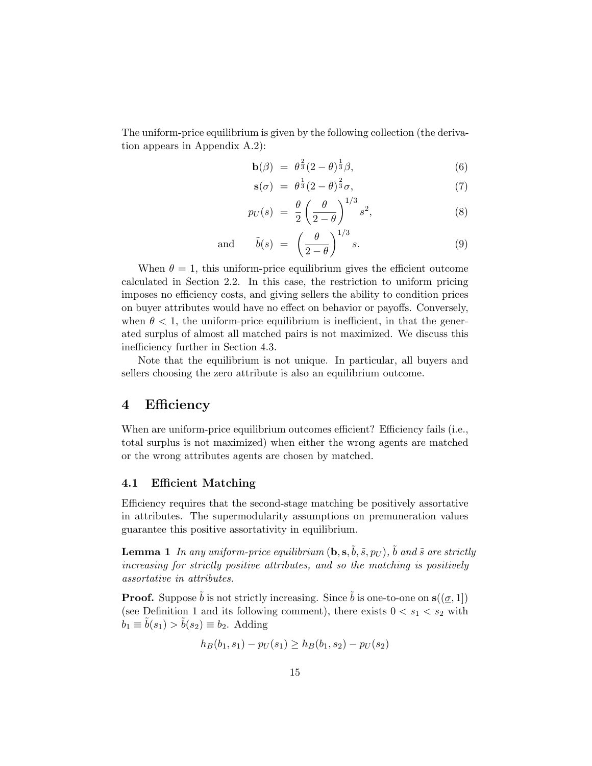The uniform-price equilibrium is given by the following collection (the derivation appears in Appendix A.2):

$$\mathbf{b}(\beta) = \theta^{\frac{2}{3}}(2-\theta)^{\frac{1}{3}}\beta, \tag{6}$$

$$\mathbf{s}(\sigma) = \theta^{\frac{1}{3}}(2-\theta)^{\frac{2}{3}}\sigma, \tag{7}$$

$$p_U(s) = \frac{\theta}{2}\left(\frac{\theta}{2-\theta}\right)^{1/3} s^2, \tag{8}$$

$$\text{and} \qquad \tilde{b}(s) = \left(\frac{\theta}{2-\theta}\right)^{1/3} s. \tag{9}$$

When $\theta = 1$, this uniform-price equilibrium gives the efficient outcome calculated in Section 2.2. In this case, the restriction to uniform pricing imposes no efficiency costs, and giving sellers the ability to condition prices on buyer attributes would have no effect on behavior or payoffs. Conversely, when $\theta < 1$, the uniform-price equilibrium is inefficient, in that the generated surplus of almost all matched pairs is not maximized. We discuss this inefficiency further in Section 4.3.

Note that the equilibrium is not unique. In particular, all buyers and sellers choosing the zero attribute is also an equilibrium outcome.

# 4 Efficiency

When are uniform-price equilibrium outcomes efficient? Efficiency fails (i.e., total surplus is not maximized) when either the wrong agents are matched or the wrong attributes agents are chosen by matched.

## 4.1 Efficient Matching

Efficiency requires that the second-stage matching be positively assortative in attributes. The supermodularity assumptions on premuneration values guarantee this positive assortativity in equilibrium.

**Lemma 1** *In any uniform-price equilibrium $(\mathbf{b}, \mathbf{s}, \tilde{b}, \tilde{s}, p_U)$, $\tilde{b}$ and $\tilde{s}$ are strictly increasing for strictly positive attributes, and so the matching is positively assortative in attributes.*

**Proof.** Suppose $\tilde{b}$ is not strictly increasing. Since $\tilde{b}$ is one-to-one on $\mathbf{s}((\underline{\sigma}, 1])$ (see Definition 1 and its following comment), there exists $0 < s_1 < s_2$ with $b_1 \equiv \tilde{b}(s_1) > \tilde{b}(s_2) \equiv b_2$. Adding

$$h_B(b_1, s_1) - p_U(s_1) \geq h_B(b_1, s_2) - p_U(s_2)$$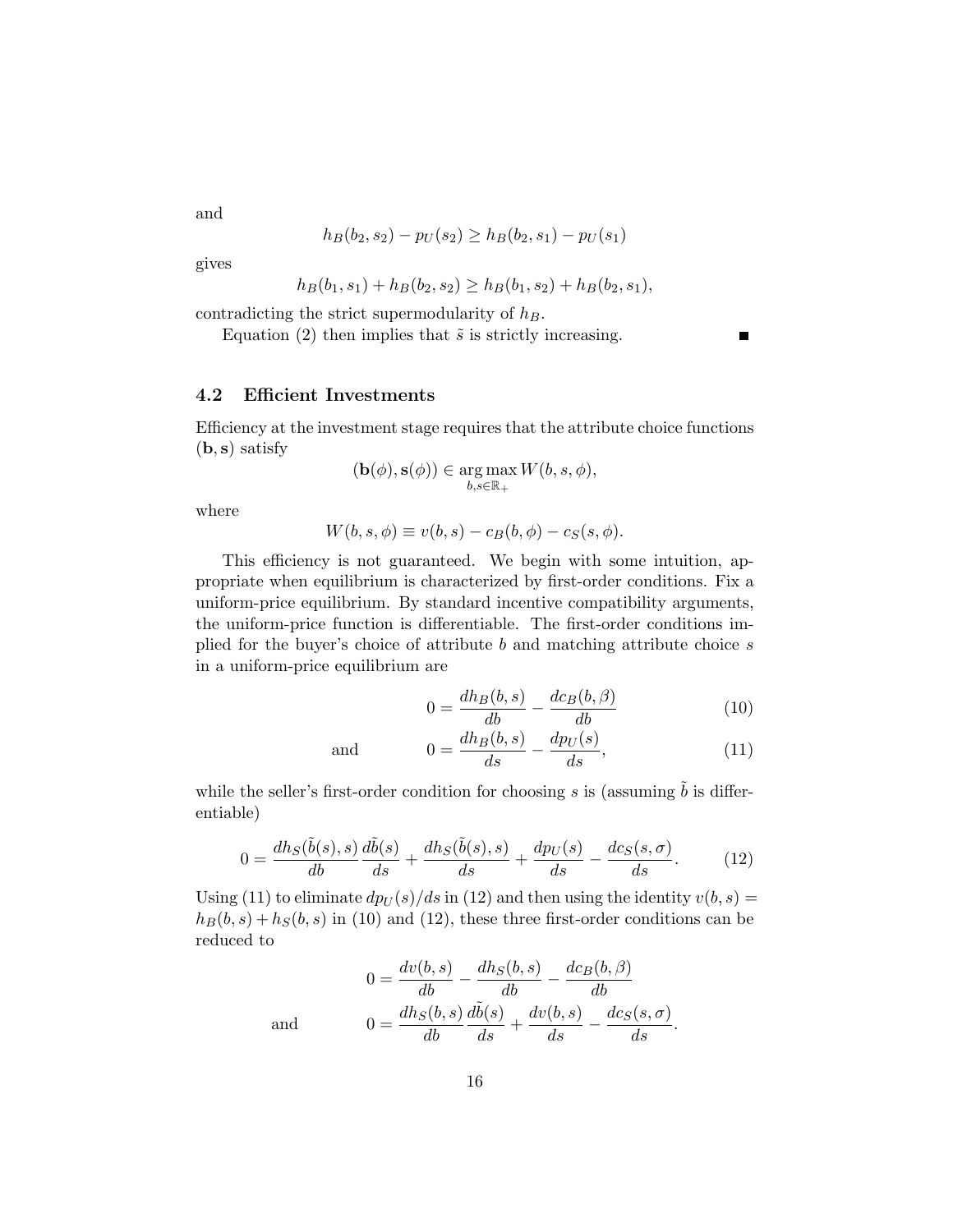and

$$h_B(b_2, s_2) - p_U(s_2) \geq h_B(b_2, s_1) - p_U(s_1)$$

gives

$$h_B(b_1, s_1) + h_B(b_2, s_2) \geq h_B(b_1, s_2) + h_B(b_2, s_1),$$

contradicting the strict supermodularity of $h_B$.

Equation (2) then implies that $\tilde{s}$ is strictly increasing. ■

### 4.2 Efficient Investments

Efficiency at the investment stage requires that the attribute choice functions $(\mathbf{b}, \mathbf{s})$ satisfy

$$(\mathbf{b}(\phi), \mathbf{s}(\phi)) \in \underset{b,s \in \mathbb{R}_+}{\arg\max}\, W(b, s, \phi),$$

where

$$W(b, s, \phi) \equiv v(b, s) - c_B(b, \phi) - c_S(s, \phi).$$

This efficiency is not guaranteed. We begin with some intuition, appropriate when equilibrium is characterized by first-order conditions. Fix a uniform-price equilibrium. By standard incentive compatibility arguments, the uniform-price function is differentiable. The first-order conditions implied for the buyer's choice of attribute $b$ and matching attribute choice $s$ in a uniform-price equilibrium are

$$0 = \frac{dh_B(b, s)}{db} - \frac{dc_B(b, \beta)}{db} \tag{10}$$

and

$$0 = \frac{dh_B(b, s)}{ds} - \frac{dp_U(s)}{ds}, \tag{11}$$

while the seller's first-order condition for choosing $s$ is (assuming $\tilde{b}$ is differentiable)

$$0 = \frac{dh_S(\tilde{b}(s), s)}{db} \frac{d\tilde{b}(s)}{ds} + \frac{dh_S(\tilde{b}(s), s)}{ds} + \frac{dp_U(s)}{ds} - \frac{dc_S(s, \sigma)}{ds}. \tag{12}$$

Using (11) to eliminate $dp_U(s)/ds$ in (12) and then using the identity $v(b, s) = h_B(b, s) + h_S(b, s)$ in (10) and (12), these three first-order conditions can be reduced to

$$0 = \frac{dv(b, s)}{db} - \frac{dh_S(b, s)}{db} - \frac{dc_B(b, \beta)}{db}$$

and

$$0 = \frac{dh_S(b, s)}{db} \frac{d\tilde{b}(s)}{ds} + \frac{dv(b, s)}{ds} - \frac{dc_S(s, \sigma)}{ds}.$$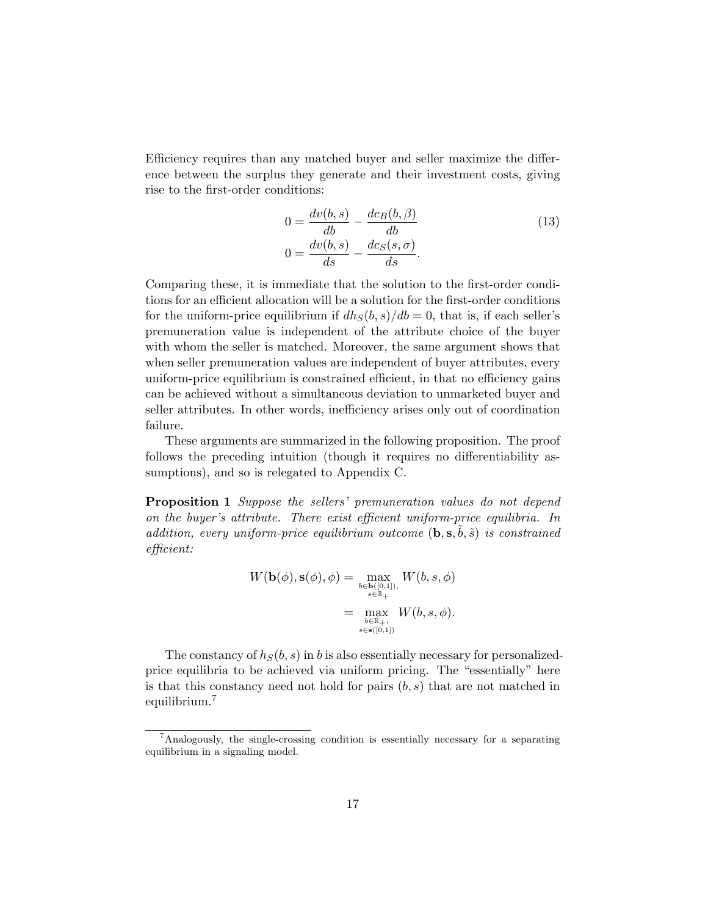Efficiency requires than any matched buyer and seller maximize the difference between the surplus they generate and their investment costs, giving rise to the first-order conditions:

$$
\begin{aligned}
0 &= \frac{dv(b,s)}{db} - \frac{dc_B(b,\beta)}{db} \\
0 &= \frac{dv(b,s)}{ds} - \frac{dc_S(s,\sigma)}{ds}.
\end{aligned}
\tag{13}
$$

Comparing these, it is immediate that the solution to the first-order conditions for an efficient allocation will be a solution for the first-order conditions for the uniform-price equilibrium if $dh_S(b,s)/db = 0$, that is, if each seller's premuneration value is independent of the attribute choice of the buyer with whom the seller is matched. Moreover, the same argument shows that when seller premuneration values are independent of buyer attributes, every uniform-price equilibrium is constrained efficient, in that no efficiency gains can be achieved without a simultaneous deviation to unmarketed buyer and seller attributes. In other words, inefficiency arises only out of coordination failure.

These arguments are summarized in the following proposition. The proof follows the preceding intuition (though it requires no differentiability assumptions), and so is relegated to Appendix C.

**Proposition 1** *Suppose the sellers' premuneration values do not depend on the buyer's attribute. There exist efficient uniform-price equilibria. In addition, every uniform-price equilibrium outcome $(\mathbf{b}, \mathbf{s}, \tilde{b}, \tilde{s})$ is constrained efficient:*

$$
\begin{aligned}
W(\mathbf{b}(\phi), \mathbf{s}(\phi), \phi) &= \max_{\substack{b \in \mathbf{b}([0,1]), \\ s \in \mathbb{R}_+}} W(b, s, \phi) \\
&= \max_{\substack{b \in \mathbb{R}_+, \\ s \in \mathbf{s}([0,1])}} W(b, s, \phi).
\end{aligned}
$$

The constancy of $h_S(b,s)$ in $b$ is also essentially necessary for personalized-price equilibria to be achieved via uniform pricing. The "essentially" here is that this constancy need not hold for pairs $(b,s)$ that are not matched in equilibrium.[7]

[7] Analogously, the single-crossing condition is essentially necessary for a separating equilibrium in a signaling model.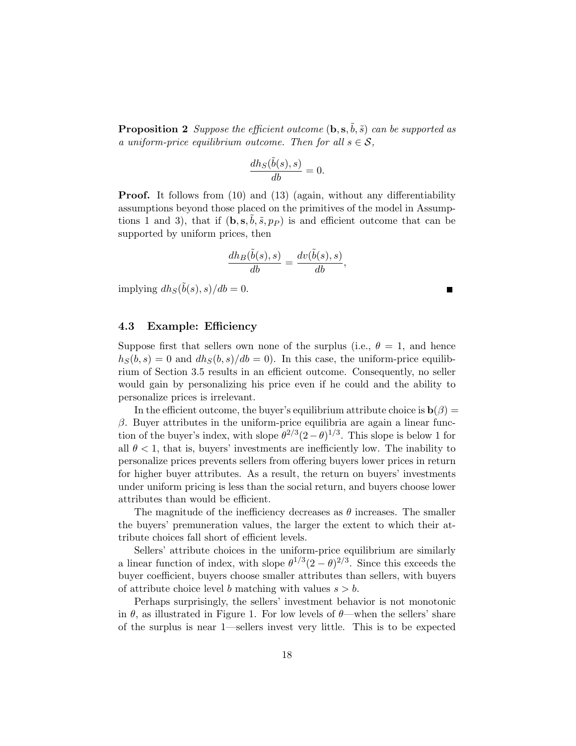**Proposition 2** *Suppose the efficient outcome $(\mathbf{b}, \mathbf{s}, \tilde{b}, \tilde{s})$ can be supported as a uniform-price equilibrium outcome. Then for all $s \in \mathcal{S}$,*

$$\frac{dh_S(\tilde{b}(s), s)}{db} = 0.$$

**Proof.** It follows from (10) and (13) (again, without any differentiability assumptions beyond those placed on the primitives of the model in Assumptions 1 and 3), that if $(\mathbf{b}, \mathbf{s}, \tilde{b}, \tilde{s}, p_P)$ is and efficient outcome that can be supported by uniform prices, then

$$\frac{dh_B(\tilde{b}(s), s)}{db} = \frac{dv(\tilde{b}(s), s)}{db},$$

implying $dh_S(\tilde{b}(s), s)/db = 0$. ■

### 4.3 Example: Efficiency

Suppose first that sellers own none of the surplus (i.e., $\theta = 1$, and hence $h_S(b, s) = 0$ and $dh_S(b, s)/db = 0$). In this case, the uniform-price equilibrium of Section 3.5 results in an efficient outcome. Consequently, no seller would gain by personalizing his price even if he could and the ability to personalize prices is irrelevant.

In the efficient outcome, the buyer's equilibrium attribute choice is $\mathbf{b}(\beta) = \beta$. Buyer attributes in the uniform-price equilibria are again a linear function of the buyer's index, with slope $\theta^{2/3}(2 - \theta)^{1/3}$. This slope is below 1 for all $\theta < 1$, that is, buyers' investments are inefficiently low. The inability to personalize prices prevents sellers from offering buyers lower prices in return for higher buyer attributes. As a result, the return on buyers' investments under uniform pricing is less than the social return, and buyers choose lower attributes than would be efficient.

The magnitude of the inefficiency decreases as $\theta$ increases. The smaller the buyers' premuneration values, the larger the extent to which their attribute choices fall short of efficient levels.

Sellers' attribute choices in the uniform-price equilibrium are similarly a linear function of index, with slope $\theta^{1/3}(2 - \theta)^{2/3}$. Since this exceeds the buyer coefficient, buyers choose smaller attributes than sellers, with buyers of attribute choice level $b$ matching with values $s > b$.

Perhaps surprisingly, the sellers' investment behavior is not monotonic in $\theta$, as illustrated in Figure 1. For low levels of $\theta$—when the sellers' share of the surplus is near 1—sellers invest very little. This is to be expected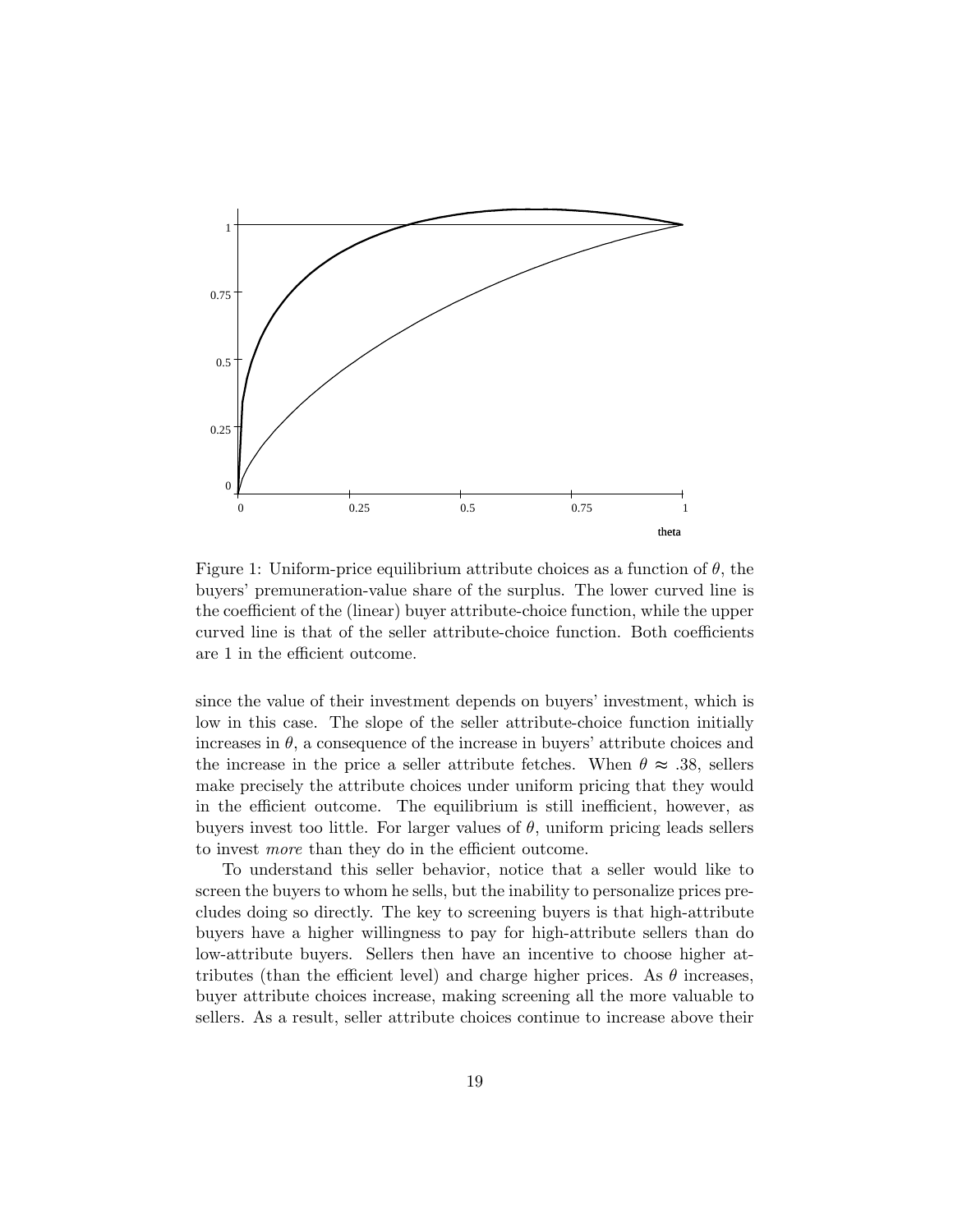1

0.75

0.5

0.25

0

0

0.25

0.5

0.75

1

theta

Figure 1: Uniform-price equilibrium attribute choices as a function of $\theta$, the buyers' premuneration-value share of the surplus. The lower curved line is the coefficient of the (linear) buyer attribute-choice function, while the upper curved line is that of the seller attribute-choice function. Both coefficients are 1 in the efficient outcome.

since the value of their investment depends on buyers' investment, which is low in this case. The slope of the seller attribute-choice function initially increases in $\theta$, a consequence of the increase in buyers' attribute choices and the increase in the price a seller attribute fetches. When $\theta \approx .38$, sellers make precisely the attribute choices under uniform pricing that they would in the efficient outcome. The equilibrium is still inefficient, however, as buyers invest too little. For larger values of $\theta$, uniform pricing leads sellers to invest *more* than they do in the efficient outcome.

To understand this seller behavior, notice that a seller would like to screen the buyers to whom he sells, but the inability to personalize prices precludes doing so directly. The key to screening buyers is that high-attribute buyers have a higher willingness to pay for high-attribute sellers than do low-attribute buyers. Sellers then have an incentive to choose higher attributes (than the efficient level) and charge higher prices. As $\theta$ increases, buyer attribute choices increase, making screening all the more valuable to sellers. As a result, seller attribute choices continue to increase above their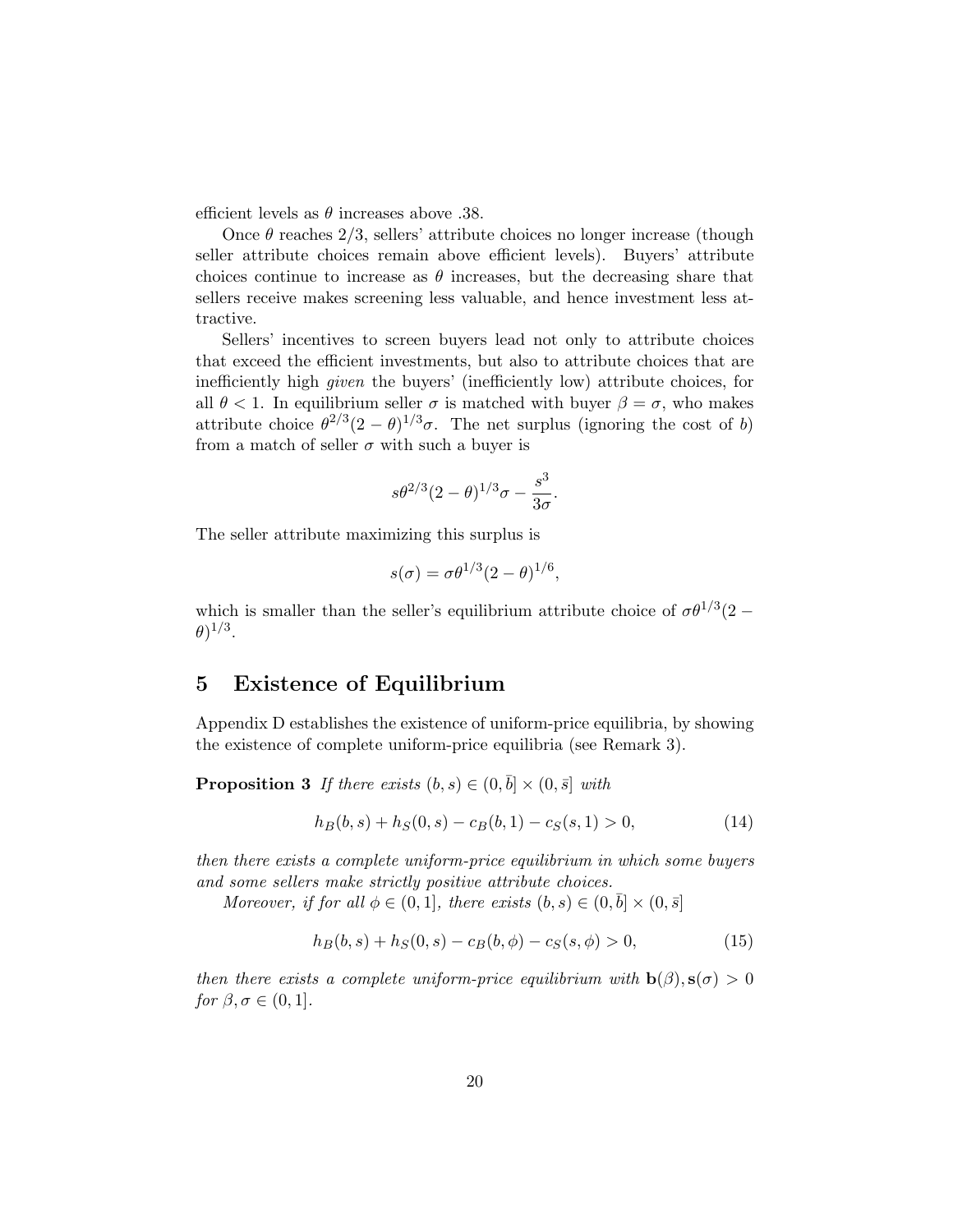efficient levels as $\theta$ increases above .38.

Once $\theta$ reaches 2/3, sellers' attribute choices no longer increase (though seller attribute choices remain above efficient levels). Buyers' attribute choices continue to increase as $\theta$ increases, but the decreasing share that sellers receive makes screening less valuable, and hence investment less attractive.

Sellers' incentives to screen buyers lead not only to attribute choices that exceed the efficient investments, but also to attribute choices that are inefficiently high *given* the buyers' (inefficiently low) attribute choices, for all $\theta < 1$. In equilibrium seller $\sigma$ is matched with buyer $\beta = \sigma$, who makes attribute choice $\theta^{2/3}(2-\theta)^{1/3}\sigma$. The net surplus (ignoring the cost of $b$) from a match of seller $\sigma$ with such a buyer is

$$s\theta^{2/3}(2-\theta)^{1/3}\sigma - \frac{s^3}{3\sigma}.$$

The seller attribute maximizing this surplus is

$$s(\sigma) = \sigma\theta^{1/3}(2-\theta)^{1/6},$$

which is smaller than the seller's equilibrium attribute choice of $\sigma\theta^{1/3}(2-\theta)^{1/3}$.

## 5 Existence of Equilibrium

Appendix D establishes the existence of uniform-price equilibria, by showing the existence of complete uniform-price equilibria (see Remark 3).

**Proposition 3** *If there exists* $(b, s) \in (0, \bar{b}] \times (0, \bar{s}]$ *with*

$$h_B(b, s) + h_S(0, s) - c_B(b, 1) - c_S(s, 1) > 0, \tag{14}$$

*then there exists a complete uniform-price equilibrium in which some buyers and some sellers make strictly positive attribute choices.*

*Moreover, if for all* $\phi \in (0, 1]$*, there exists* $(b, s) \in (0, \bar{b}] \times (0, \bar{s}]$

$$h_B(b, s) + h_S(0, s) - c_B(b, \phi) - c_S(s, \phi) > 0, \tag{15}$$

*then there exists a complete uniform-price equilibrium with* $\mathbf{b}(\beta), \mathbf{s}(\sigma) > 0$ *for* $\beta, \sigma \in (0, 1]$.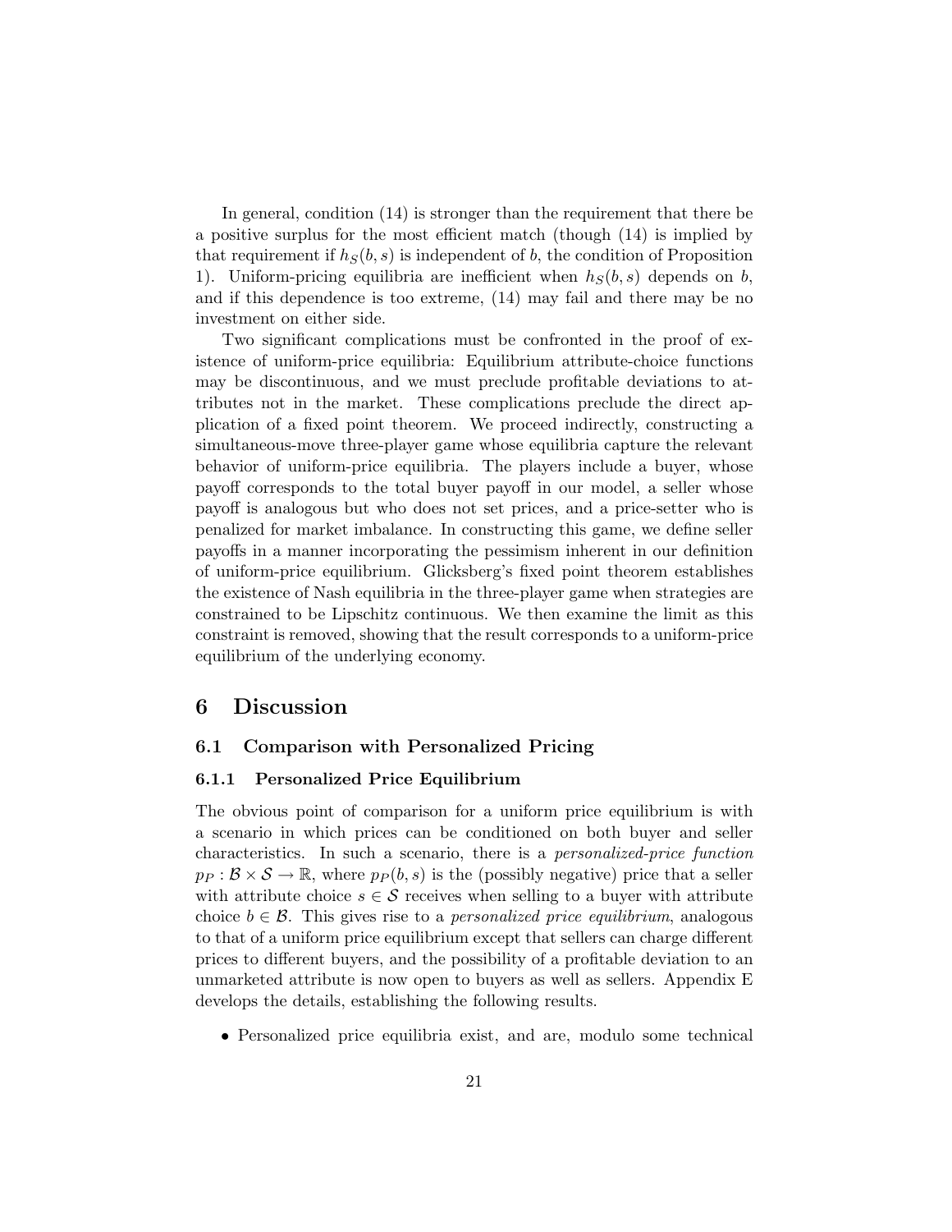In general, condition (14) is stronger than the requirement that there be a positive surplus for the most efficient match (though (14) is implied by that requirement if $h_S(b, s)$ is independent of $b$, the condition of Proposition 1). Uniform-pricing equilibria are inefficient when $h_S(b, s)$ depends on $b$, and if this dependence is too extreme, (14) may fail and there may be no investment on either side.

Two significant complications must be confronted in the proof of existence of uniform-price equilibria: Equilibrium attribute-choice functions may be discontinuous, and we must preclude profitable deviations to attributes not in the market. These complications preclude the direct application of a fixed point theorem. We proceed indirectly, constructing a simultaneous-move three-player game whose equilibria capture the relevant behavior of uniform-price equilibria. The players include a buyer, whose payoff corresponds to the total buyer payoff in our model, a seller whose payoff is analogous but who does not set prices, and a price-setter who is penalized for market imbalance. In constructing this game, we define seller payoffs in a manner incorporating the pessimism inherent in our definition of uniform-price equilibrium. Glicksberg's fixed point theorem establishes the existence of Nash equilibria in the three-player game when strategies are constrained to be Lipschitz continuous. We then examine the limit as this constraint is removed, showing that the result corresponds to a uniform-price equilibrium of the underlying economy.

## 6 Discussion

### 6.1 Comparison with Personalized Pricing

#### 6.1.1 Personalized Price Equilibrium

The obvious point of comparison for a uniform price equilibrium is with a scenario in which prices can be conditioned on both buyer and seller characteristics. In such a scenario, there is a *personalized-price function* $p_P : \mathcal{B} \times \mathcal{S} \to \mathbb{R}$, where $p_P(b, s)$ is the (possibly negative) price that a seller with attribute choice $s \in \mathcal{S}$ receives when selling to a buyer with attribute choice $b \in \mathcal{B}$. This gives rise to a *personalized price equilibrium*, analogous to that of a uniform price equilibrium except that sellers can charge different prices to different buyers, and the possibility of a profitable deviation to an unmarketed attribute is now open to buyers as well as sellers. Appendix E develops the details, establishing the following results.

- Personalized price equilibria exist, and are, modulo some technical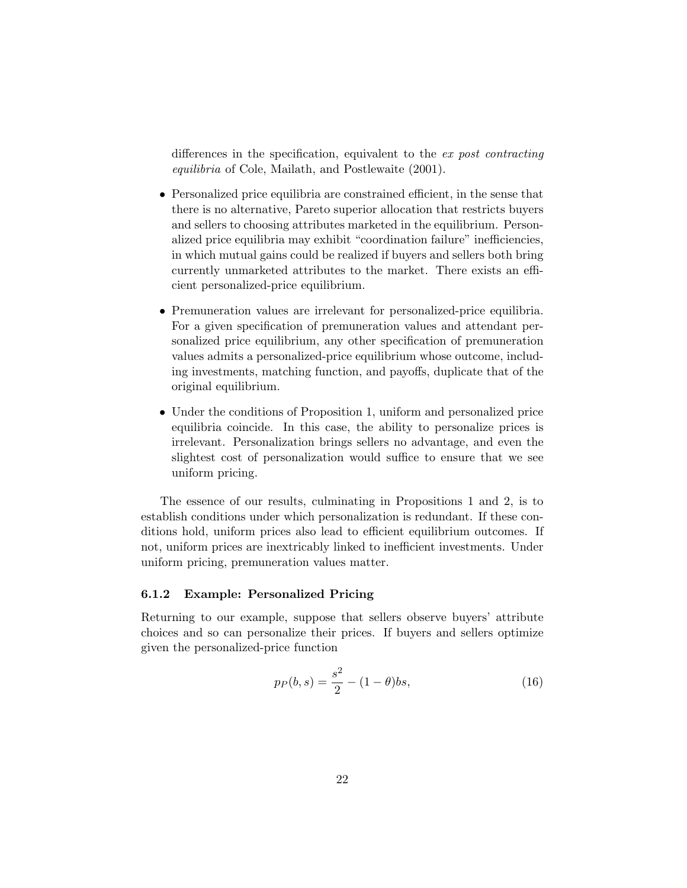differences in the specification, equivalent to the *ex post contracting equilibria* of Cole, Mailath, and Postlewaite (2001).

- Personalized price equilibria are constrained efficient, in the sense that there is no alternative, Pareto superior allocation that restricts buyers and sellers to choosing attributes marketed in the equilibrium. Personalized price equilibria may exhibit "coordination failure" inefficiencies, in which mutual gains could be realized if buyers and sellers both bring currently unmarketed attributes to the market. There exists an efficient personalized-price equilibrium.
- Premuneration values are irrelevant for personalized-price equilibria. For a given specification of premuneration values and attendant personalized price equilibrium, any other specification of premuneration values admits a personalized-price equilibrium whose outcome, including investments, matching function, and payoffs, duplicate that of the original equilibrium.
- Under the conditions of Proposition 1, uniform and personalized price equilibria coincide. In this case, the ability to personalize prices is irrelevant. Personalization brings sellers no advantage, and even the slightest cost of personalization would suffice to ensure that we see uniform pricing.

The essence of our results, culminating in Propositions 1 and 2, is to establish conditions under which personalization is redundant. If these conditions hold, uniform prices also lead to efficient equilibrium outcomes. If not, uniform prices are inextricably linked to inefficient investments. Under uniform pricing, premuneration values matter.

### 6.1.2 Example: Personalized Pricing

Returning to our example, suppose that sellers observe buyers' attribute choices and so can personalize their prices. If buyers and sellers optimize given the personalized-price function

$$p_P(b, s) = \frac{s^2}{2} - (1 - \theta)bs, \tag{16}$$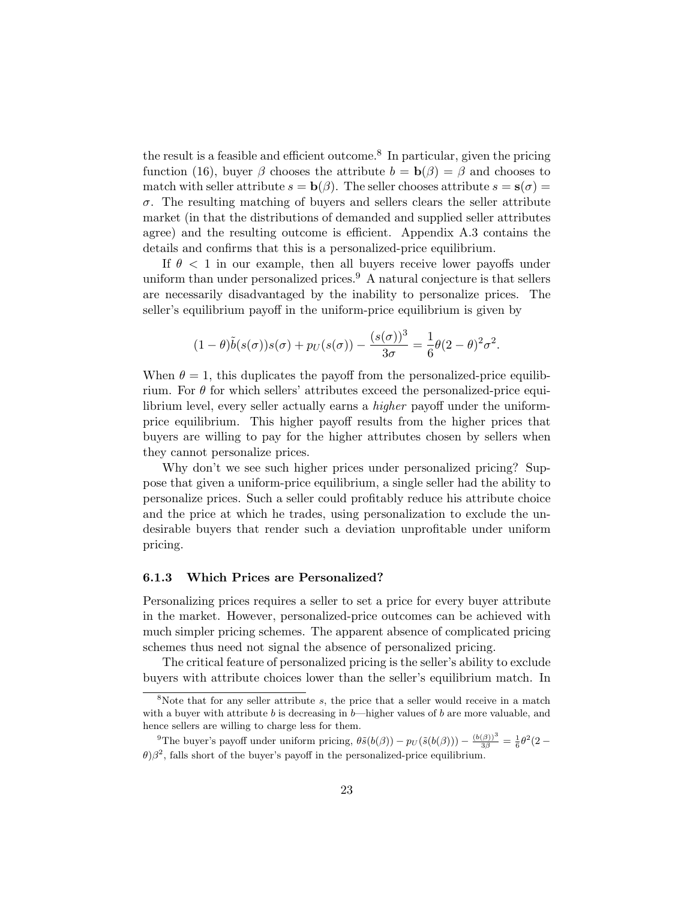the result is a feasible and efficient outcome.[8] In particular, given the pricing function (16), buyer $\beta$ chooses the attribute $b = \mathbf{b}(\beta) = \beta$ and chooses to match with seller attribute $s = \mathbf{b}(\beta)$. The seller chooses attribute $s = \mathbf{s}(\sigma) = \sigma$. The resulting matching of buyers and sellers clears the seller attribute market (in that the distributions of demanded and supplied seller attributes agree) and the resulting outcome is efficient. Appendix A.3 contains the details and confirms that this is a personalized-price equilibrium.

If $\theta < 1$ in our example, then all buyers receive lower payoffs under uniform than under personalized prices.[9] A natural conjecture is that sellers are necessarily disadvantaged by the inability to personalize prices. The seller's equilibrium payoff in the uniform-price equilibrium is given by

$$(1-\theta)\tilde{b}(s(\sigma))s(\sigma) + p_U(s(\sigma)) - \frac{(s(\sigma))^3}{3\sigma} = \frac{1}{6}\theta(2-\theta)^2\sigma^2.$$

When $\theta = 1$, this duplicates the payoff from the personalized-price equilibrium. For $\theta$ for which sellers' attributes exceed the personalized-price equilibrium level, every seller actually earns a *higher* payoff under the uniform-price equilibrium. This higher payoff results from the higher prices that buyers are willing to pay for the higher attributes chosen by sellers when they cannot personalize prices.

Why don't we see such higher prices under personalized pricing? Suppose that given a uniform-price equilibrium, a single seller had the ability to personalize prices. Such a seller could profitably reduce his attribute choice and the price at which he trades, using personalization to exclude the undesirable buyers that render such a deviation unprofitable under uniform pricing.

### 6.1.3 Which Prices are Personalized?

Personalizing prices requires a seller to set a price for every buyer attribute in the market. However, personalized-price outcomes can be achieved with much simpler pricing schemes. The apparent absence of complicated pricing schemes thus need not signal the absence of personalized pricing.

The critical feature of personalized pricing is the seller's ability to exclude buyers with attribute choices lower than the seller's equilibrium match. In

[8] Note that for any seller attribute $s$, the price that a seller would receive in a match with a buyer with attribute $b$ is decreasing in $b$—higher values of $b$ are more valuable, and hence sellers are willing to charge less for them.

[9] The buyer's payoff under uniform pricing, $\theta\tilde{s}(b(\beta)) - p_U(\tilde{s}(b(\beta))) - \frac{(b(\beta))^3}{3\beta} = \frac{1}{6}\theta^2(2-\theta)\beta^2$, falls short of the buyer's payoff in the personalized-price equilibrium.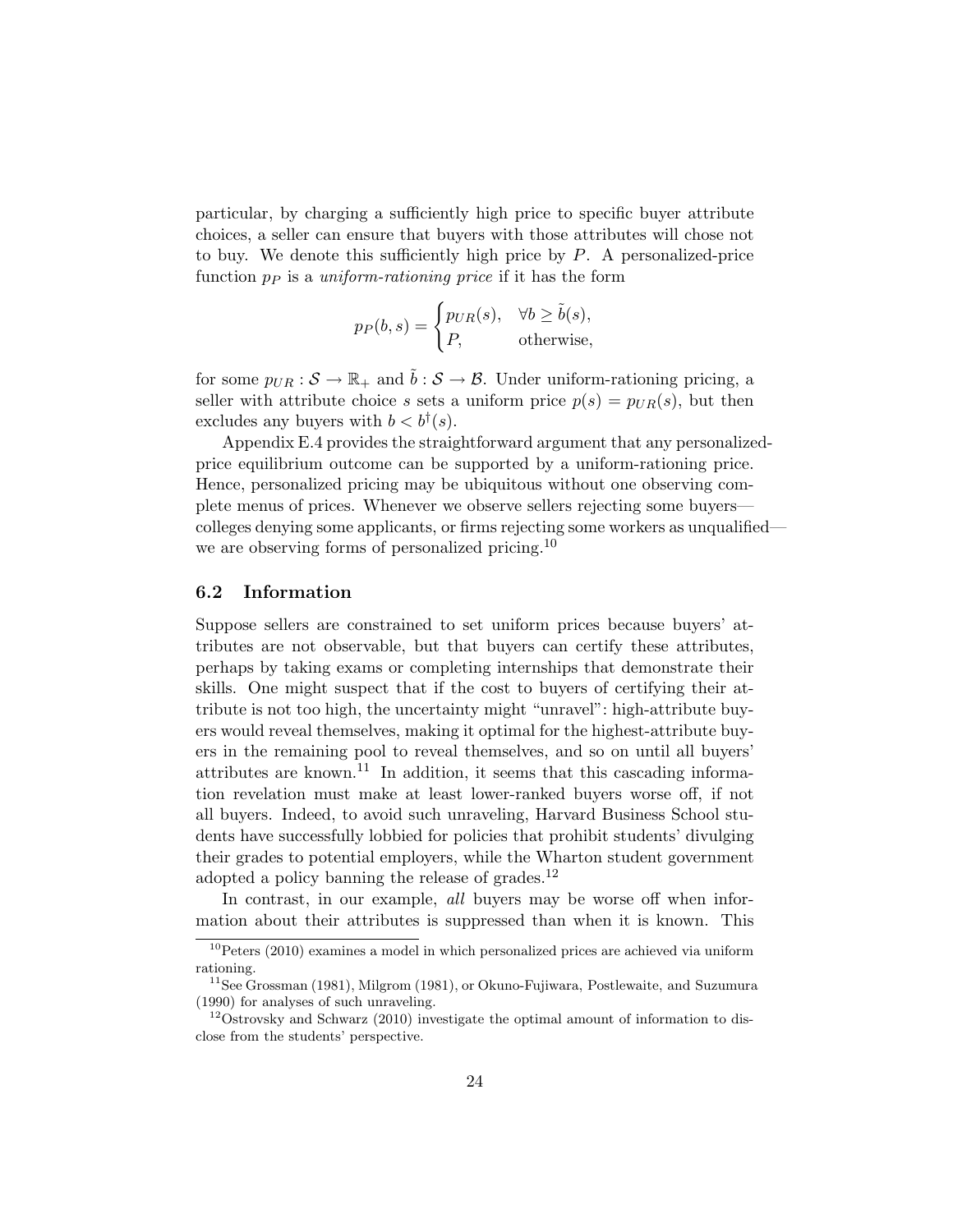particular, by charging a sufficiently high price to specific buyer attribute choices, a seller can ensure that buyers with those attributes will chose not to buy. We denote this sufficiently high price by $P$. A personalized-price function $p_P$ is a *uniform-rationing price* if it has the form

$$p_P(b, s) = \begin{cases} p_{UR}(s), & \forall b \geq \tilde{b}(s), \\ P, & \text{otherwise,} \end{cases}$$

for some $p_{UR} : \mathcal{S} \to \mathbb{R}_+$ and $\tilde{b} : \mathcal{S} \to \mathcal{B}$. Under uniform-rationing pricing, a seller with attribute choice $s$ sets a uniform price $p(s) = p_{UR}(s)$, but then excludes any buyers with $b < b^\dagger(s)$.

Appendix E.4 provides the straightforward argument that any personalized-price equilibrium outcome can be supported by a uniform-rationing price. Hence, personalized pricing may be ubiquitous without one observing complete menus of prices. Whenever we observe sellers rejecting some buyers—colleges denying some applicants, or firms rejecting some workers as unqualified—we are observing forms of personalized pricing.[10]

## 6.2 Information

Suppose sellers are constrained to set uniform prices because buyers' attributes are not observable, but that buyers can certify these attributes, perhaps by taking exams or completing internships that demonstrate their skills. One might suspect that if the cost to buyers of certifying their attribute is not too high, the uncertainty might "unravel": high-attribute buyers would reveal themselves, making it optimal for the highest-attribute buyers in the remaining pool to reveal themselves, and so on until all buyers' attributes are known.[11] In addition, it seems that this cascading information revelation must make at least lower-ranked buyers worse off, if not all buyers. Indeed, to avoid such unraveling, Harvard Business School students have successfully lobbied for policies that prohibit students' divulging their grades to potential employers, while the Wharton student government adopted a policy banning the release of grades.[12]

In contrast, in our example, *all* buyers may be worse off when information about their attributes is suppressed than when it is known. This

[10] Peters (2010) examines a model in which personalized prices are achieved via uniform rationing.

[11] See Grossman (1981), Milgrom (1981), or Okuno-Fujiwara, Postlewaite, and Suzumura (1990) for analyses of such unraveling.

[12] Ostrovsky and Schwarz (2010) investigate the optimal amount of information to disclose from the students' perspective.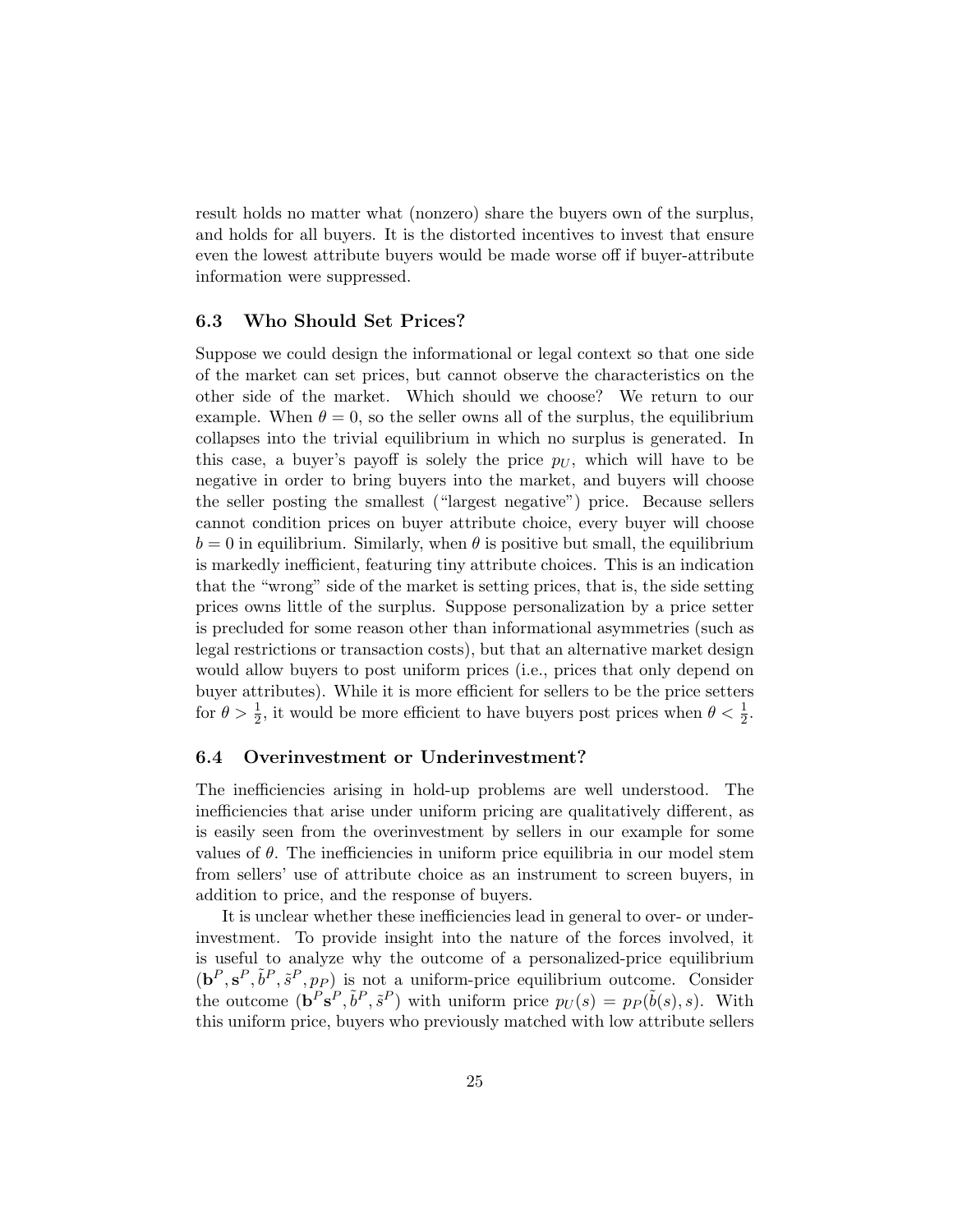result holds no matter what (nonzero) share the buyers own of the surplus, and holds for all buyers. It is the distorted incentives to invest that ensure even the lowest attribute buyers would be made worse off if buyer-attribute information were suppressed.

### 6.3 Who Should Set Prices?

Suppose we could design the informational or legal context so that one side of the market can set prices, but cannot observe the characteristics on the other side of the market. Which should we choose? We return to our example. When $\theta = 0$, so the seller owns all of the surplus, the equilibrium collapses into the trivial equilibrium in which no surplus is generated. In this case, a buyer's payoff is solely the price $p_U$, which will have to be negative in order to bring buyers into the market, and buyers will choose the seller posting the smallest ("largest negative") price. Because sellers cannot condition prices on buyer attribute choice, every buyer will choose $b = 0$ in equilibrium. Similarly, when $\theta$ is positive but small, the equilibrium is markedly inefficient, featuring tiny attribute choices. This is an indication that the "wrong" side of the market is setting prices, that is, the side setting prices owns little of the surplus. Suppose personalization by a price setter is precluded for some reason other than informational asymmetries (such as legal restrictions or transaction costs), but that an alternative market design would allow buyers to post uniform prices (i.e., prices that only depend on buyer attributes). While it is more efficient for sellers to be the price setters for $\theta > \frac{1}{2}$, it would be more efficient to have buyers post prices when $\theta < \frac{1}{2}$.

### 6.4 Overinvestment or Underinvestment?

The inefficiencies arising in hold-up problems are well understood. The inefficiencies that arise under uniform pricing are qualitatively different, as is easily seen from the overinvestment by sellers in our example for some values of $\theta$. The inefficiencies in uniform price equilibria in our model stem from sellers' use of attribute choice as an instrument to screen buyers, in addition to price, and the response of buyers.

It is unclear whether these inefficiencies lead in general to over- or underinvestment. To provide insight into the nature of the forces involved, it is useful to analyze why the outcome of a personalized-price equilibrium $(\mathbf{b}^P, \mathbf{s}^P, \tilde{b}^P, \tilde{s}^P, p_P)$ is not a uniform-price equilibrium outcome. Consider the outcome $(\mathbf{b}^P \mathbf{s}^P, \tilde{b}^P, \tilde{s}^P)$ with uniform price $p_U(s) = p_P(\tilde{b}(s), s)$. With this uniform price, buyers who previously matched with low attribute sellers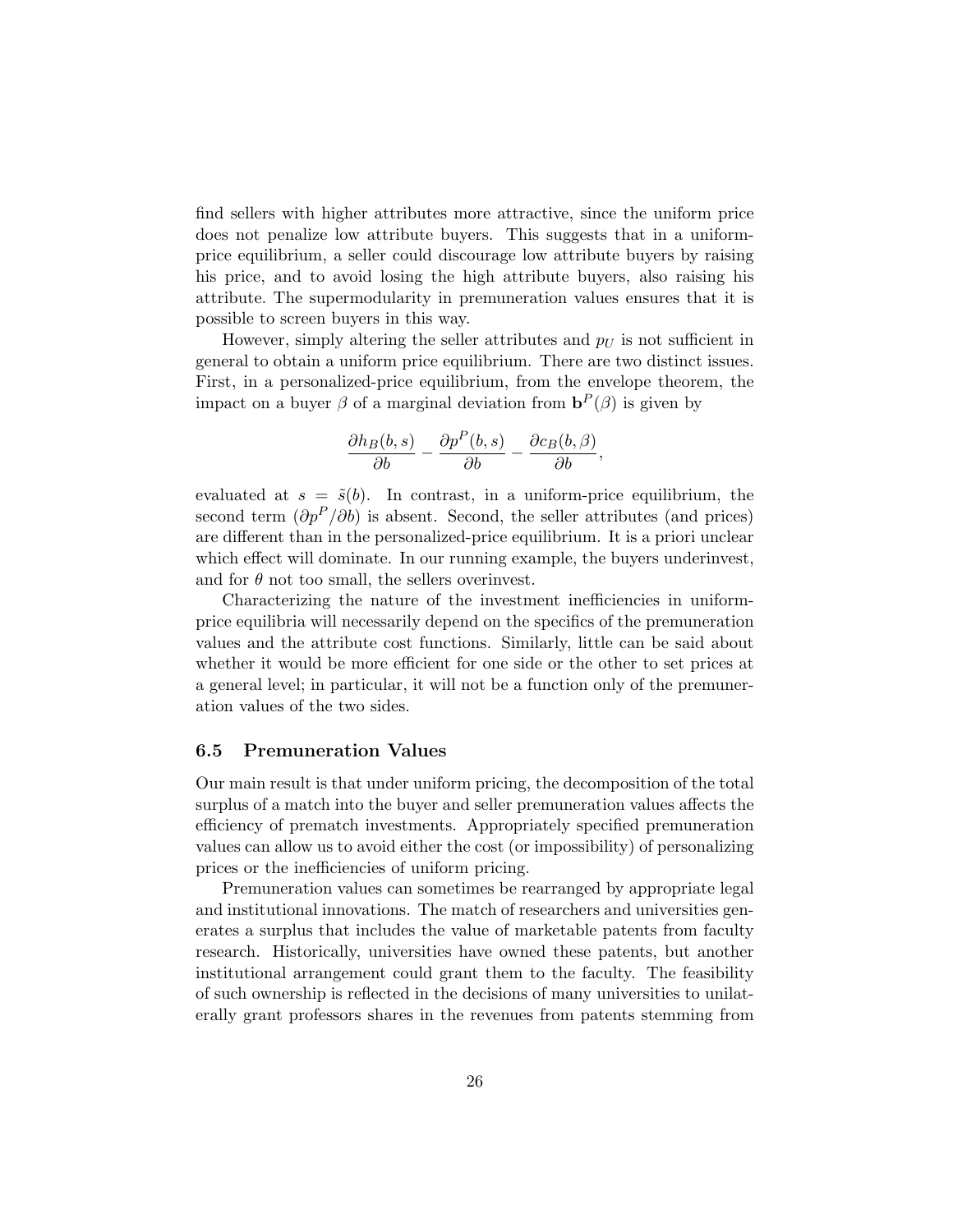find sellers with higher attributes more attractive, since the uniform price does not penalize low attribute buyers. This suggests that in a uniform-price equilibrium, a seller could discourage low attribute buyers by raising his price, and to avoid losing the high attribute buyers, also raising his attribute. The supermodularity in premuneration values ensures that it is possible to screen buyers in this way.

However, simply altering the seller attributes and $p_U$ is not sufficient in general to obtain a uniform price equilibrium. There are two distinct issues. First, in a personalized-price equilibrium, from the envelope theorem, the impact on a buyer $\beta$ of a marginal deviation from $\mathbf{b}^P(\beta)$ is given by

$$\frac{\partial h_B(b,s)}{\partial b} - \frac{\partial p^P(b,s)}{\partial b} - \frac{\partial c_B(b,\beta)}{\partial b},$$

evaluated at $s = \tilde{s}(b)$. In contrast, in a uniform-price equilibrium, the second term ($\partial p^P/\partial b$) is absent. Second, the seller attributes (and prices) are different than in the personalized-price equilibrium. It is a priori unclear which effect will dominate. In our running example, the buyers underinvest, and for $\theta$ not too small, the sellers overinvest.

Characterizing the nature of the investment inefficiencies in uniform-price equilibria will necessarily depend on the specifics of the premuneration values and the attribute cost functions. Similarly, little can be said about whether it would be more efficient for one side or the other to set prices at a general level; in particular, it will not be a function only of the premuneration values of the two sides.

### 6.5 Premuneration Values

Our main result is that under uniform pricing, the decomposition of the total surplus of a match into the buyer and seller premuneration values affects the efficiency of prematch investments. Appropriately specified premuneration values can allow us to avoid either the cost (or impossibility) of personalizing prices or the inefficiencies of uniform pricing.

Premuneration values can sometimes be rearranged by appropriate legal and institutional innovations. The match of researchers and universities generates a surplus that includes the value of marketable patents from faculty research. Historically, universities have owned these patents, but another institutional arrangement could grant them to the faculty. The feasibility of such ownership is reflected in the decisions of many universities to unilaterally grant professors shares in the revenues from patents stemming from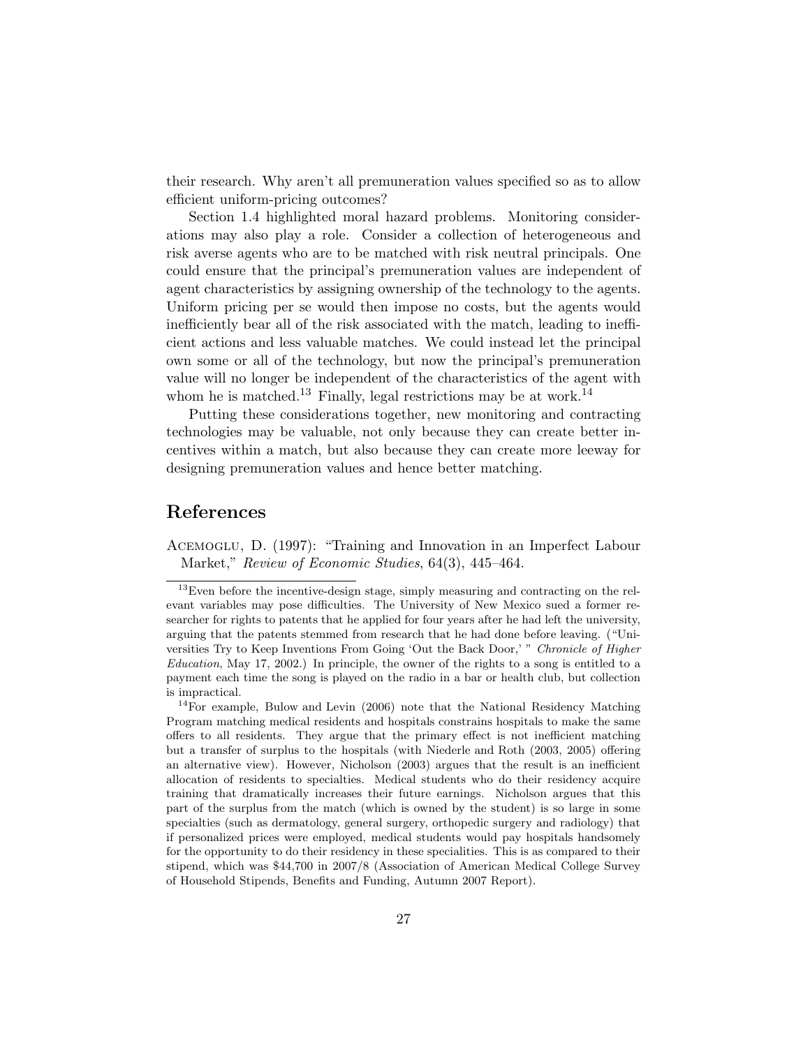their research. Why aren't all premuneration values specified so as to allow efficient uniform-pricing outcomes?

Section 1.4 highlighted moral hazard problems. Monitoring considerations may also play a role. Consider a collection of heterogeneous and risk averse agents who are to be matched with risk neutral principals. One could ensure that the principal's premuneration values are independent of agent characteristics by assigning ownership of the technology to the agents. Uniform pricing per se would then impose no costs, but the agents would inefficiently bear all of the risk associated with the match, leading to inefficient actions and less valuable matches. We could instead let the principal own some or all of the technology, but now the principal's premuneration value will no longer be independent of the characteristics of the agent with whom he is matched.[13] Finally, legal restrictions may be at work.[14]

Putting these considerations together, new monitoring and contracting technologies may be valuable, not only because they can create better incentives within a match, but also because they can create more leeway for designing premuneration values and hence better matching.

## References

Acemoglu, D. (1997): "Training and Innovation in an Imperfect Labour Market," *Review of Economic Studies*, 64(3), 445–464.

[13] Even before the incentive-design stage, simply measuring and contracting on the relevant variables may pose difficulties. The University of New Mexico sued a former researcher for rights to patents that he applied for four years after he had left the university, arguing that the patents stemmed from research that he had done before leaving. ("Universities Try to Keep Inventions From Going 'Out the Back Door,' " *Chronicle of Higher Education*, May 17, 2002.) In principle, the owner of the rights to a song is entitled to a payment each time the song is played on the radio in a bar or health club, but collection is impractical.

[14] For example, Bulow and Levin (2006) note that the National Residency Matching Program matching medical residents and hospitals constrains hospitals to make the same offers to all residents. They argue that the primary effect is not inefficient matching but a transfer of surplus to the hospitals (with Niederle and Roth (2003, 2005) offering an alternative view). However, Nicholson (2003) argues that the result is an inefficient allocation of residents to specialties. Medical students who do their residency acquire training that dramatically increases their future earnings. Nicholson argues that this part of the surplus from the match (which is owned by the student) is so large in some specialties (such as dermatology, general surgery, orthopedic surgery and radiology) that if personalized prices were employed, medical students would pay hospitals handsomely for the opportunity to do their residency in these specialities. This is as compared to their stipend, which was $44,700 in 2007/8 (Association of American Medical College Survey of Household Stipends, Benefits and Funding, Autumn 2007 Report).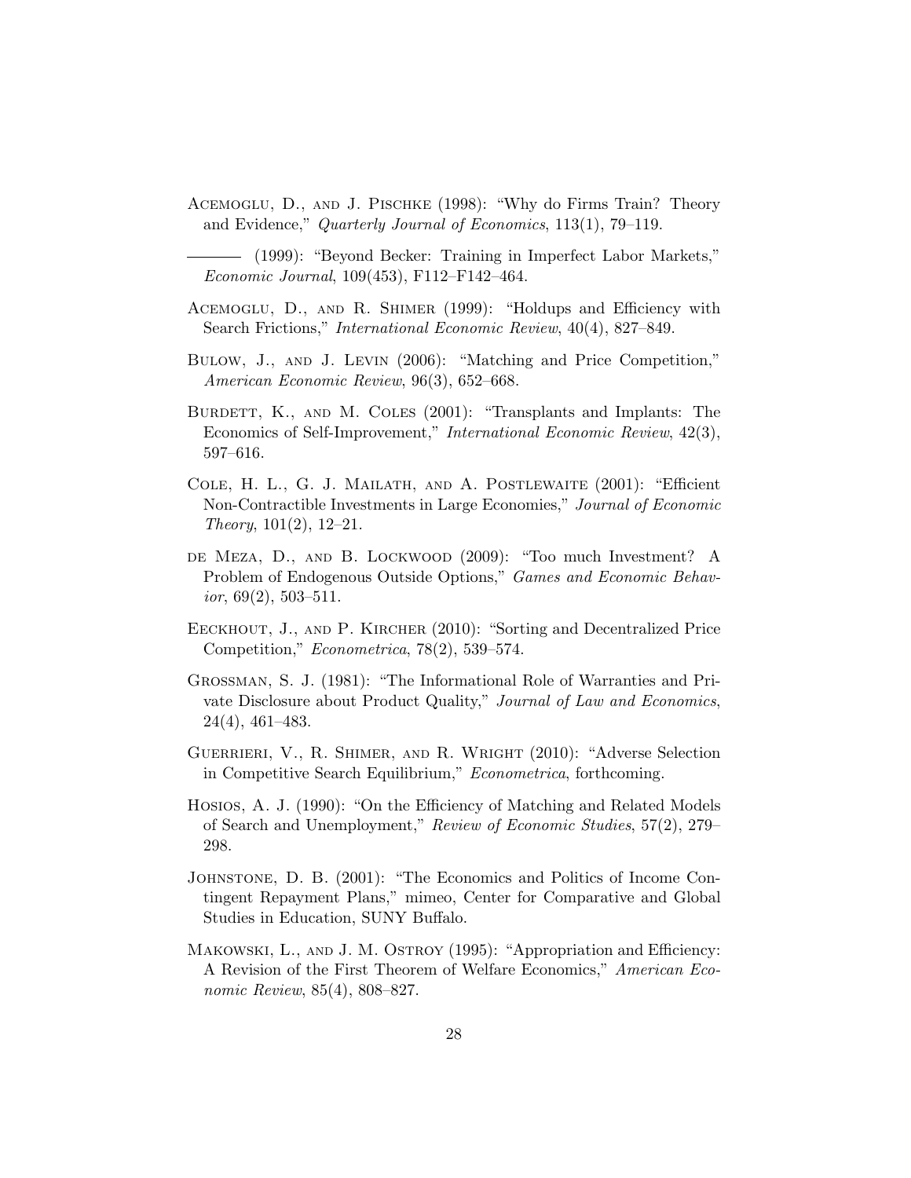Acemoglu, D., and J. Pischke (1998): "Why do Firms Train? Theory and Evidence," *Quarterly Journal of Economics*, 113(1), 79–119.

——— (1999): "Beyond Becker: Training in Imperfect Labor Markets," *Economic Journal*, 109(453), F112–F142–464.

Acemoglu, D., and R. Shimer (1999): "Holdups and Efficiency with Search Frictions," *International Economic Review*, 40(4), 827–849.

Bulow, J., and J. Levin (2006): "Matching and Price Competition," *American Economic Review*, 96(3), 652–668.

Burdett, K., and M. Coles (2001): "Transplants and Implants: The Economics of Self-Improvement," *International Economic Review*, 42(3), 597–616.

Cole, H. L., G. J. Mailath, and A. Postlewaite (2001): "Efficient Non-Contractible Investments in Large Economies," *Journal of Economic Theory*, 101(2), 12–21.

de Meza, D., and B. Lockwood (2009): "Too much Investment? A Problem of Endogenous Outside Options," *Games and Economic Behavior*, 69(2), 503–511.

Eeckhout, J., and P. Kircher (2010): "Sorting and Decentralized Price Competition," *Econometrica*, 78(2), 539–574.

Grossman, S. J. (1981): "The Informational Role of Warranties and Private Disclosure about Product Quality," *Journal of Law and Economics*, 24(4), 461–483.

Guerrieri, V., R. Shimer, and R. Wright (2010): "Adverse Selection in Competitive Search Equilibrium," *Econometrica*, forthcoming.

Hosios, A. J. (1990): "On the Efficiency of Matching and Related Models of Search and Unemployment," *Review of Economic Studies*, 57(2), 279–298.

Johnstone, D. B. (2001): "The Economics and Politics of Income Contingent Repayment Plans," mimeo, Center for Comparative and Global Studies in Education, SUNY Buffalo.

Makowski, L., and J. M. Ostroy (1995): "Appropriation and Efficiency: A Revision of the First Theorem of Welfare Economics," *American Economic Review*, 85(4), 808–827.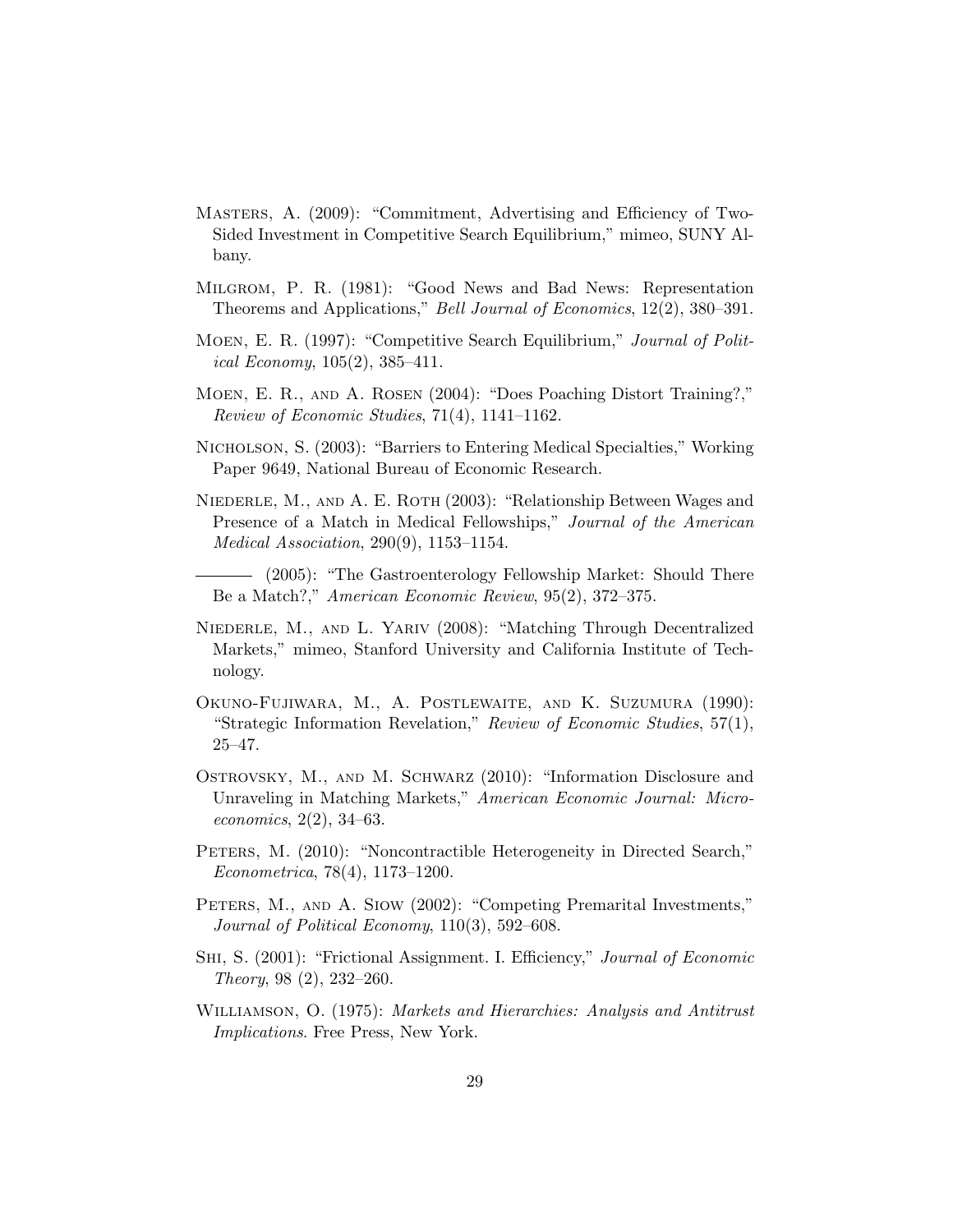Masters, A. (2009): "Commitment, Advertising and Efficiency of Two-Sided Investment in Competitive Search Equilibrium," mimeo, SUNY Albany.

Milgrom, P. R. (1981): "Good News and Bad News: Representation Theorems and Applications," *Bell Journal of Economics*, 12(2), 380–391.

Moen, E. R. (1997): "Competitive Search Equilibrium," *Journal of Political Economy*, 105(2), 385–411.

Moen, E. R., and A. Rosen (2004): "Does Poaching Distort Training?," *Review of Economic Studies*, 71(4), 1141–1162.

Nicholson, S. (2003): "Barriers to Entering Medical Specialties," Working Paper 9649, National Bureau of Economic Research.

Niederle, M., and A. E. Roth (2003): "Relationship Between Wages and Presence of a Match in Medical Fellowships," *Journal of the American Medical Association*, 290(9), 1153–1154.

——— (2005): "The Gastroenterology Fellowship Market: Should There Be a Match?," *American Economic Review*, 95(2), 372–375.

Niederle, M., and L. Yariv (2008): "Matching Through Decentralized Markets," mimeo, Stanford University and California Institute of Technology.

Okuno-Fujiwara, M., A. Postlewaite, and K. Suzumura (1990): "Strategic Information Revelation," *Review of Economic Studies*, 57(1), 25–47.

Ostrovsky, M., and M. Schwarz (2010): "Information Disclosure and Unraveling in Matching Markets," *American Economic Journal: Microeconomics*, 2(2), 34–63.

Peters, M. (2010): "Noncontractible Heterogeneity in Directed Search," *Econometrica*, 78(4), 1173–1200.

Peters, M., and A. Siow (2002): "Competing Premarital Investments," *Journal of Political Economy*, 110(3), 592–608.

Shi, S. (2001): "Frictional Assignment. I. Efficiency," *Journal of Economic Theory*, 98 (2), 232–260.

Williamson, O. (1975): *Markets and Hierarchies: Analysis and Antitrust Implications*. Free Press, New York.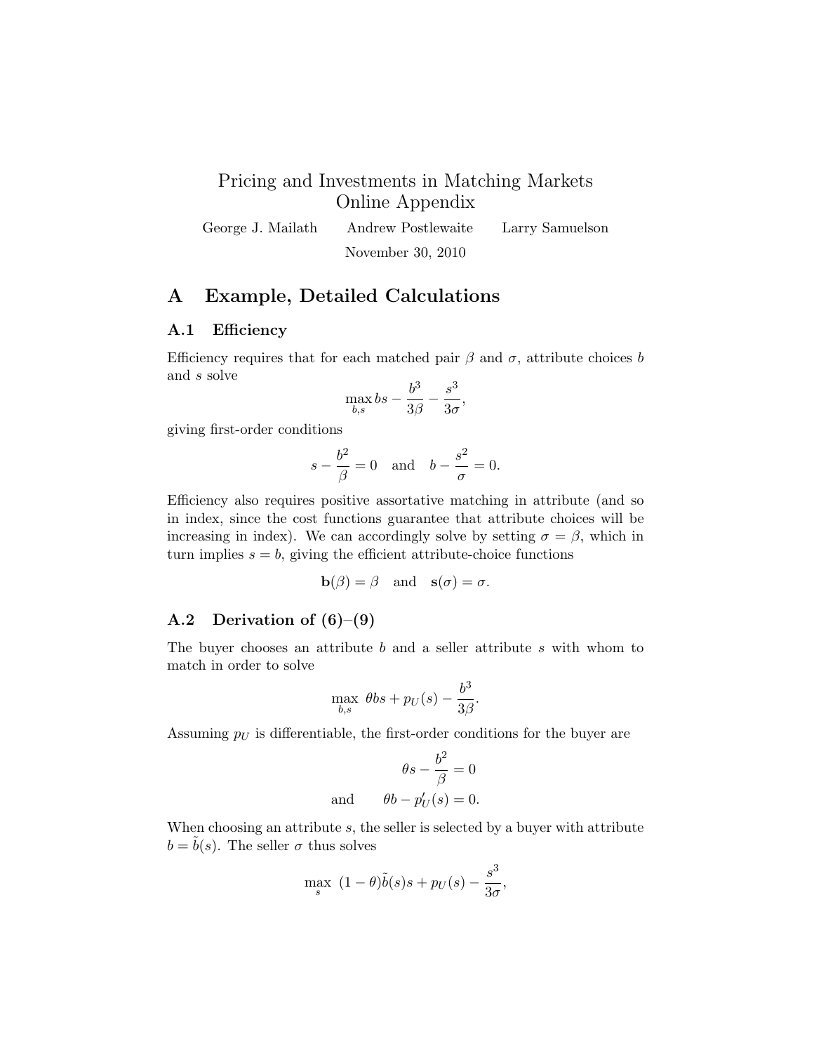# Pricing and Investments in Matching Markets
# Online Appendix

George J. Mailath Andrew Postlewaite Larry Samuelson

November 30, 2010

## A Example, Detailed Calculations

### A.1 Efficiency

Efficiency requires that for each matched pair $\beta$ and $\sigma$, attribute choices $b$ and $s$ solve

$$\max_{b,s} bs - \frac{b^3}{3\beta} - \frac{s^3}{3\sigma},$$

giving first-order conditions

$$s - \frac{b^2}{\beta} = 0 \quad \text{and} \quad b - \frac{s^2}{\sigma} = 0.$$

Efficiency also requires positive assortative matching in attribute (and so in index, since the cost functions guarantee that attribute choices will be increasing in index). We can accordingly solve by setting $\sigma = \beta$, which in turn implies $s = b$, giving the efficient attribute-choice functions

$$\mathbf{b}(\beta) = \beta \quad \text{and} \quad \mathbf{s}(\sigma) = \sigma.$$

### A.2 Derivation of (6)–(9)

The buyer chooses an attribute $b$ and a seller attribute $s$ with whom to match in order to solve

$$\max_{b,s} \ \theta bs + p_U(s) - \frac{b^3}{3\beta}.$$

Assuming $p_U$ is differentiable, the first-order conditions for the buyer are

$$\theta s - \frac{b^2}{\beta} = 0$$

$$\text{and} \qquad \theta b - p_U'(s) = 0.$$

When choosing an attribute $s$, the seller is selected by a buyer with attribute $b = \tilde{b}(s)$. The seller $\sigma$ thus solves

$$\max_{s} \ (1-\theta)\tilde{b}(s)s + p_U(s) - \frac{s^3}{3\sigma},$$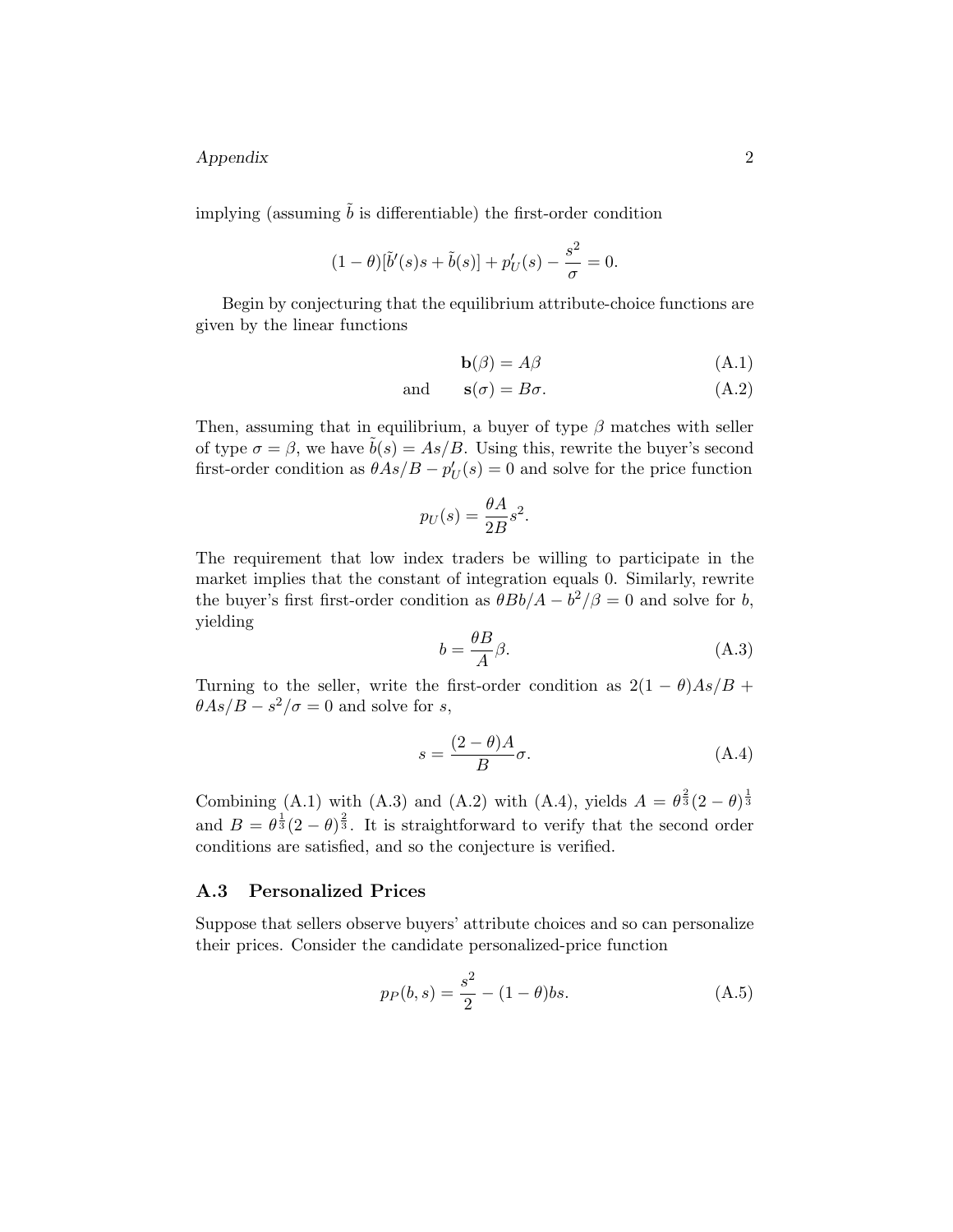implying (assuming $\tilde{b}$ is differentiable) the first-order condition

$$(1-\theta)[\tilde{b}'(s)s + \tilde{b}(s)] + p_U'(s) - \frac{s^2}{\sigma} = 0.$$

Begin by conjecturing that the equilibrium attribute-choice functions are given by the linear functions

$$\mathbf{b}(\beta) = A\beta \tag{A.1}$$

$$\text{and} \qquad \mathbf{s}(\sigma) = B\sigma. \tag{A.2}$$

Then, assuming that in equilibrium, a buyer of type $\beta$ matches with seller of type $\sigma = \beta$, we have $\tilde{b}(s) = As/B$. Using this, rewrite the buyer's second first-order condition as $\theta As/B - p_U'(s) = 0$ and solve for the price function

$$p_U(s) = \frac{\theta A}{2B}s^2.$$

The requirement that low index traders be willing to participate in the market implies that the constant of integration equals 0. Similarly, rewrite the buyer's first first-order condition as $\theta Bb/A - b^2/\beta = 0$ and solve for $b$, yielding

$$b = \frac{\theta B}{A}\beta. \tag{A.3}$$

Turning to the seller, write the first-order condition as $2(1-\theta)As/B + \theta As/B - s^2/\sigma = 0$ and solve for $s$,

$$s = \frac{(2-\theta)A}{B}\sigma. \tag{A.4}$$

Combining (A.1) with (A.3) and (A.2) with (A.4), yields $A = \theta^{\frac{2}{3}}(2-\theta)^{\frac{1}{3}}$ and $B = \theta^{\frac{1}{3}}(2-\theta)^{\frac{2}{3}}$. It is straightforward to verify that the second order conditions are satisfied, and so the conjecture is verified.

### A.3 Personalized Prices

Suppose that sellers observe buyers' attribute choices and so can personalize their prices. Consider the candidate personalized-price function

$$p_P(b, s) = \frac{s^2}{2} - (1-\theta)bs. \tag{A.5}$$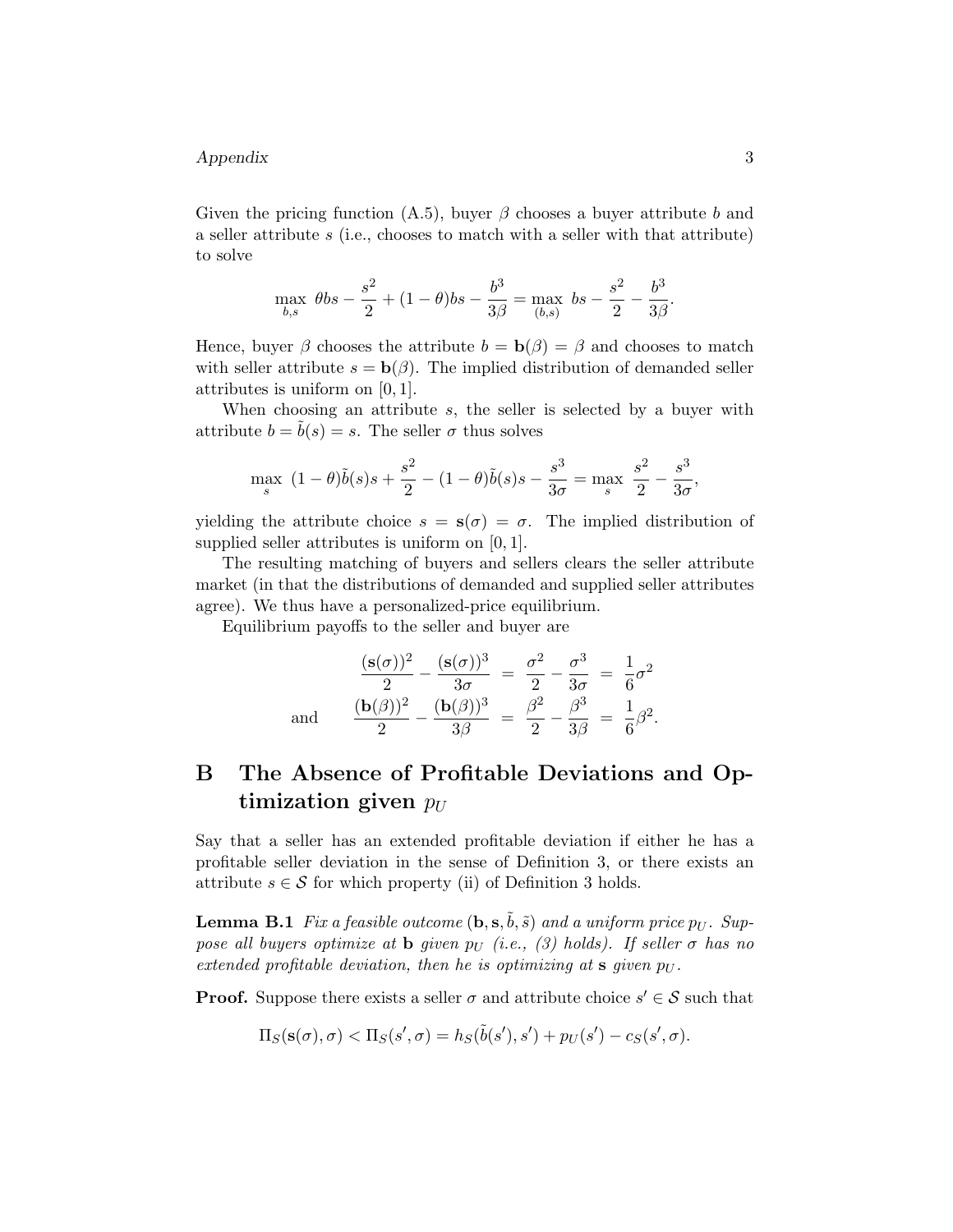Given the pricing function (A.5), buyer $\beta$ chooses a buyer attribute $b$ and a seller attribute $s$ (i.e., chooses to match with a seller with that attribute) to solve

$$\max_{b,s} \ \theta bs - \frac{s^2}{2} + (1-\theta)bs - \frac{b^3}{3\beta} = \max_{(b,s)} \ bs - \frac{s^2}{2} - \frac{b^3}{3\beta}.$$

Hence, buyer $\beta$ chooses the attribute $b = \mathbf{b}(\beta) = \beta$ and chooses to match with seller attribute $s = \mathbf{b}(\beta)$. The implied distribution of demanded seller attributes is uniform on $[0,1]$.

When choosing an attribute $s$, the seller is selected by a buyer with attribute $b = \tilde{b}(s) = s$. The seller $\sigma$ thus solves

$$\max_{s} \ (1-\theta)\tilde{b}(s)s + \frac{s^2}{2} - (1-\theta)\tilde{b}(s)s - \frac{s^3}{3\sigma} = \max_{s} \ \frac{s^2}{2} - \frac{s^3}{3\sigma},$$

yielding the attribute choice $s = \mathbf{s}(\sigma) = \sigma$. The implied distribution of supplied seller attributes is uniform on $[0,1]$.

The resulting matching of buyers and sellers clears the seller attribute market (in that the distributions of demanded and supplied seller attributes agree). We thus have a personalized-price equilibrium.

Equilibrium payoffs to the seller and buyer are

$$\frac{(\mathbf{s}(\sigma))^2}{2} - \frac{(\mathbf{s}(\sigma))^3}{3\sigma} = \frac{\sigma^2}{2} - \frac{\sigma^3}{3\sigma} = \frac{1}{6}\sigma^2$$

$$\text{and} \qquad \frac{(\mathbf{b}(\beta))^2}{2} - \frac{(\mathbf{b}(\beta))^3}{3\beta} = \frac{\beta^2}{2} - \frac{\beta^3}{3\beta} = \frac{1}{6}\beta^2.$$

# B The Absence of Profitable Deviations and Optimization given $p_U$

Say that a seller has an extended profitable deviation if either he has a profitable seller deviation in the sense of Definition 3, or there exists an attribute $s \in \mathcal{S}$ for which property (ii) of Definition 3 holds.

**Lemma B.1** *Fix a feasible outcome $(\mathbf{b}, \mathbf{s}, \tilde{b}, \tilde{s})$ and a uniform price $p_U$. Suppose all buyers optimize at $\mathbf{b}$ given $p_U$ (i.e., (3) holds). If seller $\sigma$ has no extended profitable deviation, then he is optimizing at $\mathbf{s}$ given $p_U$.*

**Proof.** Suppose there exists a seller $\sigma$ and attribute choice $s' \in \mathcal{S}$ such that

$$\Pi_S(\mathbf{s}(\sigma), \sigma) < \Pi_S(s', \sigma) = h_S(\tilde{b}(s'), s') + p_U(s') - c_S(s', \sigma).$$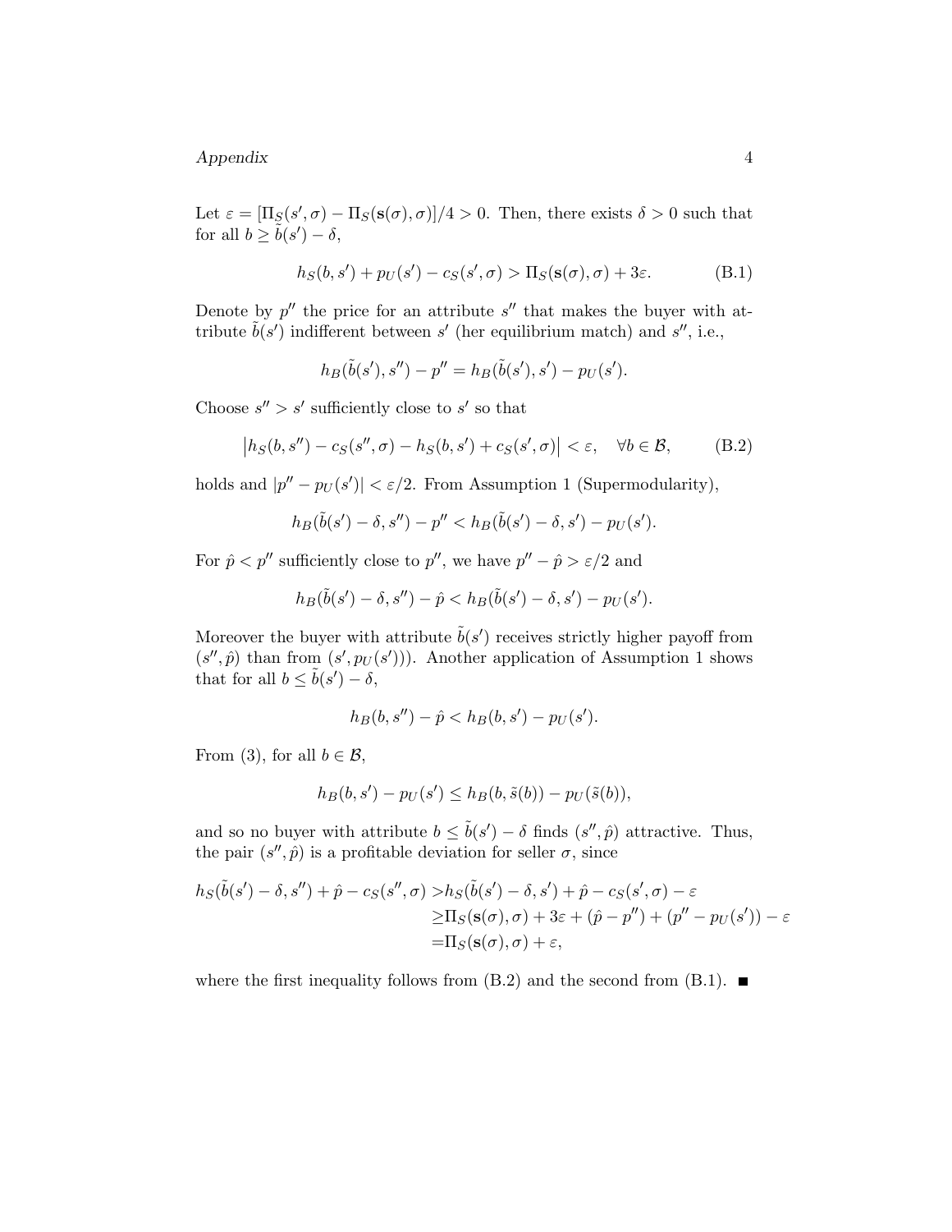Let $\varepsilon = [\Pi_S(s', \sigma) - \Pi_S(\mathbf{s}(\sigma), \sigma)]/4 > 0$. Then, there exists $\delta > 0$ such that for all $b \geq \tilde{b}(s') - \delta$,

$$h_S(b, s') + p_U(s') - c_S(s', \sigma) > \Pi_S(\mathbf{s}(\sigma), \sigma) + 3\varepsilon. \tag{B.1}$$

Denote by $p''$ the price for an attribute $s''$ that makes the buyer with attribute $\tilde{b}(s')$ indifferent between $s'$ (her equilibrium match) and $s''$, i.e.,

$$h_B(\tilde{b}(s'), s'') - p'' = h_B(\tilde{b}(s'), s') - p_U(s').$$

Choose $s'' > s'$ sufficiently close to $s'$ so that

$$\left| h_S(b, s'') - c_S(s'', \sigma) - h_S(b, s') + c_S(s', \sigma) \right| < \varepsilon, \quad \forall b \in \mathcal{B}, \tag{B.2}$$

holds and $|p'' - p_U(s')| < \varepsilon/2$. From Assumption 1 (Supermodularity),

$$h_B(\tilde{b}(s') - \delta, s'') - p'' < h_B(\tilde{b}(s') - \delta, s') - p_U(s').$$

For $\hat{p} < p''$ sufficiently close to $p''$, we have $p'' - \hat{p} > \varepsilon/2$ and

$$h_B(\tilde{b}(s') - \delta, s'') - \hat{p} < h_B(\tilde{b}(s') - \delta, s') - p_U(s').$$

Moreover the buyer with attribute $\tilde{b}(s')$ receives strictly higher payoff from $(s'', \hat{p})$ than from $(s', p_U(s')))$. Another application of Assumption 1 shows that for all $b \leq \tilde{b}(s') - \delta$,

$$h_B(b, s'') - \hat{p} < h_B(b, s') - p_U(s').$$

From (3), for all $b \in \mathcal{B}$,

$$h_B(b, s') - p_U(s') \leq h_B(b, \tilde{s}(b)) - p_U(\tilde{s}(b)),$$

and so no buyer with attribute $b \leq \tilde{b}(s') - \delta$ finds $(s'', \hat{p})$ attractive. Thus, the pair $(s'', \hat{p})$ is a profitable deviation for seller $\sigma$, since

$$\begin{aligned}
h_S(\tilde{b}(s') - \delta, s'') + \hat{p} - c_S(s'', \sigma) > & h_S(\tilde{b}(s') - \delta, s') + \hat{p} - c_S(s', \sigma) - \varepsilon \\
\geq & \Pi_S(\mathbf{s}(\sigma), \sigma) + 3\varepsilon + (\hat{p} - p'') + (p'' - p_U(s')) - \varepsilon \\
= & \Pi_S(\mathbf{s}(\sigma), \sigma) + \varepsilon,
\end{aligned}$$

where the first inequality follows from (B.2) and the second from (B.1). ■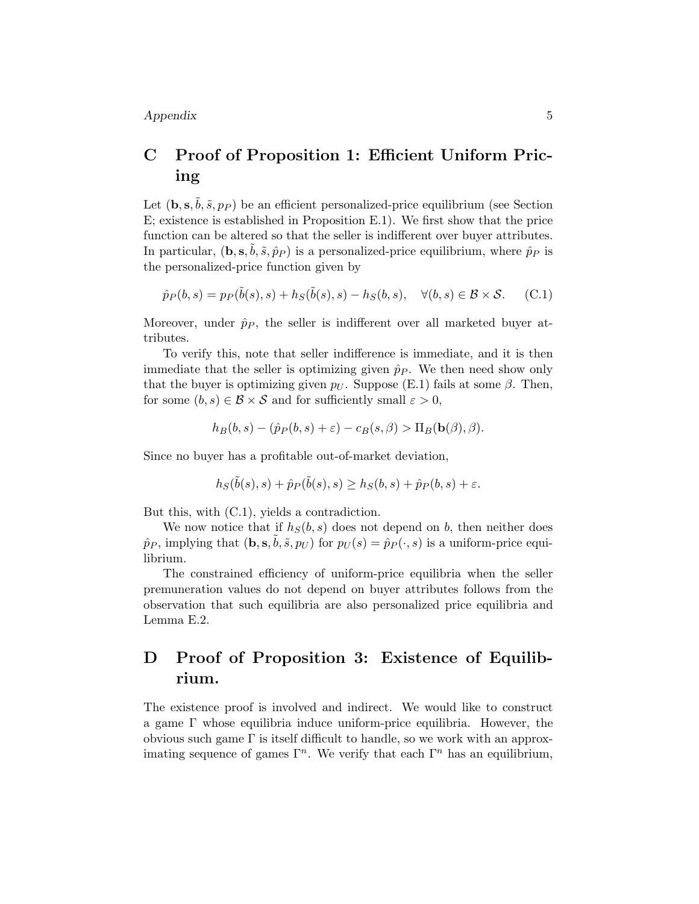# C Proof of Proposition 1: Efficient Uniform Pricing

Let $(\mathbf{b}, \mathbf{s}, \tilde{b}, \tilde{s}, p_P)$ be an efficient personalized-price equilibrium (see Section E; existence is established in Proposition E.1). We first show that the price function can be altered so that the seller is indifferent over buyer attributes. In particular, $(\mathbf{b}, \mathbf{s}, \tilde{b}, \tilde{s}, \hat{p}_P)$ is a personalized-price equilibrium, where $\hat{p}_P$ is the personalized-price function given by

$$\hat{p}_P(b, s) = p_P(\tilde{b}(s), s) + h_S(\tilde{b}(s), s) - h_S(b, s), \quad \forall (b, s) \in \mathcal{B} \times \mathcal{S}. \qquad \text{(C.1)}$$

Moreover, under $\hat{p}_P$, the seller is indifferent over all marketed buyer attributes.

To verify this, note that seller indifference is immediate, and it is then immediate that the seller is optimizing given $\hat{p}_P$. We then need show only that the buyer is optimizing given $p_U$. Suppose (E.1) fails at some $\beta$. Then, for some $(b, s) \in \mathcal{B} \times \mathcal{S}$ and for sufficiently small $\varepsilon > 0$,

$$h_B(b, s) - (\hat{p}_P(b, s) + \varepsilon) - c_B(s, \beta) > \Pi_B(\mathbf{b}(\beta), \beta).$$

Since no buyer has a profitable out-of-market deviation,

$$h_S(\tilde{b}(s), s) + \hat{p}_P(\tilde{b}(s), s) \geq h_S(b, s) + \hat{p}_P(b, s) + \varepsilon.$$

But this, with (C.1), yields a contradiction.

We now notice that if $h_S(b, s)$ does not depend on $b$, then neither does $\hat{p}_P$, implying that $(\mathbf{b}, \mathbf{s}, \tilde{b}, \tilde{s}, p_U)$ for $p_U(s) = \hat{p}_P(\cdot, s)$ is a uniform-price equilibrium.

The constrained efficiency of uniform-price equilibria when the seller premuneration values do not depend on buyer attributes follows from the observation that such equilibria are also personalized price equilibria and Lemma E.2.

# D Proof of Proposition 3: Existence of Equilibrium.

The existence proof is involved and indirect. We would like to construct a game $\Gamma$ whose equilibria induce uniform-price equilibria. However, the obvious such game $\Gamma$ is itself difficult to handle, so we work with an approximating sequence of games $\Gamma^n$. We verify that each $\Gamma^n$ has an equilibrium,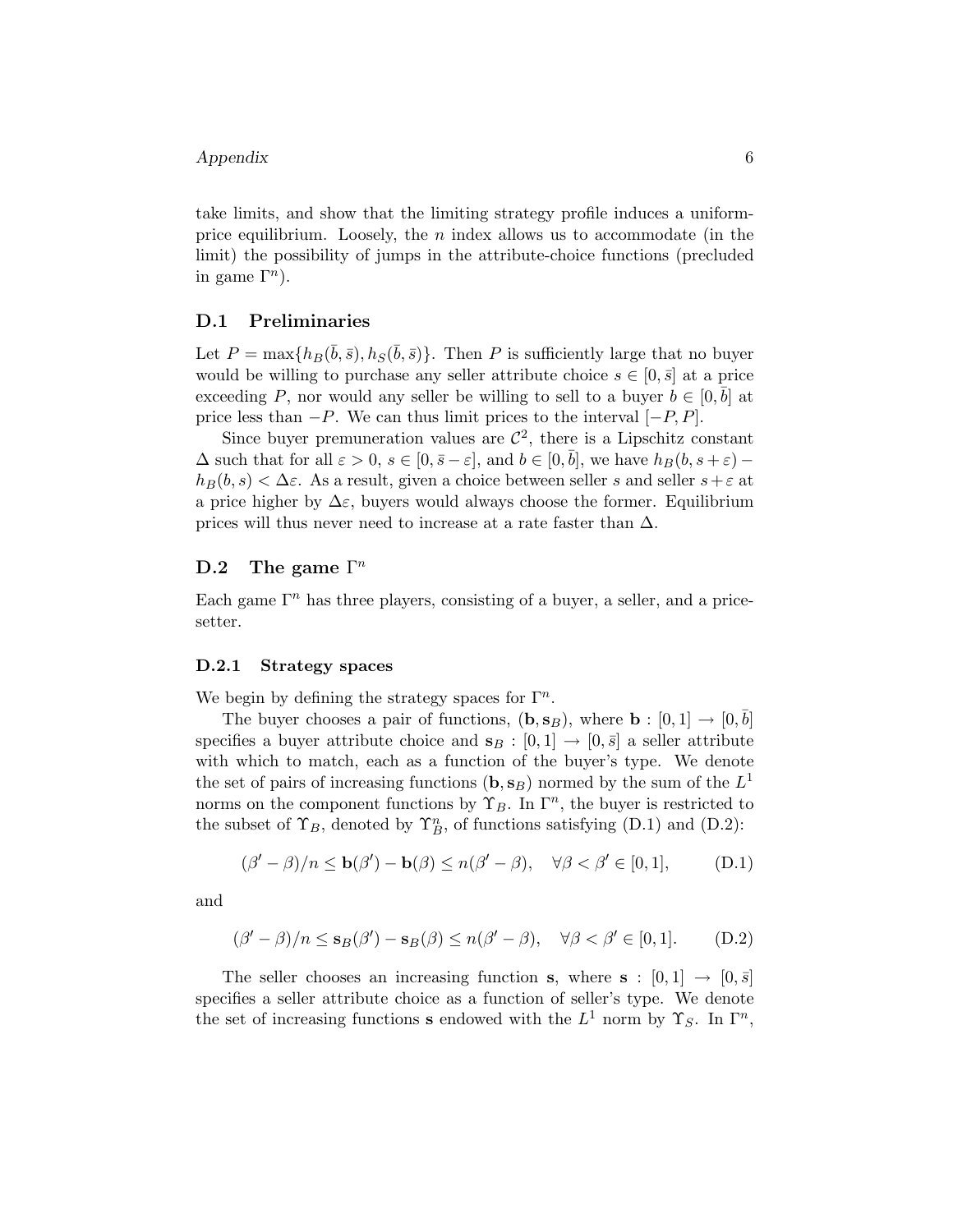take limits, and show that the limiting strategy profile induces a uniform-price equilibrium. Loosely, the $n$ index allows us to accommodate (in the limit) the possibility of jumps in the attribute-choice functions (precluded in game $\Gamma^n$).

## D.1 Preliminaries

Let $P = \max\{h_B(\bar{b}, \bar{s}), h_S(\bar{b}, \bar{s})\}$. Then $P$ is sufficiently large that no buyer would be willing to purchase any seller attribute choice $s \in [0, \bar{s}]$ at a price exceeding $P$, nor would any seller be willing to sell to a buyer $b \in [0, \bar{b}]$ at price less than $-P$. We can thus limit prices to the interval $[-P, P]$.

Since buyer premuneration values are $\mathcal{C}^2$, there is a Lipschitz constant $\Delta$ such that for all $\varepsilon > 0$, $s \in [0, \bar{s} - \varepsilon]$, and $b \in [0, \bar{b}]$, we have $h_B(b, s + \varepsilon) - h_B(b, s) < \Delta\varepsilon$. As a result, given a choice between seller $s$ and seller $s + \varepsilon$ at a price higher by $\Delta\varepsilon$, buyers would always choose the former. Equilibrium prices will thus never need to increase at a rate faster than $\Delta$.

## D.2 The game $\Gamma^n$

Each game $\Gamma^n$ has three players, consisting of a buyer, a seller, and a price-setter.

### D.2.1 Strategy spaces

We begin by defining the strategy spaces for $\Gamma^n$.

The buyer chooses a pair of functions, $(\mathbf{b}, \mathbf{s}_B)$, where $\mathbf{b} : [0, 1] \to [0, \bar{b}]$ specifies a buyer attribute choice and $\mathbf{s}_B : [0, 1] \to [0, \bar{s}]$ a seller attribute with which to match, each as a function of the buyer's type. We denote the set of pairs of increasing functions $(\mathbf{b}, \mathbf{s}_B)$ normed by the sum of the $L^1$ norms on the component functions by $\Upsilon_B$. In $\Gamma^n$, the buyer is restricted to the subset of $\Upsilon_B$, denoted by $\Upsilon_B^n$, of functions satisfying (D.1) and (D.2):

$$(\beta' - \beta)/n \leq \mathbf{b}(\beta') - \mathbf{b}(\beta) \leq n(\beta' - \beta), \quad \forall \beta < \beta' \in [0, 1], \tag{D.1}$$

and

$$(\beta' - \beta)/n \leq \mathbf{s}_B(\beta') - \mathbf{s}_B(\beta) \leq n(\beta' - \beta), \quad \forall \beta < \beta' \in [0, 1]. \tag{D.2}$$

The seller chooses an increasing function $\mathbf{s}$, where $\mathbf{s} : [0, 1] \to [0, \bar{s}]$ specifies a seller attribute choice as a function of seller's type. We denote the set of increasing functions $\mathbf{s}$ endowed with the $L^1$ norm by $\Upsilon_S$. In $\Gamma^n$,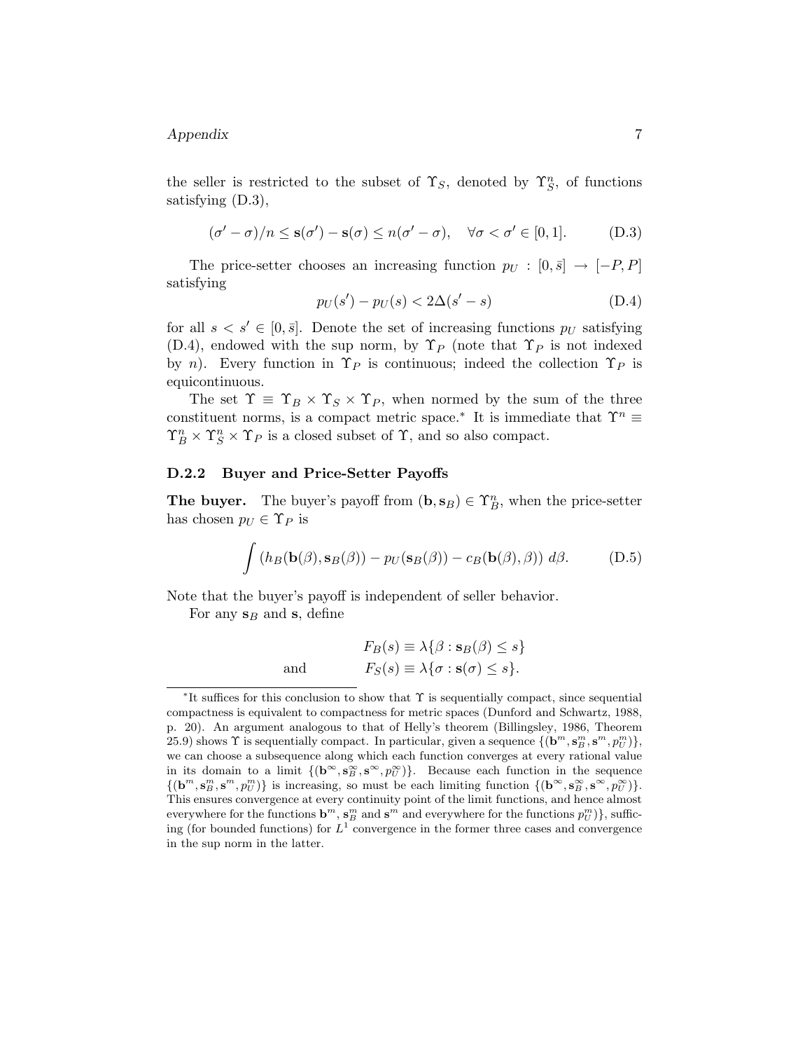the seller is restricted to the subset of $\Upsilon_S$, denoted by $\Upsilon_S^n$, of functions satisfying (D.3),

$$(\sigma' - \sigma)/n \leq \mathbf{s}(\sigma') - \mathbf{s}(\sigma) \leq n(\sigma' - \sigma), \quad \forall \sigma < \sigma' \in [0, 1]. \tag{D.3}$$

The price-setter chooses an increasing function $p_U : [0, \bar{s}] \to [-P, P]$ satisfying

$$p_U(s') - p_U(s) < 2\Delta(s' - s) \tag{D.4}$$

for all $s < s' \in [0, \bar{s}]$. Denote the set of increasing functions $p_U$ satisfying (D.4), endowed with the sup norm, by $\Upsilon_P$ (note that $\Upsilon_P$ is not indexed by $n$). Every function in $\Upsilon_P$ is continuous; indeed the collection $\Upsilon_P$ is equicontinuous.

The set $\Upsilon \equiv \Upsilon_B \times \Upsilon_S \times \Upsilon_P$, when normed by the sum of the three constituent norms, is a compact metric space.* It is immediate that $\Upsilon^n \equiv \Upsilon_B^n \times \Upsilon_S^n \times \Upsilon_P$ is a closed subset of $\Upsilon$, and so also compact.

### D.2.2 Buyer and Price-Setter Payoffs

**The buyer.** The buyer's payoff from $(\mathbf{b}, \mathbf{s}_B) \in \Upsilon_B^n$, when the price-setter has chosen $p_U \in \Upsilon_P$ is

$$\int \left( h_B(\mathbf{b}(\beta), \mathbf{s}_B(\beta)) - p_U(\mathbf{s}_B(\beta)) - c_B(\mathbf{b}(\beta), \beta) \right) d\beta. \tag{D.5}$$

Note that the buyer's payoff is independent of seller behavior.

For any $\mathbf{s}_B$ and $\mathbf{s}$, define

$$F_B(s) \equiv \lambda\{\beta : \mathbf{s}_B(\beta) \leq s\}$$

and

$$F_S(s) \equiv \lambda\{\sigma : \mathbf{s}(\sigma) \leq s\}.$$

---

*It suffices for this conclusion to show that $\Upsilon$ is sequentially compact, since sequential compactness is equivalent to compactness for metric spaces (Dunford and Schwartz, 1988, p. 20). An argument analogous to that of Helly's theorem (Billingsley, 1986, Theorem 25.9) shows $\Upsilon$ is sequentially compact. In particular, given a sequence $\{(\mathbf{b}^m, \mathbf{s}_B^m, \mathbf{s}^m, p_U^m)\}$, we can choose a subsequence along which each function converges at every rational value in its domain to a limit $\{(\mathbf{b}^\infty, \mathbf{s}_B^\infty, \mathbf{s}^\infty, p_U^\infty)\}$. Because each function in the sequence $\{(\mathbf{b}^m, \mathbf{s}_B^m, \mathbf{s}^m, p_U^m)\}$ is increasing, so must be each limiting function $\{(\mathbf{b}^\infty, \mathbf{s}_B^\infty, \mathbf{s}^\infty, p_U^\infty)\}$. This ensures convergence at every continuity point of the limit functions, and hence almost everywhere for the functions $\mathbf{b}^m$, $\mathbf{s}_B^m$ and $\mathbf{s}^m$ and everywhere for the functions $p_U^m)\}$, sufficing (for bounded functions) for $L^1$ convergence in the former three cases and convergence in the sup norm in the latter.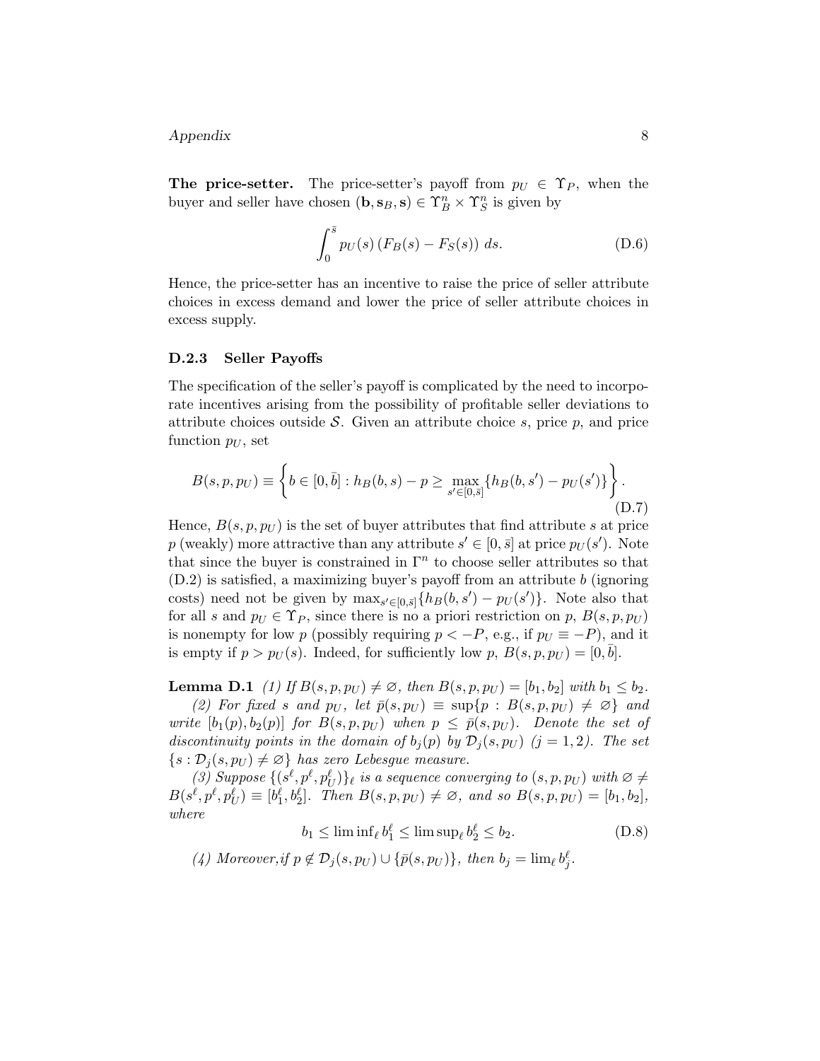**The price-setter.** The price-setter's payoff from $p_U \in \Upsilon_P$, when the buyer and seller have chosen $(\mathbf{b}, \mathbf{s}_B, \mathbf{s}) \in \Upsilon_B^n \times \Upsilon_S^n$ is given by

$$\int_0^{\bar{s}} p_U(s) \left(F_B(s) - F_S(s)\right) \, ds. \tag{D.6}$$

Hence, the price-setter has an incentive to raise the price of seller attribute choices in excess demand and lower the price of seller attribute choices in excess supply.

### D.2.3 Seller Payoffs

The specification of the seller's payoff is complicated by the need to incorporate incentives arising from the possibility of profitable seller deviations to attribute choices outside $\mathcal{S}$. Given an attribute choice $s$, price $p$, and price function $p_U$, set

$$B(s, p, p_U) \equiv \left\{ b \in [0, \bar{b}] : h_B(b, s) - p \geq \max_{s' \in [0, \bar{s}]} \{h_B(b, s') - p_U(s')\} \right\}. \tag{D.7}$$

Hence, $B(s, p, p_U)$ is the set of buyer attributes that find attribute $s$ at price $p$ (weakly) more attractive than any attribute $s' \in [0, \bar{s}]$ at price $p_U(s')$. Note that since the buyer is constrained in $\Gamma^n$ to choose seller attributes so that (D.2) is satisfied, a maximizing buyer's payoff from an attribute $b$ (ignoring costs) need not be given by $\max_{s' \in [0, \bar{s}]} \{h_B(b, s') - p_U(s')\}$. Note also that for all $s$ and $p_U \in \Upsilon_P$, since there is no a priori restriction on $p$, $B(s, p, p_U)$ is nonempty for low $p$ (possibly requiring $p < -P$, e.g., if $p_U \equiv -P$), and it is empty if $p > p_U(s)$. Indeed, for sufficiently low $p$, $B(s, p, p_U) = [0, \bar{b}]$.

**Lemma D.1** *(1) If $B(s, p, p_U) \neq \varnothing$, then $B(s, p, p_U) = [b_1, b_2]$ with $b_1 \leq b_2$.*

*(2) For fixed $s$ and $p_U$, let $\bar{p}(s, p_U) \equiv \sup\{p : B(s, p, p_U) \neq \varnothing\}$ and write $[b_1(p), b_2(p)]$ for $B(s, p, p_U)$ when $p \leq \bar{p}(s, p_U)$. Denote the set of discontinuity points in the domain of $b_j(p)$ by $\mathcal{D}_j(s, p_U)$ $(j = 1, 2)$. The set $\{s : \mathcal{D}_j(s, p_U) \neq \varnothing\}$ has zero Lebesgue measure.*

*(3) Suppose $\{(s^\ell, p^\ell, p_U^\ell)\}_\ell$ is a sequence converging to $(s, p, p_U)$ with $\varnothing \neq B(s^\ell, p^\ell, p_U^\ell) \equiv [b_1^\ell, b_2^\ell]$. Then $B(s, p, p_U) \neq \varnothing$, and so $B(s, p, p_U) = [b_1, b_2]$, where*

$$b_1 \leq \liminf_\ell b_1^\ell \leq \limsup_\ell b_2^\ell \leq b_2. \tag{D.8}$$

*(4) Moreover, if $p \notin \mathcal{D}_j(s, p_U) \cup \{\bar{p}(s, p_U)\}$, then $b_j = \lim_\ell b_j^\ell$.*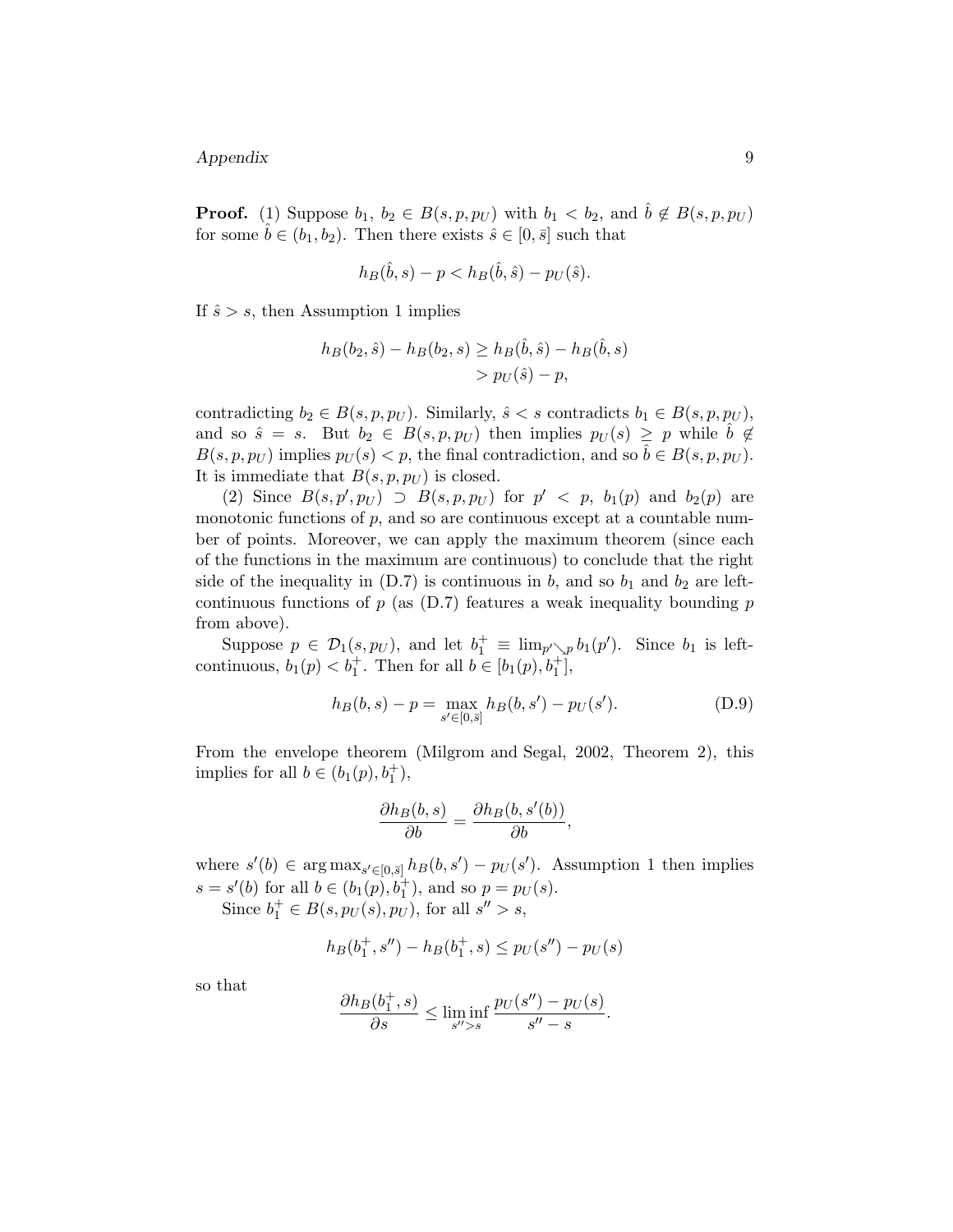**Proof.** (1) Suppose $b_1,\ b_2 \in B(s,p,p_U)$ with $b_1 < b_2$, and $\hat{b} \notin B(s,p,p_U)$ for some $\hat{b} \in (b_1, b_2)$. Then there exists $\hat{s} \in [0, \bar{s}]$ such that

$$h_B(\hat{b}, s) - p < h_B(\hat{b}, \hat{s}) - p_U(\hat{s}).$$

If $\hat{s} > s$, then Assumption 1 implies

$$\begin{aligned} h_B(b_2, \hat{s}) - h_B(b_2, s) &\geq h_B(\hat{b}, \hat{s}) - h_B(\hat{b}, s) \\ &> p_U(\hat{s}) - p, \end{aligned}$$

contradicting $b_2 \in B(s,p,p_U)$. Similarly, $\hat{s} < s$ contradicts $b_1 \in B(s,p,p_U)$, and so $\hat{s} = s$. But $b_2 \in B(s,p,p_U)$ then implies $p_U(s) \geq p$ while $\hat{b} \notin B(s,p,p_U)$ implies $p_U(s) < p$, the final contradiction, and so $\hat{b} \in B(s,p,p_U)$. It is immediate that $B(s,p,p_U)$ is closed.

(2) Since $B(s,p',p_U) \supset B(s,p,p_U)$ for $p' < p$, $b_1(p)$ and $b_2(p)$ are monotonic functions of $p$, and so are continuous except at a countable number of points. Moreover, we can apply the maximum theorem (since each of the functions in the maximum are continuous) to conclude that the right side of the inequality in (D.7) is continuous in $b$, and so $b_1$ and $b_2$ are left-continuous functions of $p$ (as (D.7) features a weak inequality bounding $p$ from above).

Suppose $p \in \mathcal{D}_1(s, p_U)$, and let $b_1^+ \equiv \lim_{p' \searrow p} b_1(p')$. Since $b_1$ is left-continuous, $b_1(p) < b_1^+$. Then for all $b \in [b_1(p), b_1^+]$,

$$h_B(b, s) - p = \max_{s' \in [0, \bar{s}]} h_B(b, s') - p_U(s'). \tag{D.9}$$

From the envelope theorem (Milgrom and Segal, 2002, Theorem 2), this implies for all $b \in (b_1(p), b_1^+)$,

$$\frac{\partial h_B(b,s)}{\partial b} = \frac{\partial h_B(b, s'(b))}{\partial b},$$

where $s'(b) \in \arg\max_{s' \in [0,\bar{s}]} h_B(b, s') - p_U(s')$. Assumption 1 then implies $s = s'(b)$ for all $b \in (b_1(p), b_1^+)$, and so $p = p_U(s)$.

Since $b_1^+ \in B(s, p_U(s), p_U)$, for all $s'' > s$,

$$h_B(b_1^+, s'') - h_B(b_1^+, s) \leq p_U(s'') - p_U(s)$$

so that

$$\frac{\partial h_B(b_1^+, s)}{\partial s} \leq \liminf_{s'' > s} \frac{p_U(s'') - p_U(s)}{s'' - s}.$$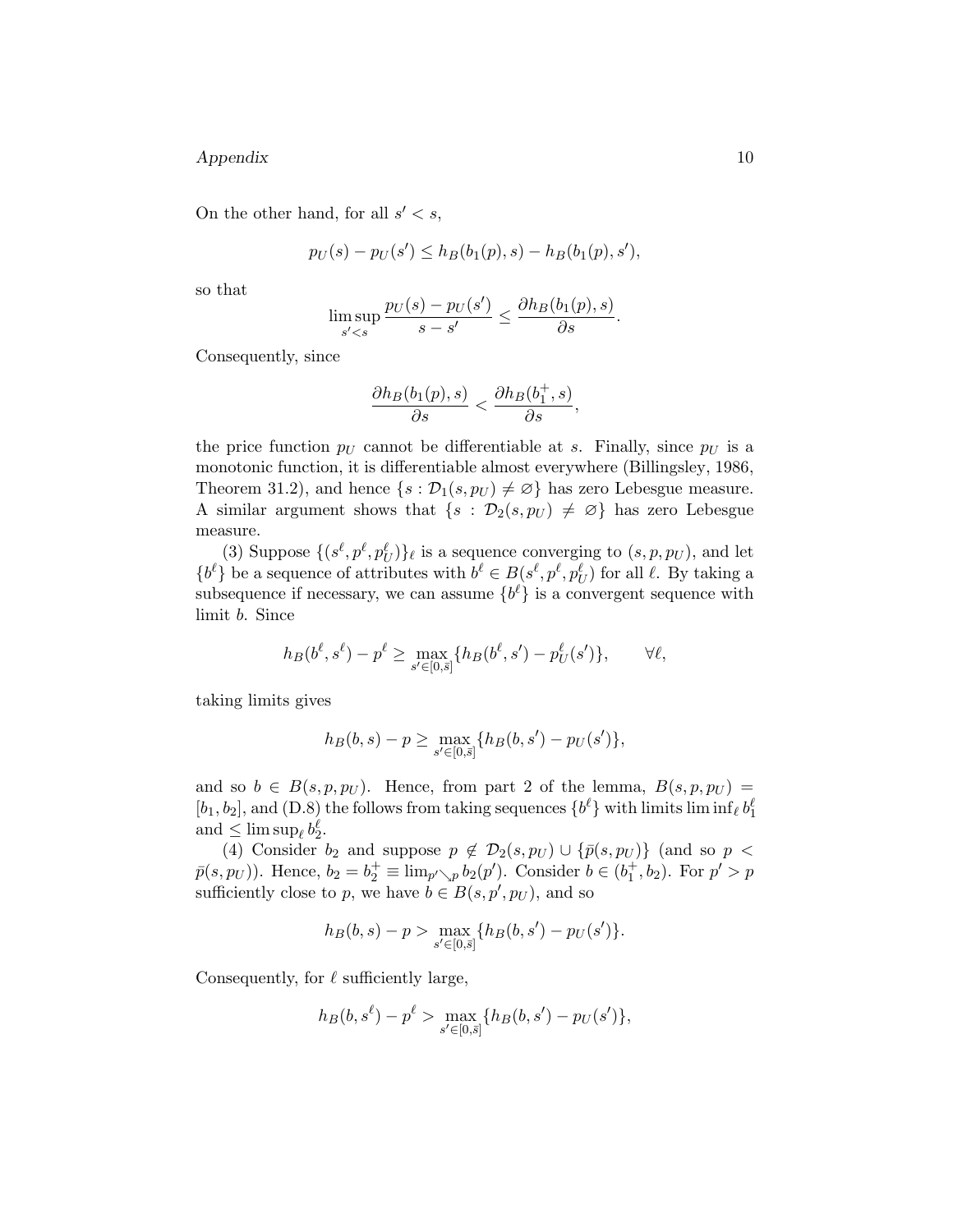On the other hand, for all $s' < s$,

$$p_U(s) - p_U(s') \leq h_B(b_1(p), s) - h_B(b_1(p), s'),$$

so that

$$\limsup_{s' < s} \frac{p_U(s) - p_U(s')}{s - s'} \leq \frac{\partial h_B(b_1(p), s)}{\partial s}.$$

Consequently, since

$$\frac{\partial h_B(b_1(p), s)}{\partial s} < \frac{\partial h_B(b_1^+, s)}{\partial s},$$

the price function $p_U$ cannot be differentiable at $s$. Finally, since $p_U$ is a monotonic function, it is differentiable almost everywhere (Billingsley, 1986, Theorem 31.2), and hence $\{s : \mathcal{D}_1(s, p_U) \neq \varnothing\}$ has zero Lebesgue measure. A similar argument shows that $\{s : \mathcal{D}_2(s, p_U) \neq \varnothing\}$ has zero Lebesgue measure.

(3) Suppose $\{(s^\ell, p^\ell, p_U^\ell)\}_\ell$ is a sequence converging to $(s, p, p_U)$, and let $\{b^\ell\}$ be a sequence of attributes with $b^\ell \in B(s^\ell, p^\ell, p_U^\ell)$ for all $\ell$. By taking a subsequence if necessary, we can assume $\{b^\ell\}$ is a convergent sequence with limit $b$. Since

$$h_B(b^\ell, s^\ell) - p^\ell \geq \max_{s' \in [0, \bar{s}]} \{h_B(b^\ell, s') - p_U^\ell(s')\}, \qquad \forall \ell,$$

taking limits gives

$$h_B(b, s) - p \geq \max_{s' \in [0, \bar{s}]} \{h_B(b, s') - p_U(s')\},$$

and so $b \in B(s, p, p_U)$. Hence, from part 2 of the lemma, $B(s, p, p_U) = [b_1, b_2]$, and (D.8) the follows from taking sequences $\{b^\ell\}$ with limits $\liminf_\ell b_1^\ell$ and $\leq \limsup_\ell b_2^\ell$.

(4) Consider $b_2$ and suppose $p \notin \mathcal{D}_2(s, p_U) \cup \{\bar{p}(s, p_U)\}$ (and so $p < \bar{p}(s, p_U)$). Hence, $b_2 = b_2^+ \equiv \lim_{p' \searrow p} b_2(p')$. Consider $b \in (b_1^+, b_2)$. For $p' > p$ sufficiently close to $p$, we have $b \in B(s, p', p_U)$, and so

$$h_B(b, s) - p > \max_{s' \in [0, \bar{s}]} \{h_B(b, s') - p_U(s')\}.$$

Consequently, for $\ell$ sufficiently large,

$$h_B(b, s^\ell) - p^\ell > \max_{s' \in [0, \bar{s}]} \{h_B(b, s') - p_U(s')\},$$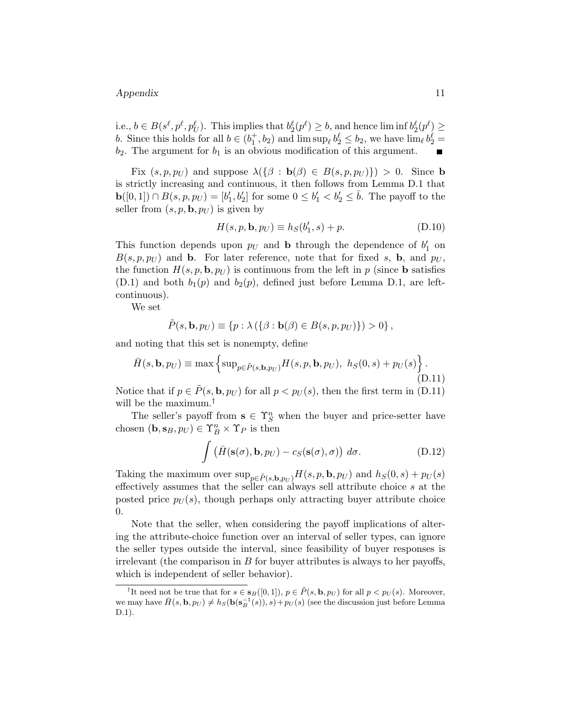i.e., $b \in B(s^\ell, p^\ell, p_U^\ell)$. This implies that $b_2^\ell(p^\ell) \geq b$, and hence $\liminf b_2^\ell(p^\ell) \geq b$. Since this holds for all $b \in (b_1^+, b_2)$ and $\limsup_\ell b_2^\ell \leq b_2$, we have $\lim_\ell b_2^\ell = b_2$. The argument for $b_1$ is an obvious modification of this argument. ■

Fix $(s, p, p_U)$ and suppose $\lambda(\{\beta : \mathbf{b}(\beta) \in B(s, p, p_U)\}) > 0$. Since $\mathbf{b}$ is strictly increasing and continuous, it then follows from Lemma D.1 that $\mathbf{b}([0,1]) \cap B(s, p, p_U) = [b_1', b_2']$ for some $0 \leq b_1' < b_2' \leq \bar{b}$. The payoff to the seller from $(s, p, \mathbf{b}, p_U)$ is given by

$$H(s, p, \mathbf{b}, p_U) \equiv h_S(b_1', s) + p. \tag{D.10}$$

This function depends upon $p_U$ and $\mathbf{b}$ through the dependence of $b_1'$ on $B(s, p, p_U)$ and $\mathbf{b}$. For later reference, note that for fixed $s$, $\mathbf{b}$, and $p_U$, the function $H(s, p, \mathbf{b}, p_U)$ is continuous from the left in $p$ (since $\mathbf{b}$ satisfies (D.1) and both $b_1(p)$ and $b_2(p)$, defined just before Lemma D.1, are left-continuous).

We set

$$\tilde{P}(s, \mathbf{b}, p_U) \equiv \{p : \lambda(\{\beta : \mathbf{b}(\beta) \in B(s, p, p_U)\}) > 0\},$$

and noting that this set is nonempty, define

$$\bar{H}(s, \mathbf{b}, p_U) \equiv \max\left\{\sup\nolimits_{p \in \tilde{P}(s, \mathbf{b}, p_U)} H(s, p, \mathbf{b}, p_U),\ h_S(0, s) + p_U(s)\right\}. \tag{D.11}$$

Notice that if $p \in \tilde{P}(s, \mathbf{b}, p_U)$ for all $p < p_U(s)$, then the first term in (D.11) will be the maximum.[†]

The seller's payoff from $\mathbf{s} \in \Upsilon_S^n$ when the buyer and price-setter have chosen $(\mathbf{b}, \mathbf{s}_B, p_U) \in \Upsilon_B^n \times \Upsilon_P$ is then

$$\int \left(\bar{H}(\mathbf{s}(\sigma), \mathbf{b}, p_U) - c_S(\mathbf{s}(\sigma), \sigma)\right) d\sigma. \tag{D.12}$$

Taking the maximum over $\sup_{p \in \tilde{P}(s, \mathbf{b}, p_U)} H(s, p, \mathbf{b}, p_U)$ and $h_S(0, s) + p_U(s)$ effectively assumes that the seller can always sell attribute choice $s$ at the posted price $p_U(s)$, though perhaps only attracting buyer attribute choice 0.

Note that the seller, when considering the payoff implications of altering the attribute-choice function over an interval of seller types, can ignore the seller types outside the interval, since feasibility of buyer responses is irrelevant (the comparison in $B$ for buyer attributes is always to her payoffs, which is independent of seller behavior).

[†] It need not be true that for $s \in \mathbf{s}_B([0,1])$, $p \in \tilde{P}(s, \mathbf{b}, p_U)$ for all $p < p_U(s)$. Moreover, we may have $\bar{H}(s, \mathbf{b}, p_U) \neq h_S(\mathbf{b}(\mathbf{s}_B^{-1}(s)), s) + p_U(s)$ (see the discussion just before Lemma D.1).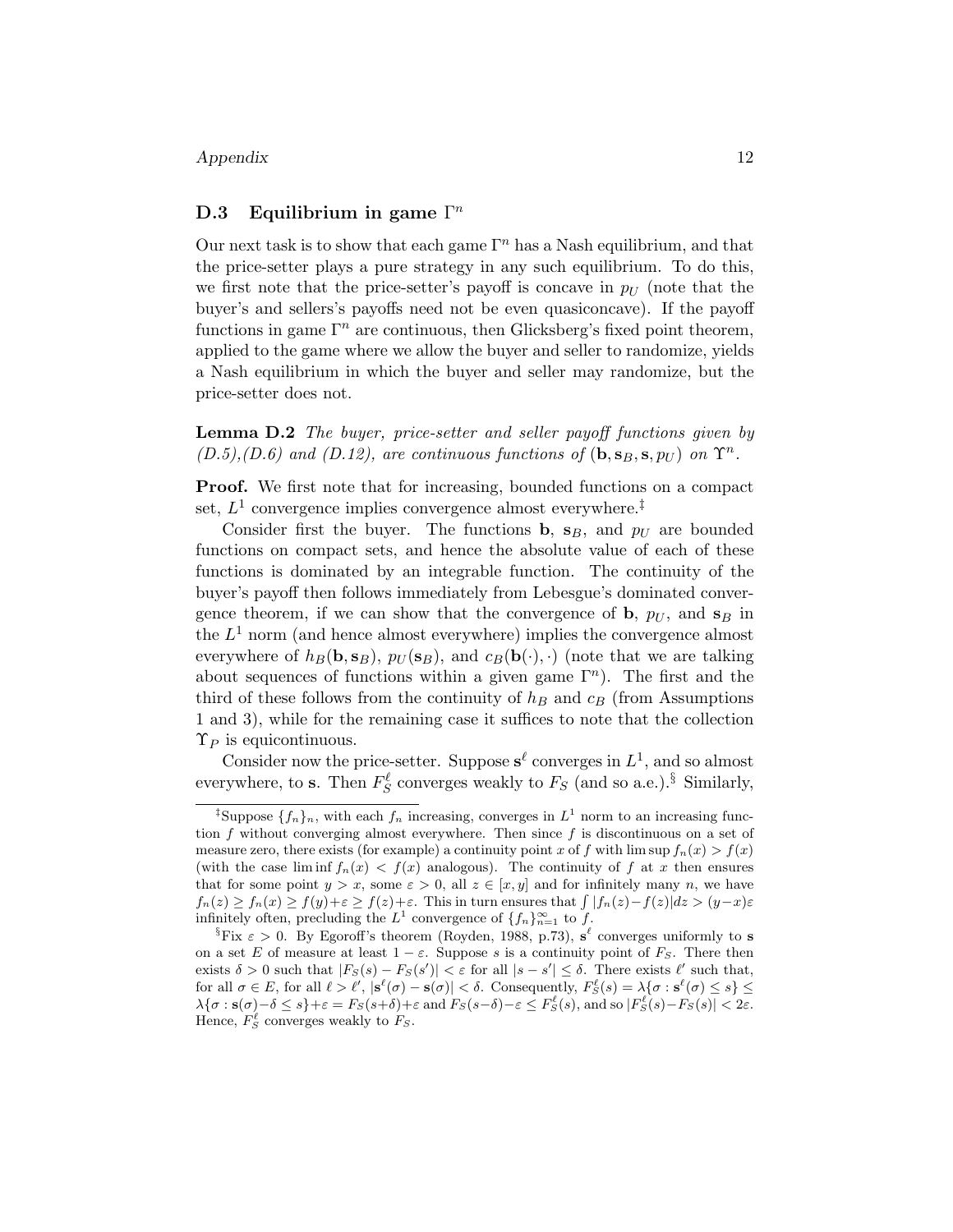### D.3 Equilibrium in game $\Gamma^n$

Our next task is to show that each game $\Gamma^n$ has a Nash equilibrium, and that the price-setter plays a pure strategy in any such equilibrium. To do this, we first note that the price-setter's payoff is concave in $p_U$ (note that the buyer's and sellers's payoffs need not be even quasiconcave). If the payoff functions in game $\Gamma^n$ are continuous, then Glicksberg's fixed point theorem, applied to the game where we allow the buyer and seller to randomize, yields a Nash equilibrium in which the buyer and seller may randomize, but the price-setter does not.

**Lemma D.2** *The buyer, price-setter and seller payoff functions given by (D.5),(D.6) and (D.12), are continuous functions of* $(\mathbf{b}, \mathbf{s}_B, \mathbf{s}, p_U)$ *on* $\Upsilon^n$.

**Proof.** We first note that for increasing, bounded functions on a compact set, $L^1$ convergence implies convergence almost everywhere.[‡]

Consider first the buyer. The functions $\mathbf{b}$, $\mathbf{s}_B$, and $p_U$ are bounded functions on compact sets, and hence the absolute value of each of these functions is dominated by an integrable function. The continuity of the buyer's payoff then follows immediately from Lebesgue's dominated convergence theorem, if we can show that the convergence of $\mathbf{b}$, $p_U$, and $\mathbf{s}_B$ in the $L^1$ norm (and hence almost everywhere) implies the convergence almost everywhere of $h_B(\mathbf{b}, \mathbf{s}_B)$, $p_U(\mathbf{s}_B)$, and $c_B(\mathbf{b}(\cdot), \cdot)$ (note that we are talking about sequences of functions within a given game $\Gamma^n$). The first and the third of these follows from the continuity of $h_B$ and $c_B$ (from Assumptions 1 and 3), while for the remaining case it suffices to note that the collection $\Upsilon_P$ is equicontinuous.

Consider now the price-setter. Suppose $\mathbf{s}^\ell$ converges in $L^1$, and so almost everywhere, to $\mathbf{s}$. Then $F_S^\ell$ converges weakly to $F_S$ (and so a.e.).[§] Similarly,

---

[‡] Suppose $\{f_n\}_n$, with each $f_n$ increasing, converges in $L^1$ norm to an increasing function $f$ without converging almost everywhere. Then since $f$ is discontinuous on a set of measure zero, there exists (for example) a continuity point $x$ of $f$ with $\limsup f_n(x) > f(x)$ (with the case $\liminf f_n(x) < f(x)$ analogous). The continuity of $f$ at $x$ then ensures that for some point $y > x$, some $\varepsilon > 0$, all $z \in [x, y]$ and for infinitely many $n$, we have $f_n(z) \geq f_n(x) \geq f(y) + \varepsilon \geq f(z) + \varepsilon$. This in turn ensures that $\int |f_n(z) - f(z)| dz > (y - x)\varepsilon$ infinitely often, precluding the $L^1$ convergence of $\{f_n\}_{n=1}^\infty$ to $f$.

[§] Fix $\varepsilon > 0$. By Egoroff's theorem (Royden, 1988, p.73), $\mathbf{s}^\ell$ converges uniformly to $\mathbf{s}$ on a set $E$ of measure at least $1 - \varepsilon$. Suppose $s$ is a continuity point of $F_S$. There then exists $\delta > 0$ such that $|F_S(s) - F_S(s')| < \varepsilon$ for all $|s - s'| \leq \delta$. There exists $\ell'$ such that, for all $\sigma \in E$, for all $\ell > \ell'$, $|\mathbf{s}^\ell(\sigma) - \mathbf{s}(\sigma)| < \delta$. Consequently, $F_S^\ell(s) = \lambda\{\sigma : \mathbf{s}^\ell(\sigma) \leq s\} \leq \lambda\{\sigma : \mathbf{s}(\sigma) - \delta \leq s\} + \varepsilon = F_S(s + \delta) + \varepsilon$ and $F_S(s - \delta) - \varepsilon \leq F_S^\ell(s)$, and so $|F_S^\ell(s) - F_S(s)| < 2\varepsilon$. Hence, $F_S^\ell$ converges weakly to $F_S$.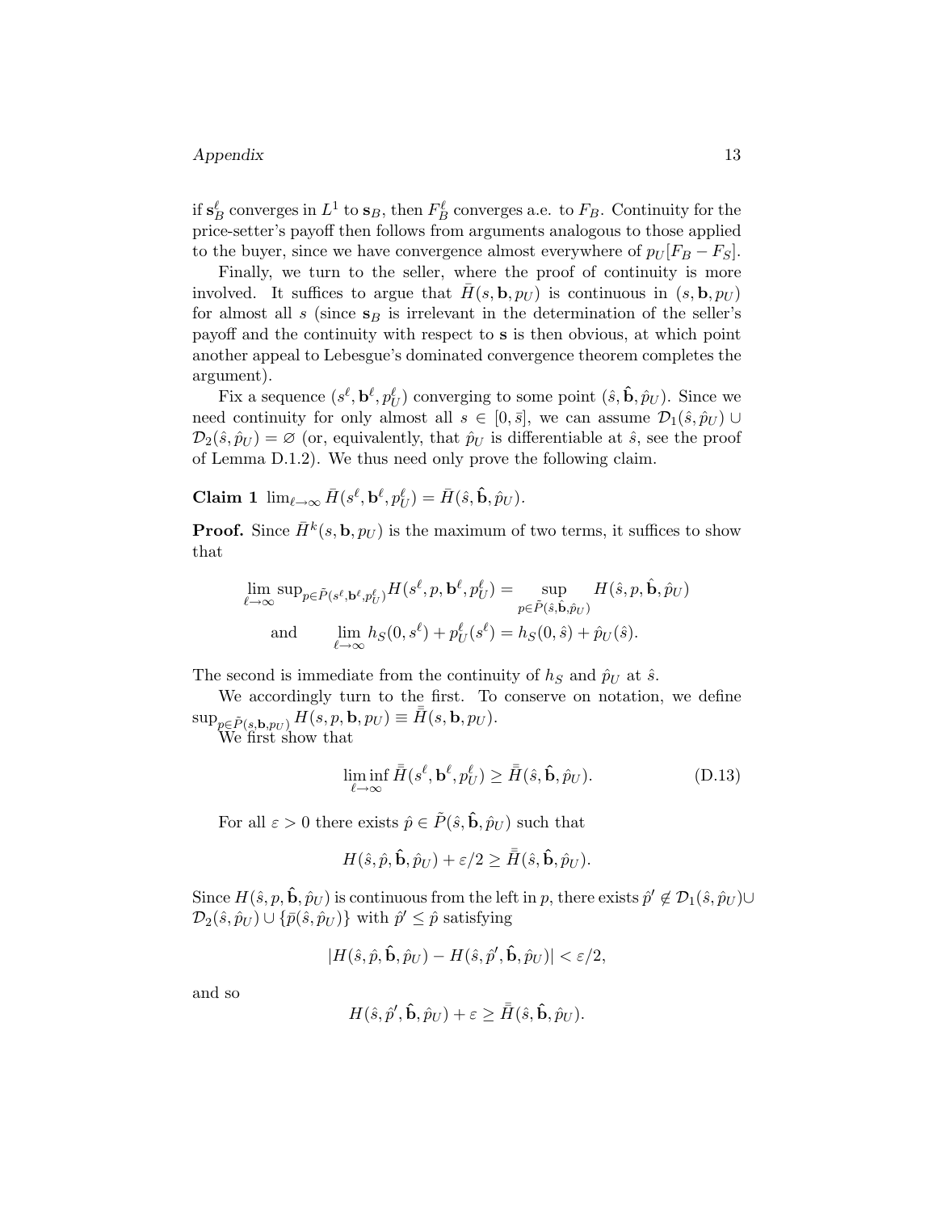if $\mathbf{s}_B^\ell$ converges in $L^1$ to $\mathbf{s}_B$, then $F_B^\ell$ converges a.e. to $F_B$. Continuity for the price-setter's payoff then follows from arguments analogous to those applied to the buyer, since we have convergence almost everywhere of $p_U[F_B - F_S]$.

Finally, we turn to the seller, where the proof of continuity is more involved. It suffices to argue that $\bar{H}(s, \mathbf{b}, p_U)$ is continuous in $(s, \mathbf{b}, p_U)$ for almost all $s$ (since $\mathbf{s}_B$ is irrelevant in the determination of the seller's payoff and the continuity with respect to $\mathbf{s}$ is then obvious, at which point another appeal to Lebesgue's dominated convergence theorem completes the argument).

Fix a sequence $(s^\ell, \mathbf{b}^\ell, p_U^\ell)$ converging to some point $(\hat{s}, \hat{\mathbf{b}}, \hat{p}_U)$. Since we need continuity for only almost all $s \in [0, \bar{s}]$, we can assume $\mathcal{D}_1(\hat{s}, \hat{p}_U) \cup \mathcal{D}_2(\hat{s}, \hat{p}_U) = \varnothing$ (or, equivalently, that $\hat{p}_U$ is differentiable at $\hat{s}$, see the proof of Lemma D.1.2). We thus need only prove the following claim.

**Claim 1** $\lim_{\ell \to \infty} \bar{H}(s^\ell, \mathbf{b}^\ell, p_U^\ell) = \bar{H}(\hat{s}, \hat{\mathbf{b}}, \hat{p}_U)$.

**Proof.** Since $\bar{H}^k(s, \mathbf{b}, p_U)$ is the maximum of two terms, it suffices to show that

$$\lim_{\ell \to \infty} \sup\nolimits_{p \in \tilde{P}(s^\ell, \mathbf{b}^\ell, p_U^\ell)} H(s^\ell, p, \mathbf{b}^\ell, p_U^\ell) = \sup_{p \in \tilde{P}(\hat{s}, \hat{\mathbf{b}}, \hat{p}_U)} H(\hat{s}, p, \hat{\mathbf{b}}, \hat{p}_U)$$

$$\text{and} \qquad \lim_{\ell \to \infty} h_S(0, s^\ell) + p_U^\ell(s^\ell) = h_S(0, \hat{s}) + \hat{p}_U(\hat{s}).$$

The second is immediate from the continuity of $h_S$ and $\hat{p}_U$ at $\hat{s}$.

We accordingly turn to the first. To conserve on notation, we define $\sup_{p \in \tilde{P}(s, \mathbf{b}, p_U)} H(s, p, \mathbf{b}, p_U) \equiv \bar{\bar{H}}(s, \mathbf{b}, p_U)$.

We first show that

$$\liminf_{\ell \to \infty} \bar{\bar{H}}(s^\ell, \mathbf{b}^\ell, p_U^\ell) \geq \bar{\bar{H}}(\hat{s}, \hat{\mathbf{b}}, \hat{p}_U). \tag{D.13}$$

For all $\varepsilon > 0$ there exists $\hat{p} \in \tilde{P}(\hat{s}, \hat{\mathbf{b}}, \hat{p}_U)$ such that

$$H(\hat{s}, \hat{p}, \hat{\mathbf{b}}, \hat{p}_U) + \varepsilon/2 \geq \bar{\bar{H}}(\hat{s}, \hat{\mathbf{b}}, \hat{p}_U).$$

Since $H(\hat{s}, p, \hat{\mathbf{b}}, \hat{p}_U)$ is continuous from the left in $p$, there exists $\hat{p}' \notin \mathcal{D}_1(\hat{s}, \hat{p}_U) \cup \mathcal{D}_2(\hat{s}, \hat{p}_U) \cup \{\bar{p}(\hat{s}, \hat{p}_U)\}$ with $\hat{p}' \leq \hat{p}$ satisfying

$$|H(\hat{s}, \hat{p}, \hat{\mathbf{b}}, \hat{p}_U) - H(\hat{s}, \hat{p}', \hat{\mathbf{b}}, \hat{p}_U)| < \varepsilon/2,$$

and so

$$H(\hat{s}, \hat{p}', \hat{\mathbf{b}}, \hat{p}_U) + \varepsilon \geq \bar{\bar{H}}(\hat{s}, \hat{\mathbf{b}}, \hat{p}_U).$$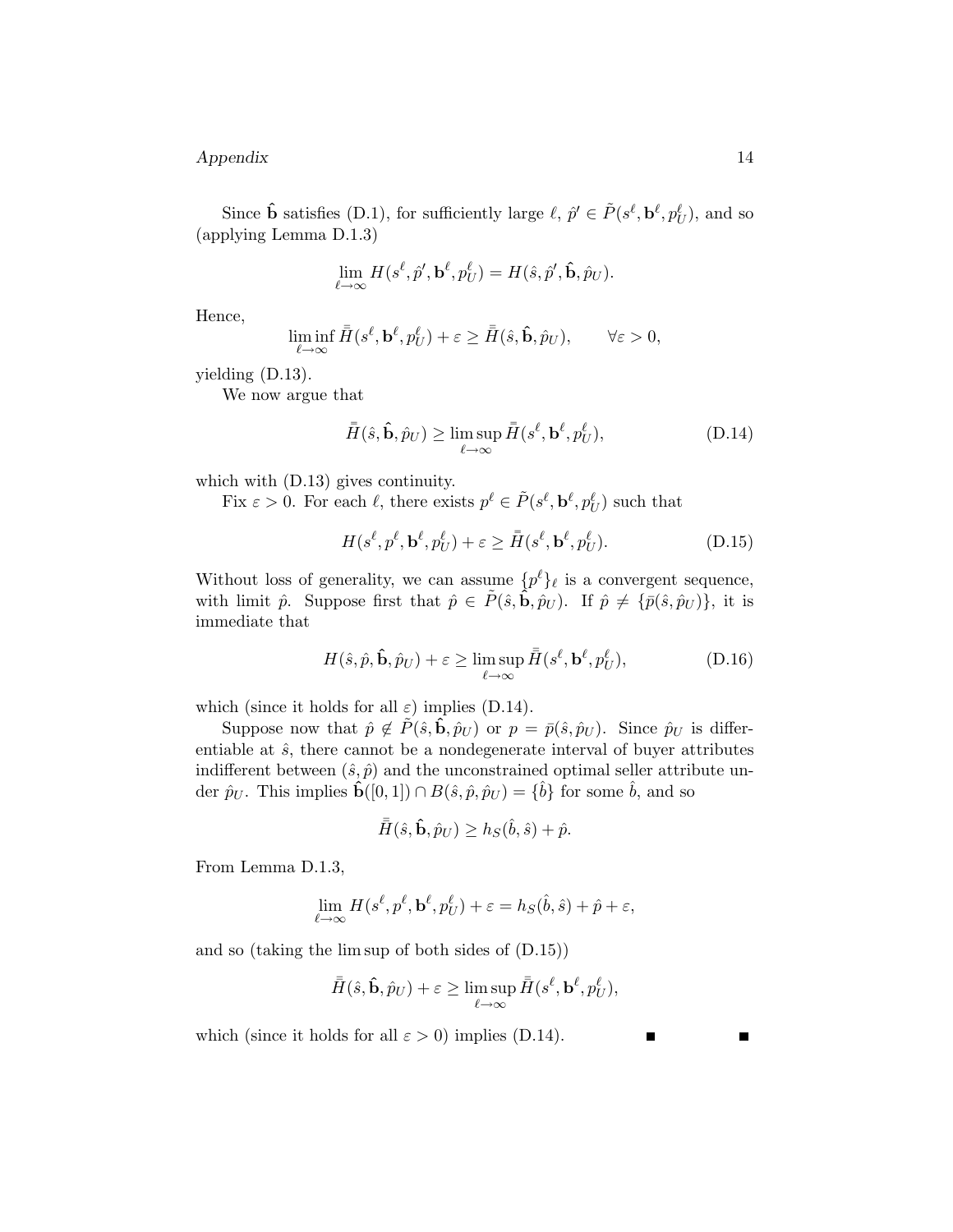Since $\hat{\mathbf{b}}$ satisfies (D.1), for sufficiently large $\ell$, $\hat{p}' \in \tilde{P}(s^\ell, \mathbf{b}^\ell, p_U^\ell)$, and so (applying Lemma D.1.3)

$$\lim_{\ell \to \infty} H(s^\ell, \hat{p}', \mathbf{b}^\ell, p_U^\ell) = H(\hat{s}, \hat{p}', \hat{\mathbf{b}}, \hat{p}_U).$$

Hence,

$$\liminf_{\ell \to \infty} \bar{\bar{H}}(s^\ell, \mathbf{b}^\ell, p_U^\ell) + \varepsilon \geq \bar{\bar{H}}(\hat{s}, \hat{\mathbf{b}}, \hat{p}_U), \qquad \forall \varepsilon > 0,$$

yielding (D.13).

We now argue that

$$\bar{\bar{H}}(\hat{s}, \hat{\mathbf{b}}, \hat{p}_U) \geq \limsup_{\ell \to \infty} \bar{\bar{H}}(s^\ell, \mathbf{b}^\ell, p_U^\ell), \tag{D.14}$$

which with (D.13) gives continuity.

Fix $\varepsilon > 0$. For each $\ell$, there exists $p^\ell \in \tilde{P}(s^\ell, \mathbf{b}^\ell, p_U^\ell)$ such that

$$H(s^\ell, p^\ell, \mathbf{b}^\ell, p_U^\ell) + \varepsilon \geq \bar{\bar{H}}(s^\ell, \mathbf{b}^\ell, p_U^\ell). \tag{D.15}$$

Without loss of generality, we can assume $\{p^\ell\}_\ell$ is a convergent sequence, with limit $\hat{p}$. Suppose first that $\hat{p} \in \tilde{P}(\hat{s}, \hat{\mathbf{b}}, \hat{p}_U)$. If $\hat{p} \neq \{\bar{p}(\hat{s}, \hat{p}_U)\}$, it is immediate that

$$H(\hat{s}, \hat{p}, \hat{\mathbf{b}}, \hat{p}_U) + \varepsilon \geq \limsup_{\ell \to \infty} \bar{\bar{H}}(s^\ell, \mathbf{b}^\ell, p_U^\ell), \tag{D.16}$$

which (since it holds for all $\varepsilon$) implies (D.14).

Suppose now that $\hat{p} \notin \tilde{P}(\hat{s}, \hat{\mathbf{b}}, \hat{p}_U)$ or $p = \bar{p}(\hat{s}, \hat{p}_U)$. Since $\hat{p}_U$ is differentiable at $\hat{s}$, there cannot be a nondegenerate interval of buyer attributes indifferent between $(\hat{s}, \hat{p})$ and the unconstrained optimal seller attribute under $\hat{p}_U$. This implies $\hat{\mathbf{b}}([0,1]) \cap B(\hat{s}, \hat{p}, \hat{p}_U) = \{\hat{b}\}$ for some $\hat{b}$, and so

$$\bar{\bar{H}}(\hat{s}, \hat{\mathbf{b}}, \hat{p}_U) \geq h_S(\hat{b}, \hat{s}) + \hat{p}.$$

From Lemma D.1.3,

$$\lim_{\ell \to \infty} H(s^\ell, p^\ell, \mathbf{b}^\ell, p_U^\ell) + \varepsilon = h_S(\hat{b}, \hat{s}) + \hat{p} + \varepsilon,$$

and so (taking the lim sup of both sides of (D.15))

$$\bar{\bar{H}}(\hat{s}, \hat{\mathbf{b}}, \hat{p}_U) + \varepsilon \geq \limsup_{\ell \to \infty} \bar{\bar{H}}(s^\ell, \mathbf{b}^\ell, p_U^\ell),$$

which (since it holds for all $\varepsilon > 0$) implies (D.14). ■ ■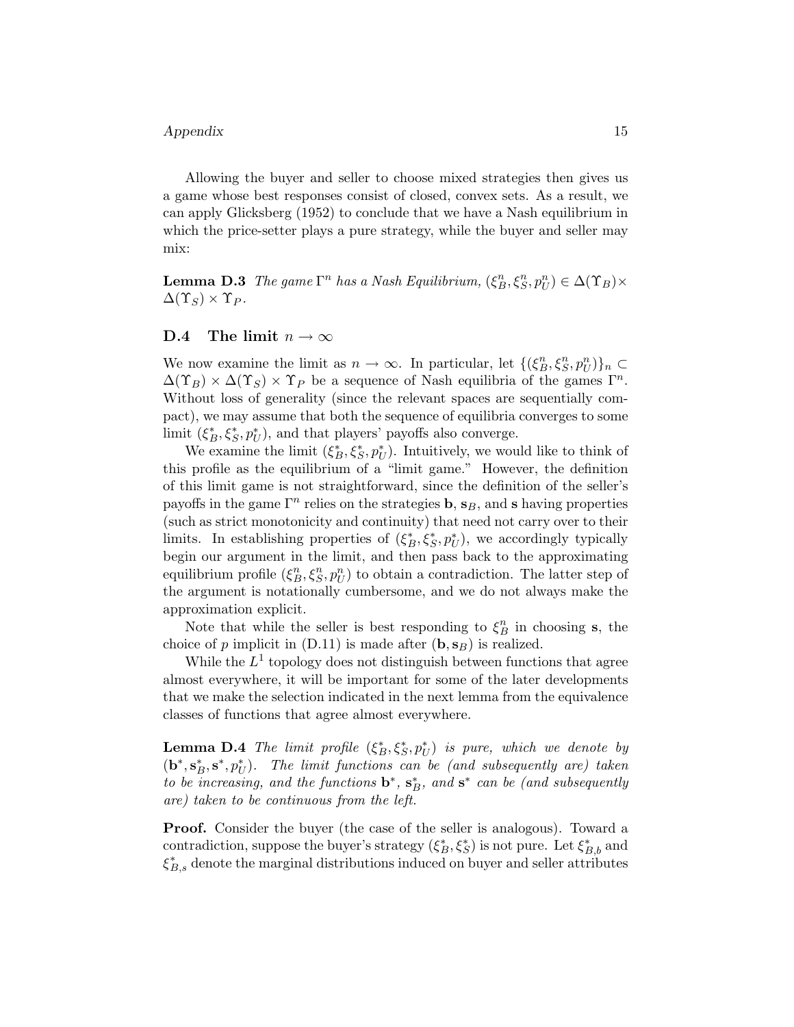Allowing the buyer and seller to choose mixed strategies then gives us a game whose best responses consist of closed, convex sets. As a result, we can apply Glicksberg (1952) to conclude that we have a Nash equilibrium in which the price-setter plays a pure strategy, while the buyer and seller may mix:

**Lemma D.3** *The game $\Gamma^n$ has a Nash Equilibrium, $(\xi_B^n, \xi_S^n, p_U^n) \in \Delta(\Upsilon_B) \times \Delta(\Upsilon_S) \times \Upsilon_P$.*

### D.4 The limit $n \to \infty$

We now examine the limit as $n \to \infty$. In particular, let $\{(\xi_B^n, \xi_S^n, p_U^n)\}_n \subset \Delta(\Upsilon_B) \times \Delta(\Upsilon_S) \times \Upsilon_P$ be a sequence of Nash equilibria of the games $\Gamma^n$. Without loss of generality (since the relevant spaces are sequentially compact), we may assume that both the sequence of equilibria converges to some limit $(\xi_B^*, \xi_S^*, p_U^*)$, and that players' payoffs also converge.

We examine the limit $(\xi_B^*, \xi_S^*, p_U^*)$. Intuitively, we would like to think of this profile as the equilibrium of a "limit game." However, the definition of this limit game is not straightforward, since the definition of the seller's payoffs in the game $\Gamma^n$ relies on the strategies $\mathbf{b}$, $\mathbf{s}_B$, and $\mathbf{s}$ having properties (such as strict monotonicity and continuity) that need not carry over to their limits. In establishing properties of $(\xi_B^*, \xi_S^*, p_U^*)$, we accordingly typically begin our argument in the limit, and then pass back to the approximating equilibrium profile $(\xi_B^n, \xi_S^n, p_U^n)$ to obtain a contradiction. The latter step of the argument is notationally cumbersome, and we do not always make the approximation explicit.

Note that while the seller is best responding to $\xi_B^n$ in choosing $\mathbf{s}$, the choice of $p$ implicit in (D.11) is made after $(\mathbf{b}, \mathbf{s}_B)$ is realized.

While the $L^1$ topology does not distinguish between functions that agree almost everywhere, it will be important for some of the later developments that we make the selection indicated in the next lemma from the equivalence classes of functions that agree almost everywhere.

**Lemma D.4** *The limit profile $(\xi_B^*, \xi_S^*, p_U^*)$ is pure, which we denote by $(\mathbf{b}^*, \mathbf{s}_B^*, \mathbf{s}^*, p_U^*)$. The limit functions can be (and subsequently are) taken to be increasing, and the functions $\mathbf{b}^*$, $\mathbf{s}_B^*$, and $\mathbf{s}^*$ can be (and subsequently are) taken to be continuous from the left.*

**Proof.** Consider the buyer (the case of the seller is analogous). Toward a contradiction, suppose the buyer's strategy $(\xi_B^*, \xi_S^*)$ is not pure. Let $\xi_{B,b}^*$ and $\xi_{B,s}^*$ denote the marginal distributions induced on buyer and seller attributes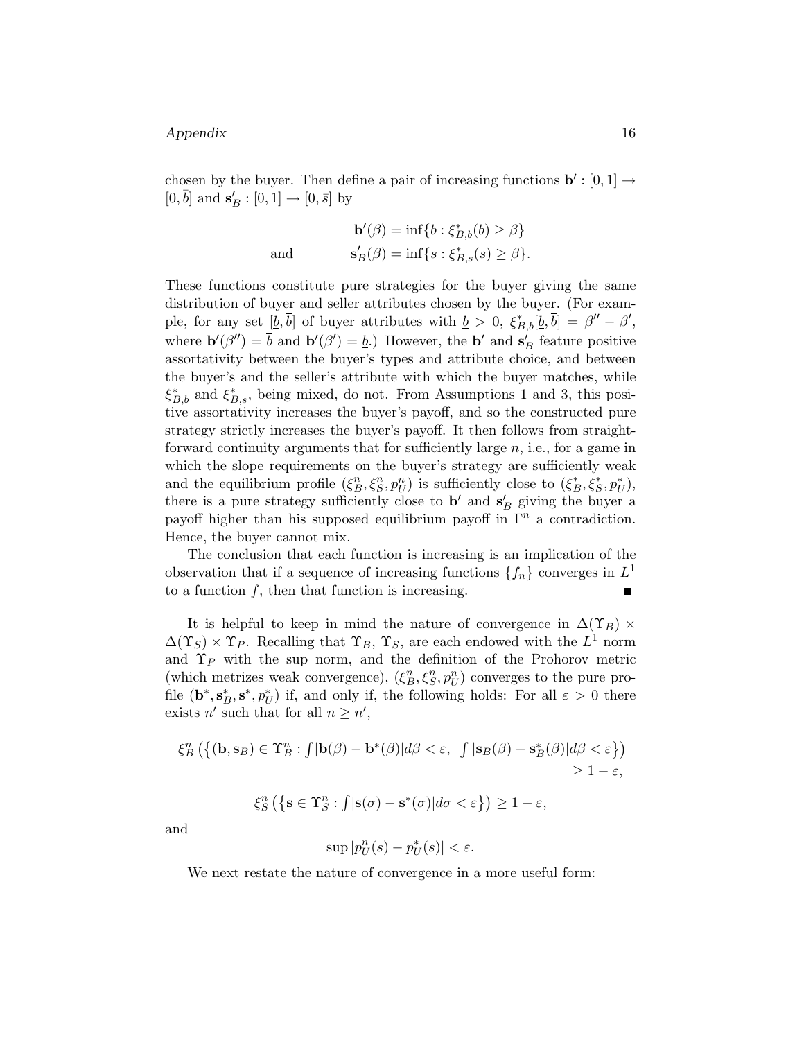chosen by the buyer. Then define a pair of increasing functions $\mathbf{b}' : [0,1] \to [0, \bar{b}]$ and $\mathbf{s}'_B : [0,1] \to [0, \bar{s}]$ by

$$\mathbf{b}'(\beta) = \inf\{b : \xi^*_{B,b}(b) \geq \beta\}$$

$$\text{and} \qquad \mathbf{s}'_B(\beta) = \inf\{s : \xi^*_{B,s}(s) \geq \beta\}.$$

These functions constitute pure strategies for the buyer giving the same distribution of buyer and seller attributes chosen by the buyer. (For example, for any set $[\underline{b}, \overline{b}]$ of buyer attributes with $\underline{b} > 0$, $\xi^*_{B,b}[\underline{b}, \overline{b}] = \beta'' - \beta'$, where $\mathbf{b}'(\beta'') = \overline{b}$ and $\mathbf{b}'(\beta') = \underline{b}$.) However, the $\mathbf{b}'$ and $\mathbf{s}'_B$ feature positive assortativity between the buyer's types and attribute choice, and between the buyer's and the seller's attribute with which the buyer matches, while $\xi^*_{B,b}$ and $\xi^*_{B,s}$, being mixed, do not. From Assumptions 1 and 3, this positive assortativity increases the buyer's payoff, and so the constructed pure strategy strictly increases the buyer's payoff. It then follows from straightforward continuity arguments that for sufficiently large $n$, i.e., for a game in which the slope requirements on the buyer's strategy are sufficiently weak and the equilibrium profile $(\xi^n_B, \xi^n_S, p^n_U)$ is sufficiently close to $(\xi^*_B, \xi^*_S, p^*_U)$, there is a pure strategy sufficiently close to $\mathbf{b}'$ and $\mathbf{s}'_B$ giving the buyer a payoff higher than his supposed equilibrium payoff in $\Gamma^n$ a contradiction. Hence, the buyer cannot mix.

The conclusion that each function is increasing is an implication of the observation that if a sequence of increasing functions $\{f_n\}$ converges in $L^1$ to a function $f$, then that function is increasing. ∎

It is helpful to keep in mind the nature of convergence in $\Delta(\Upsilon_B) \times \Delta(\Upsilon_S) \times \Upsilon_P$. Recalling that $\Upsilon_B$, $\Upsilon_S$, are each endowed with the $L^1$ norm and $\Upsilon_P$ with the sup norm, and the definition of the Prohorov metric (which metrizes weak convergence), $(\xi^n_B, \xi^n_S, p^n_U)$ converges to the pure profile $(\mathbf{b}^*, \mathbf{s}^*_B, \mathbf{s}^*, p^*_U)$ if, and only if, the following holds: For all $\varepsilon > 0$ there exists $n'$ such that for all $n \geq n'$,

$$\xi^n_B\left(\left\{(\mathbf{b}, \mathbf{s}_B) \in \Upsilon^n_B : \int |\mathbf{b}(\beta) - \mathbf{b}^*(\beta)| d\beta < \varepsilon, \ \int |\mathbf{s}_B(\beta) - \mathbf{s}^*_B(\beta)| d\beta < \varepsilon\right\}\right) \geq 1 - \varepsilon,$$

$$\xi^n_S\left(\left\{\mathbf{s} \in \Upsilon^n_S : \int |\mathbf{s}(\sigma) - \mathbf{s}^*(\sigma)| d\sigma < \varepsilon\right\}\right) \geq 1 - \varepsilon,$$

and

$$\sup |p^n_U(s) - p^*_U(s)| < \varepsilon.$$

We next restate the nature of convergence in a more useful form: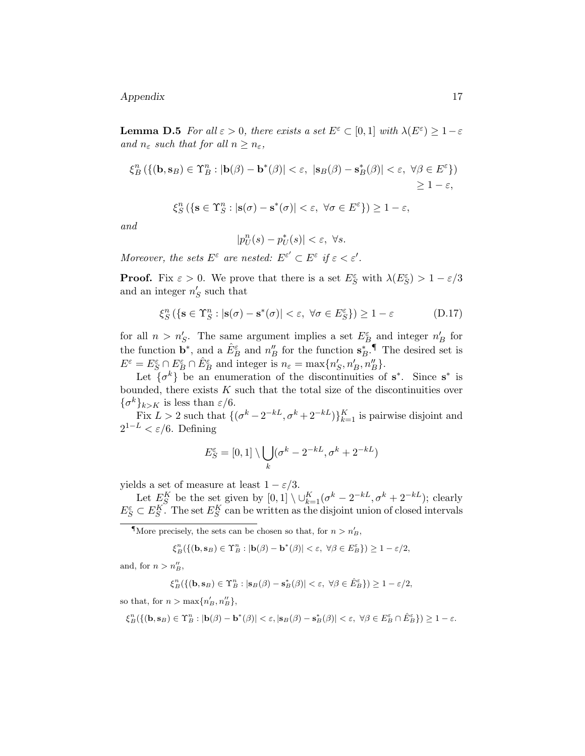**Lemma D.5** *For all $\varepsilon > 0$, there exists a set $E^\varepsilon \subset [0,1]$ with $\lambda(E^\varepsilon) \geq 1-\varepsilon$ and $n_\varepsilon$ such that for all $n \geq n_\varepsilon$,*

$$\xi_B^n \left(\{(\mathbf{b}, \mathbf{s}_B) \in \Upsilon_B^n : |\mathbf{b}(\beta) - \mathbf{b}^*(\beta)| < \varepsilon,\ |\mathbf{s}_B(\beta) - \mathbf{s}_B^*(\beta)| < \varepsilon,\ \forall \beta \in E^\varepsilon\}\right) \geq 1 - \varepsilon,$$

$$\xi_S^n \left(\{\mathbf{s} \in \Upsilon_S^n : |\mathbf{s}(\sigma) - \mathbf{s}^*(\sigma)| < \varepsilon,\ \forall \sigma \in E^\varepsilon\}\right) \geq 1 - \varepsilon,$$

*and*

$$|p_U^n(s) - p_U^*(s)| < \varepsilon,\ \forall s.$$

*Moreover, the sets $E^\varepsilon$ are nested: $E^{\varepsilon'} \subset E^\varepsilon$ if $\varepsilon < \varepsilon'$.*

**Proof.** Fix $\varepsilon > 0$. We prove that there is a set $E_S^\varepsilon$ with $\lambda(E_S^\varepsilon) > 1 - \varepsilon/3$ and an integer $n'_S$ such that

$$\xi_S^n \left(\{\mathbf{s} \in \Upsilon_S^n : |\mathbf{s}(\sigma) - \mathbf{s}^*(\sigma)| < \varepsilon,\ \forall \sigma \in E_S^\varepsilon\}\right) \geq 1 - \varepsilon \tag{D.17}$$

for all $n > n'_S$. The same argument implies a set $E_B^\varepsilon$ and integer $n'_B$ for the function $\mathbf{b}^*$, and a $\hat{E}_B^\varepsilon$ and $n''_B$ for the function $\mathbf{s}_B^*$.[¶] The desired set is $E^\varepsilon = E_S^\varepsilon \cap E_B^\varepsilon \cap \hat{E}_B^\varepsilon$ and integer is $n_\varepsilon = \max\{n'_S, n'_B, n''_B\}$.

Let $\{\sigma^k\}$ be an enumeration of the discontinuities of $\mathbf{s}^*$. Since $\mathbf{s}^*$ is bounded, there exists $K$ such that the total size of the discontinuities over $\{\sigma^k\}_{k>K}$ is less than $\varepsilon/6$.

Fix $L > 2$ such that $\{(\sigma^k - 2^{-kL}, \sigma^k + 2^{-kL})\}_{k=1}^K$ is pairwise disjoint and $2^{1-L} < \varepsilon/6$. Defining

$$E_S^\varepsilon = [0,1] \setminus \bigcup_k (\sigma^k - 2^{-kL}, \sigma^k + 2^{-kL})$$

yields a set of measure at least $1 - \varepsilon/3$.

Let $E_S^K$ be the set given by $[0,1] \setminus \cup_{k=1}^K (\sigma^k - 2^{-kL}, \sigma^k + 2^{-kL})$; clearly $E_S^\varepsilon \subset E_S^K$. The set $E_S^K$ can be written as the disjoint union of closed intervals

---

[¶] More precisely, the sets can be chosen so that, for $n > n'_B$,

$$\xi_B^n(\{(\mathbf{b}, \mathbf{s}_B) \in \Upsilon_B^n : |\mathbf{b}(\beta) - \mathbf{b}^*(\beta)| < \varepsilon,\ \forall \beta \in E_B^\varepsilon\}) \geq 1 - \varepsilon/2,$$

and, for $n > n''_B$,

$$\xi_B^n(\{(\mathbf{b}, \mathbf{s}_B) \in \Upsilon_B^n : |\mathbf{s}_B(\beta) - \mathbf{s}_B^*(\beta)| < \varepsilon,\ \forall \beta \in \hat{E}_B^\varepsilon\}) \geq 1 - \varepsilon/2,$$

so that, for $n > \max\{n'_B, n''_B\}$,

$$\xi_B^n(\{(\mathbf{b}, \mathbf{s}_B) \in \Upsilon_B^n : |\mathbf{b}(\beta) - \mathbf{b}^*(\beta)| < \varepsilon, |\mathbf{s}_B(\beta) - \mathbf{s}_B^*(\beta)| < \varepsilon,\ \forall \beta \in E_B^\varepsilon \cap \hat{E}_B^\varepsilon\}) \geq 1 - \varepsilon.$$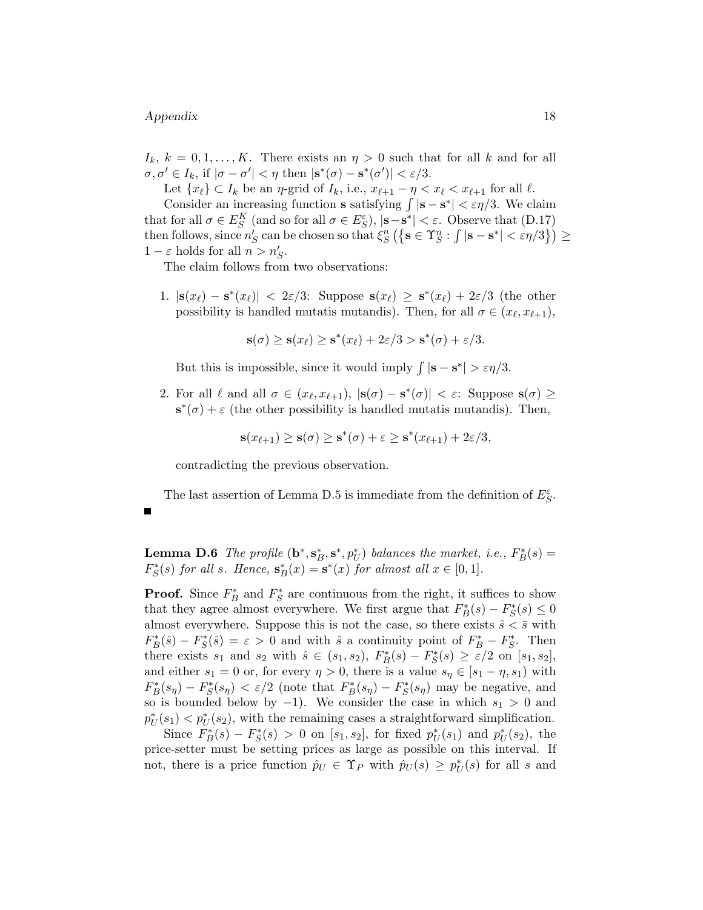$I_k$, $k = 0, 1, \ldots, K$. There exists an $\eta > 0$ such that for all $k$ and for all $\sigma, \sigma' \in I_k$, if $|\sigma - \sigma'| < \eta$ then $|\mathbf{s}^*(\sigma) - \mathbf{s}^*(\sigma')| < \varepsilon/3$.

Let $\{x_\ell\} \subset I_k$ be an $\eta$-grid of $I_k$, i.e., $x_{\ell+1} - \eta < x_\ell < x_{\ell+1}$ for all $\ell$.

Consider an increasing function $\mathbf{s}$ satisfying $\int |\mathbf{s} - \mathbf{s}^*| < \varepsilon\eta/3$. We claim that for all $\sigma \in E_S^K$ (and so for all $\sigma \in E_S^\varepsilon$), $|\mathbf{s} - \mathbf{s}^*| < \varepsilon$. Observe that (D.17) then follows, since $n'_S$ can be chosen so that $\xi_S^n\left(\{\mathbf{s} \in \Upsilon_S^n : \int |\mathbf{s} - \mathbf{s}^*| < \varepsilon\eta/3\}\right) \geq 1 - \varepsilon$ holds for all $n > n'_S$.

The claim follows from two observations:

1. $|\mathbf{s}(x_\ell) - \mathbf{s}^*(x_\ell)| < 2\varepsilon/3$: Suppose $\mathbf{s}(x_\ell) \geq \mathbf{s}^*(x_\ell) + 2\varepsilon/3$ (the other possibility is handled mutatis mutandis). Then, for all $\sigma \in (x_\ell, x_{\ell+1})$,

$$\mathbf{s}(\sigma) \geq \mathbf{s}(x_\ell) \geq \mathbf{s}^*(x_\ell) + 2\varepsilon/3 > \mathbf{s}^*(\sigma) + \varepsilon/3.$$

   But this is impossible, since it would imply $\int |\mathbf{s} - \mathbf{s}^*| > \varepsilon\eta/3$.

2. For all $\ell$ and all $\sigma \in (x_\ell, x_{\ell+1})$, $|\mathbf{s}(\sigma) - \mathbf{s}^*(\sigma)| < \varepsilon$: Suppose $\mathbf{s}(\sigma) \geq \mathbf{s}^*(\sigma) + \varepsilon$ (the other possibility is handled mutatis mutandis). Then,

$$\mathbf{s}(x_{\ell+1}) \geq \mathbf{s}(\sigma) \geq \mathbf{s}^*(\sigma) + \varepsilon \geq \mathbf{s}^*(x_{\ell+1}) + 2\varepsilon/3,$$

   contradicting the previous observation.

The last assertion of Lemma D.5 is immediate from the definition of $E_S^\varepsilon$.

∎

**Lemma D.6** *The profile $(\mathbf{b}^*, \mathbf{s}_B^*, \mathbf{s}^*, p_U^*)$ balances the market, i.e., $F_B^*(s) = F_S^*(s)$ for all $s$. Hence, $\mathbf{s}_B^*(x) = \mathbf{s}^*(x)$ for almost all $x \in [0, 1]$.*

**Proof.** Since $F_B^*$ and $F_S^*$ are continuous from the right, it suffices to show that they agree almost everywhere. We first argue that $F_B^*(s) - F_S^*(s) \leq 0$ almost everywhere. Suppose this is not the case, so there exists $\hat{s} < \bar{s}$ with $F_B^*(\hat{s}) - F_S^*(\hat{s}) = \varepsilon > 0$ and with $\hat{s}$ a continuity point of $F_B^* - F_S^*$. Then there exists $s_1$ and $s_2$ with $\hat{s} \in (s_1, s_2)$, $F_B^*(s) - F_S^*(s) \geq \varepsilon/2$ on $[s_1, s_2]$, and either $s_1 = 0$ or, for every $\eta > 0$, there is a value $s_\eta \in [s_1 - \eta, s_1)$ with $F_B^*(s_\eta) - F_S^*(s_\eta) < \varepsilon/2$ (note that $F_B^*(s_\eta) - F_S^*(s_\eta)$ may be negative, and so is bounded below by $-1$). We consider the case in which $s_1 > 0$ and $p_U^*(s_1) < p_U^*(s_2)$, with the remaining cases a straightforward simplification.

Since $F_B^*(s) - F_S^*(s) > 0$ on $[s_1, s_2]$, for fixed $p_U^*(s_1)$ and $p_U^*(s_2)$, the price-setter must be setting prices as large as possible on this interval. If not, there is a price function $\hat{p}_U \in \Upsilon_P$ with $\hat{p}_U(s) \geq p_U^*(s)$ for all $s$ and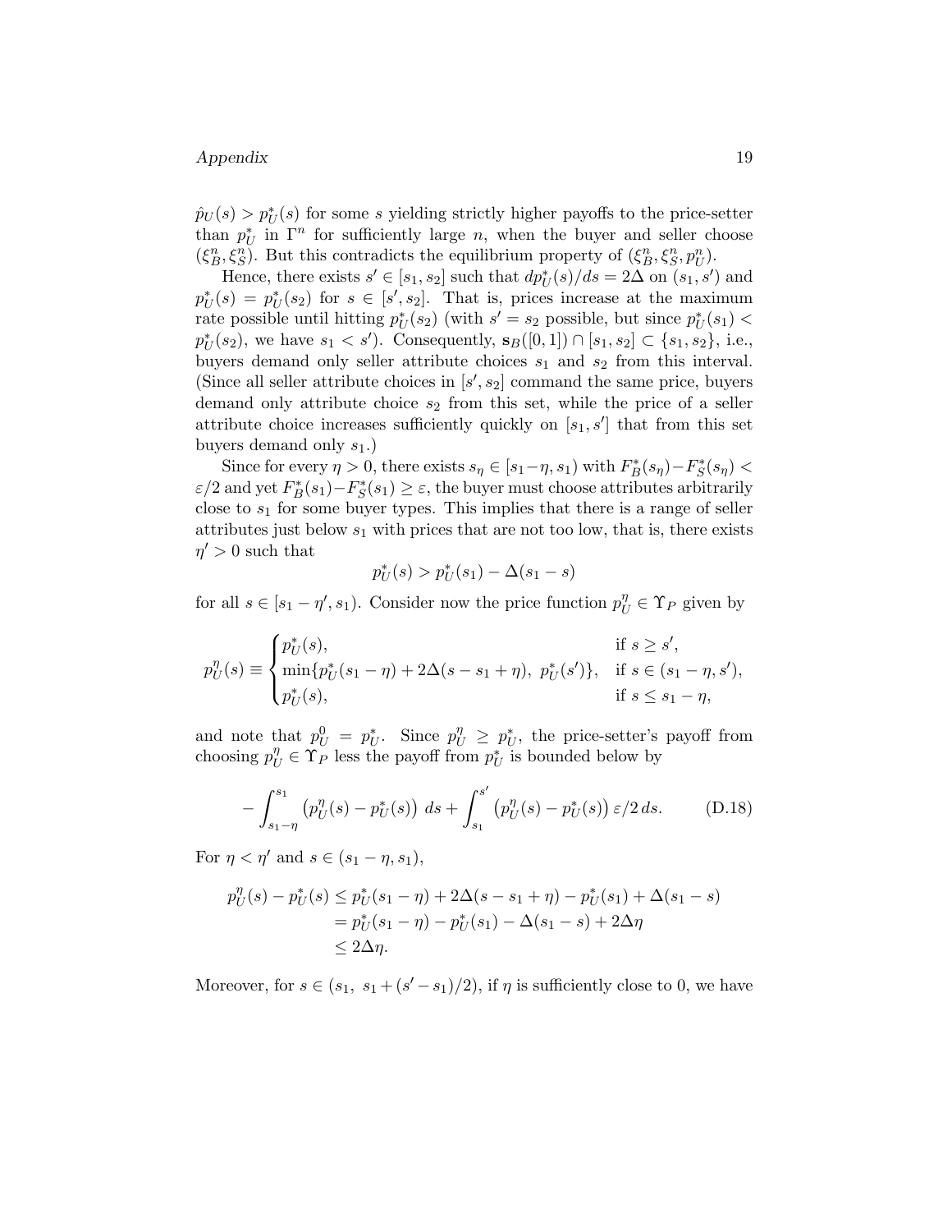$\hat{p}_U(s) > p^*_U(s)$ for some $s$ yielding strictly higher payoffs to the price-setter than $p^*_U$ in $\Gamma^n$ for sufficiently large $n$, when the buyer and seller choose $(\xi^n_B, \xi^n_S)$. But this contradicts the equilibrium property of $(\xi^n_B, \xi^n_S, p^n_U)$.

Hence, there exists $s' \in [s_1, s_2]$ such that $dp^*_U(s)/ds = 2\Delta$ on $(s_1, s')$ and $p^*_U(s) = p^*_U(s_2)$ for $s \in [s', s_2]$. That is, prices increase at the maximum rate possible until hitting $p^*_U(s_2)$ (with $s' = s_2$ possible, but since $p^*_U(s_1) < p^*_U(s_2)$, we have $s_1 < s'$). Consequently, $\mathbf{s}_B([0,1]) \cap [s_1, s_2] \subset \{s_1, s_2\}$, i.e., buyers demand only seller attribute choices $s_1$ and $s_2$ from this interval. (Since all seller attribute choices in $[s', s_2]$ command the same price, buyers demand only attribute choice $s_2$ from this set, while the price of a seller attribute choice increases sufficiently quickly on $[s_1, s']$ that from this set buyers demand only $s_1$.)

Since for every $\eta > 0$, there exists $s_\eta \in [s_1 - \eta, s_1)$ with $F^*_B(s_\eta) - F^*_S(s_\eta) < \varepsilon/2$ and yet $F^*_B(s_1) - F^*_S(s_1) \geq \varepsilon$, the buyer must choose attributes arbitrarily close to $s_1$ for some buyer types. This implies that there is a range of seller attributes just below $s_1$ with prices that are not too low, that is, there exists $\eta' > 0$ such that

$$p^*_U(s) > p^*_U(s_1) - \Delta(s_1 - s)$$

for all $s \in [s_1 - \eta', s_1)$. Consider now the price function $p^\eta_U \in \Upsilon_P$ given by

$$p^\eta_U(s) \equiv \begin{cases} p^*_U(s), & \text{if } s \geq s', \\ \min\{p^*_U(s_1 - \eta) + 2\Delta(s - s_1 + \eta),\ p^*_U(s')\}, & \text{if } s \in (s_1 - \eta, s'), \\ p^*_U(s), & \text{if } s \leq s_1 - \eta, \end{cases}$$

and note that $p^0_U = p^*_U$. Since $p^\eta_U \geq p^*_U$, the price-setter's payoff from choosing $p^\eta_U \in \Upsilon_P$ less the payoff from $p^*_U$ is bounded below by

$$-\int_{s_1-\eta}^{s_1} \left(p^\eta_U(s) - p^*_U(s)\right) ds + \int_{s_1}^{s'} \left(p^\eta_U(s) - p^*_U(s)\right) \varepsilon/2 \, ds. \tag{D.18}$$

For $\eta < \eta'$ and $s \in (s_1 - \eta, s_1)$,

$$\begin{aligned} p^\eta_U(s) - p^*_U(s) &\leq p^*_U(s_1 - \eta) + 2\Delta(s - s_1 + \eta) - p^*_U(s_1) + \Delta(s_1 - s) \\ &= p^*_U(s_1 - \eta) - p^*_U(s_1) - \Delta(s_1 - s) + 2\Delta\eta \\ &\leq 2\Delta\eta. \end{aligned}$$

Moreover, for $s \in (s_1,\ s_1 + (s' - s_1)/2)$, if $\eta$ is sufficiently close to 0, we have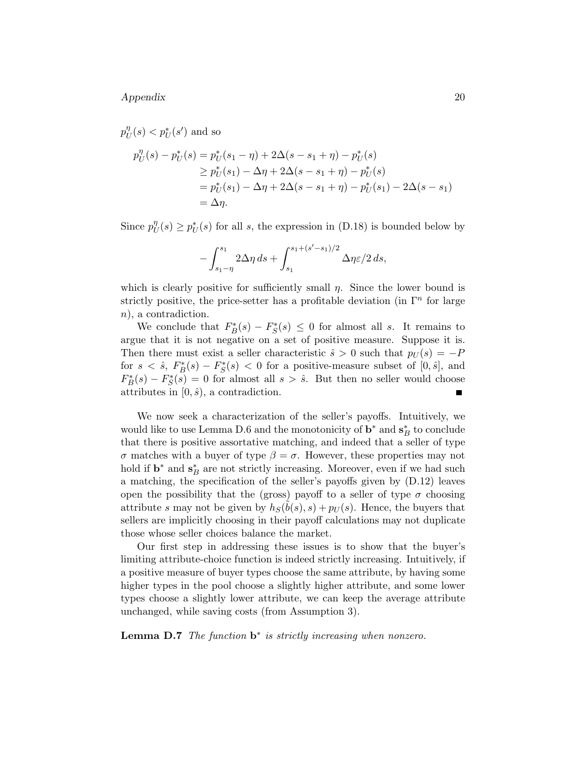$p_U^\eta(s) < p_U^*(s')$ and so

$$
\begin{aligned}
p_U^\eta(s) - p_U^*(s) &= p_U^*(s_1 - \eta) + 2\Delta(s - s_1 + \eta) - p_U^*(s) \\
&\geq p_U^*(s_1) - \Delta\eta + 2\Delta(s - s_1 + \eta) - p_U^*(s) \\
&= p_U^*(s_1) - \Delta\eta + 2\Delta(s - s_1 + \eta) - p_U^*(s_1) - 2\Delta(s - s_1) \\
&= \Delta\eta.
\end{aligned}
$$

Since $p_U^\eta(s) \geq p_U^*(s)$ for all $s$, the expression in (D.18) is bounded below by

$$
-\int_{s_1-\eta}^{s_1} 2\Delta\eta \, ds + \int_{s_1}^{s_1+(s'-s_1)/2} \Delta\eta\varepsilon/2 \, ds,
$$

which is clearly positive for sufficiently small $\eta$. Since the lower bound is strictly positive, the price-setter has a profitable deviation (in $\Gamma^n$ for large $n$), a contradiction.

We conclude that $F_B^*(s) - F_S^*(s) \leq 0$ for almost all $s$. It remains to argue that it is not negative on a set of positive measure. Suppose it is. Then there must exist a seller characteristic $\hat{s} > 0$ such that $p_U(s) = -P$ for $s < \hat{s}$, $F_B^*(s) - F_S^*(s) < 0$ for a positive-measure subset of $[0, \hat{s}]$, and $F_B^*(s) - F_S^*(s) = 0$ for almost all $s > \hat{s}$. But then no seller would choose attributes in $[0, \hat{s})$, a contradiction. ∎

We now seek a characterization of the seller's payoffs. Intuitively, we would like to use Lemma D.6 and the monotonicity of $\mathbf{b}^*$ and $\mathbf{s}_B^*$ to conclude that there is positive assortative matching, and indeed that a seller of type $\sigma$ matches with a buyer of type $\beta = \sigma$. However, these properties may not hold if $\mathbf{b}^*$ and $\mathbf{s}_B^*$ are not strictly increasing. Moreover, even if we had such a matching, the specification of the seller's payoffs given by (D.12) leaves open the possibility that the (gross) payoff to a seller of type $\sigma$ choosing attribute $s$ may not be given by $h_S(\tilde{b}(s), s) + p_U(s)$. Hence, the buyers that sellers are implicitly choosing in their payoff calculations may not duplicate those whose seller choices balance the market.

Our first step in addressing these issues is to show that the buyer's limiting attribute-choice function is indeed strictly increasing. Intuitively, if a positive measure of buyer types choose the same attribute, by having some higher types in the pool choose a slightly higher attribute, and some lower types choose a slightly lower attribute, we can keep the average attribute unchanged, while saving costs (from Assumption 3).

**Lemma D.7** *The function* $\mathbf{b}^*$ *is strictly increasing when nonzero.*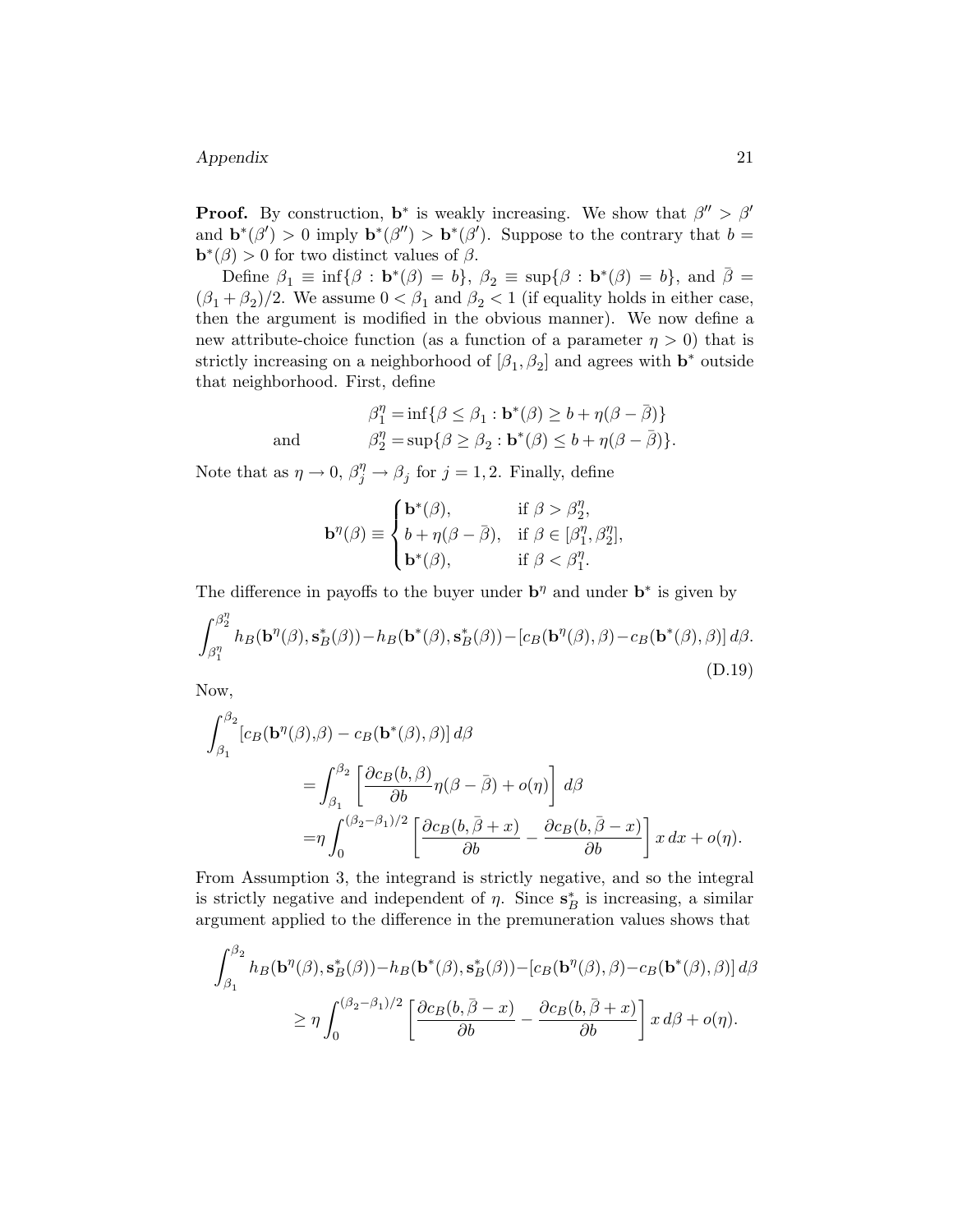**Proof.** By construction, $\mathbf{b}^*$ is weakly increasing. We show that $\beta'' > \beta'$ and $\mathbf{b}^*(\beta') > 0$ imply $\mathbf{b}^*(\beta'') > \mathbf{b}^*(\beta')$. Suppose to the contrary that $b = \mathbf{b}^*(\beta) > 0$ for two distinct values of $\beta$.

Define $\beta_1 \equiv \inf\{\beta : \mathbf{b}^*(\beta) = b\}$, $\beta_2 \equiv \sup\{\beta : \mathbf{b}^*(\beta) = b\}$, and $\bar{\beta} = (\beta_1 + \beta_2)/2$. We assume $0 < \beta_1$ and $\beta_2 < 1$ (if equality holds in either case, then the argument is modified in the obvious manner). We now define a new attribute-choice function (as a function of a parameter $\eta > 0$) that is strictly increasing on a neighborhood of $[\beta_1, \beta_2]$ and agrees with $\mathbf{b}^*$ outside that neighborhood. First, define

$$
\begin{aligned}
&\beta_1^\eta = \inf\{\beta \leq \beta_1 : \mathbf{b}^*(\beta) \geq b + \eta(\beta - \bar{\beta})\} \\
\text{and} \qquad &\beta_2^\eta = \sup\{\beta \geq \beta_2 : \mathbf{b}^*(\beta) \leq b + \eta(\beta - \bar{\beta})\}.
\end{aligned}
$$

Note that as $\eta \to 0$, $\beta_j^\eta \to \beta_j$ for $j = 1, 2$. Finally, define

$$
\mathbf{b}^\eta(\beta) \equiv \begin{cases} \mathbf{b}^*(\beta), & \text{if } \beta > \beta_2^\eta, \\ b + \eta(\beta - \bar{\beta}), & \text{if } \beta \in [\beta_1^\eta, \beta_2^\eta], \\ \mathbf{b}^*(\beta), & \text{if } \beta < \beta_1^\eta. \end{cases}
$$

The difference in payoffs to the buyer under $\mathbf{b}^\eta$ and under $\mathbf{b}^*$ is given by

$$
\int_{\beta_1^\eta}^{\beta_2^\eta} h_B(\mathbf{b}^\eta(\beta), \mathbf{s}_B^*(\beta)) - h_B(\mathbf{b}^*(\beta), \mathbf{s}_B^*(\beta)) - [c_B(\mathbf{b}^\eta(\beta), \beta) - c_B(\mathbf{b}^*(\beta), \beta)]\, d\beta. \tag{D.19}
$$

Now,

$$
\begin{aligned}
\int_{\beta_1}^{\beta_2} & [c_B(\mathbf{b}^\eta(\beta),\beta) - c_B(\mathbf{b}^*(\beta), \beta)]\, d\beta \\
&= \int_{\beta_1}^{\beta_2} \left[ \frac{\partial c_B(b, \beta)}{\partial b} \eta(\beta - \bar{\beta}) + o(\eta) \right] d\beta \\
&= \eta \int_0^{(\beta_2 - \beta_1)/2} \left[ \frac{\partial c_B(b, \bar{\beta} + x)}{\partial b} - \frac{\partial c_B(b, \bar{\beta} - x)}{\partial b} \right] x\, dx + o(\eta).
\end{aligned}
$$

From Assumption 3, the integrand is strictly negative, and so the integral is strictly negative and independent of $\eta$. Since $\mathbf{s}_B^*$ is increasing, a similar argument applied to the difference in the premuneration values shows that

$$
\begin{aligned}
\int_{\beta_1}^{\beta_2} & h_B(\mathbf{b}^\eta(\beta), \mathbf{s}_B^*(\beta)) - h_B(\mathbf{b}^*(\beta), \mathbf{s}_B^*(\beta)) - [c_B(\mathbf{b}^\eta(\beta), \beta) - c_B(\mathbf{b}^*(\beta), \beta)]\, d\beta \\
&\geq \eta \int_0^{(\beta_2 - \beta_1)/2} \left[ \frac{\partial c_B(b, \bar{\beta} - x)}{\partial b} - \frac{\partial c_B(b, \bar{\beta} + x)}{\partial b} \right] x\, d\beta + o(\eta).
\end{aligned}
$$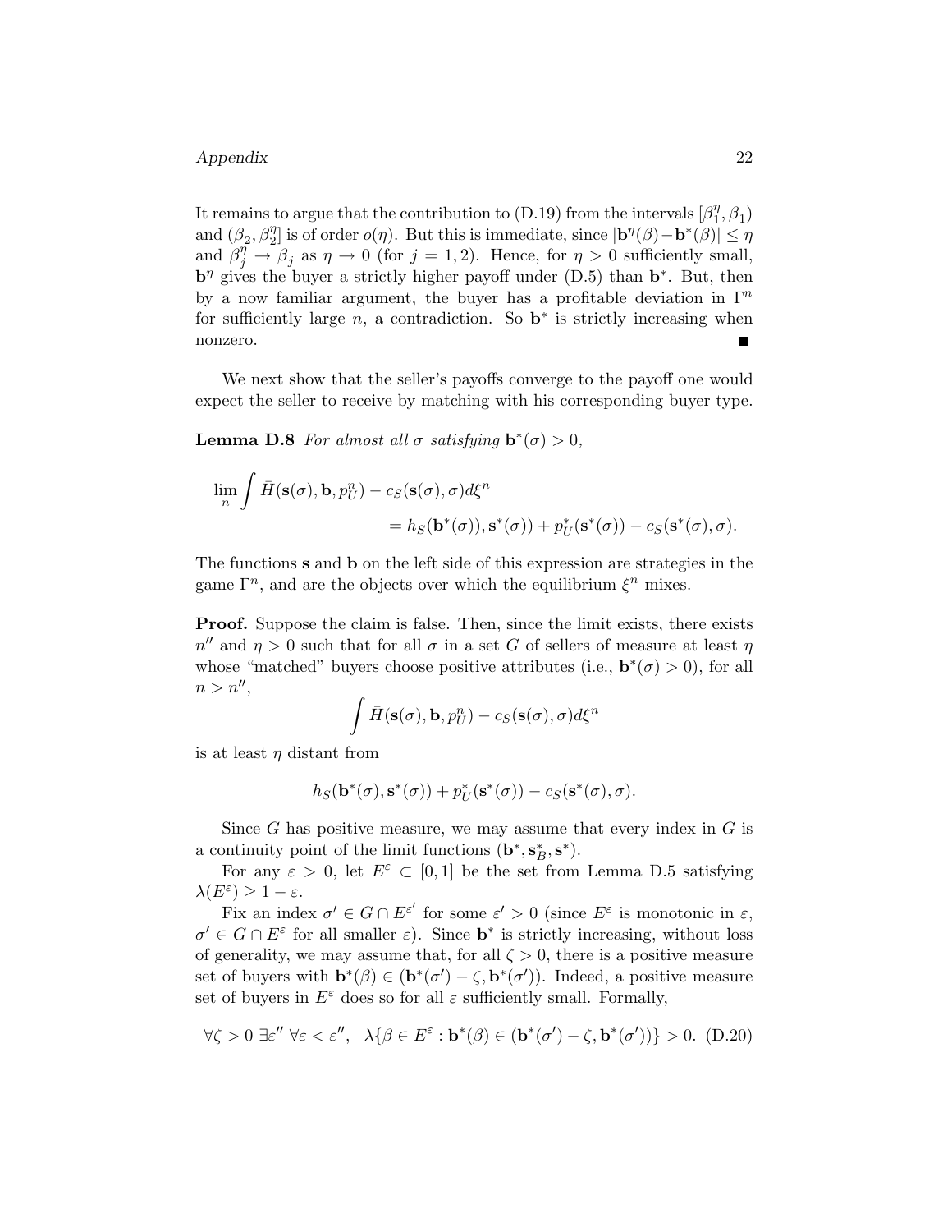It remains to argue that the contribution to (D.19) from the intervals $[\beta_1^\eta, \beta_1)$ and $(\beta_2, \beta_2^\eta]$ is of order $o(\eta)$. But this is immediate, since $|\mathbf{b}^\eta(\beta) - \mathbf{b}^*(\beta)| \leq \eta$ and $\beta_j^\eta \to \beta_j$ as $\eta \to 0$ (for $j = 1, 2$). Hence, for $\eta > 0$ sufficiently small, $\mathbf{b}^\eta$ gives the buyer a strictly higher payoff under (D.5) than $\mathbf{b}^*$. But, then by a now familiar argument, the buyer has a profitable deviation in $\Gamma^n$ for sufficiently large $n$, a contradiction. So $\mathbf{b}^*$ is strictly increasing when nonzero. ■

We next show that the seller's payoffs converge to the payoff one would expect the seller to receive by matching with his corresponding buyer type.

**Lemma D.8** *For almost all $\sigma$ satisfying $\mathbf{b}^*(\sigma) > 0$,*

$$\lim_n \int \bar{H}(\mathbf{s}(\sigma), \mathbf{b}, p_U^n) - c_S(\mathbf{s}(\sigma), \sigma) d\xi^n$$
$$= h_S(\mathbf{b}^*(\sigma)), \mathbf{s}^*(\sigma)) + p_U^*(\mathbf{s}^*(\sigma)) - c_S(\mathbf{s}^*(\sigma), \sigma).$$

The functions $\mathbf{s}$ and $\mathbf{b}$ on the left side of this expression are strategies in the game $\Gamma^n$, and are the objects over which the equilibrium $\xi^n$ mixes.

**Proof.** Suppose the claim is false. Then, since the limit exists, there exists $n''$ and $\eta > 0$ such that for all $\sigma$ in a set $G$ of sellers of measure at least $\eta$ whose "matched" buyers choose positive attributes (i.e., $\mathbf{b}^*(\sigma) > 0$), for all $n > n''$,

$$\int \bar{H}(\mathbf{s}(\sigma), \mathbf{b}, p_U^n) - c_S(\mathbf{s}(\sigma), \sigma) d\xi^n$$

is at least $\eta$ distant from

$$h_S(\mathbf{b}^*(\sigma), \mathbf{s}^*(\sigma)) + p_U^*(\mathbf{s}^*(\sigma)) - c_S(\mathbf{s}^*(\sigma), \sigma).$$

Since $G$ has positive measure, we may assume that every index in $G$ is a continuity point of the limit functions $(\mathbf{b}^*, \mathbf{s}_B^*, \mathbf{s}^*)$.

For any $\varepsilon > 0$, let $E^\varepsilon \subset [0, 1]$ be the set from Lemma D.5 satisfying $\lambda(E^\varepsilon) \geq 1 - \varepsilon$.

Fix an index $\sigma' \in G \cap E^{\varepsilon'}$ for some $\varepsilon' > 0$ (since $E^\varepsilon$ is monotonic in $\varepsilon$, $\sigma' \in G \cap E^\varepsilon$ for all smaller $\varepsilon$). Since $\mathbf{b}^*$ is strictly increasing, without loss of generality, we may assume that, for all $\zeta > 0$, there is a positive measure set of buyers with $\mathbf{b}^*(\beta) \in (\mathbf{b}^*(\sigma') - \zeta, \mathbf{b}^*(\sigma'))$. Indeed, a positive measure set of buyers in $E^\varepsilon$ does so for all $\varepsilon$ sufficiently small. Formally,

$$\forall \zeta > 0 \; \exists \varepsilon'' \; \forall \varepsilon < \varepsilon'', \;\; \lambda\{\beta \in E^\varepsilon : \mathbf{b}^*(\beta) \in (\mathbf{b}^*(\sigma') - \zeta, \mathbf{b}^*(\sigma'))\} > 0. \quad \text{(D.20)}$$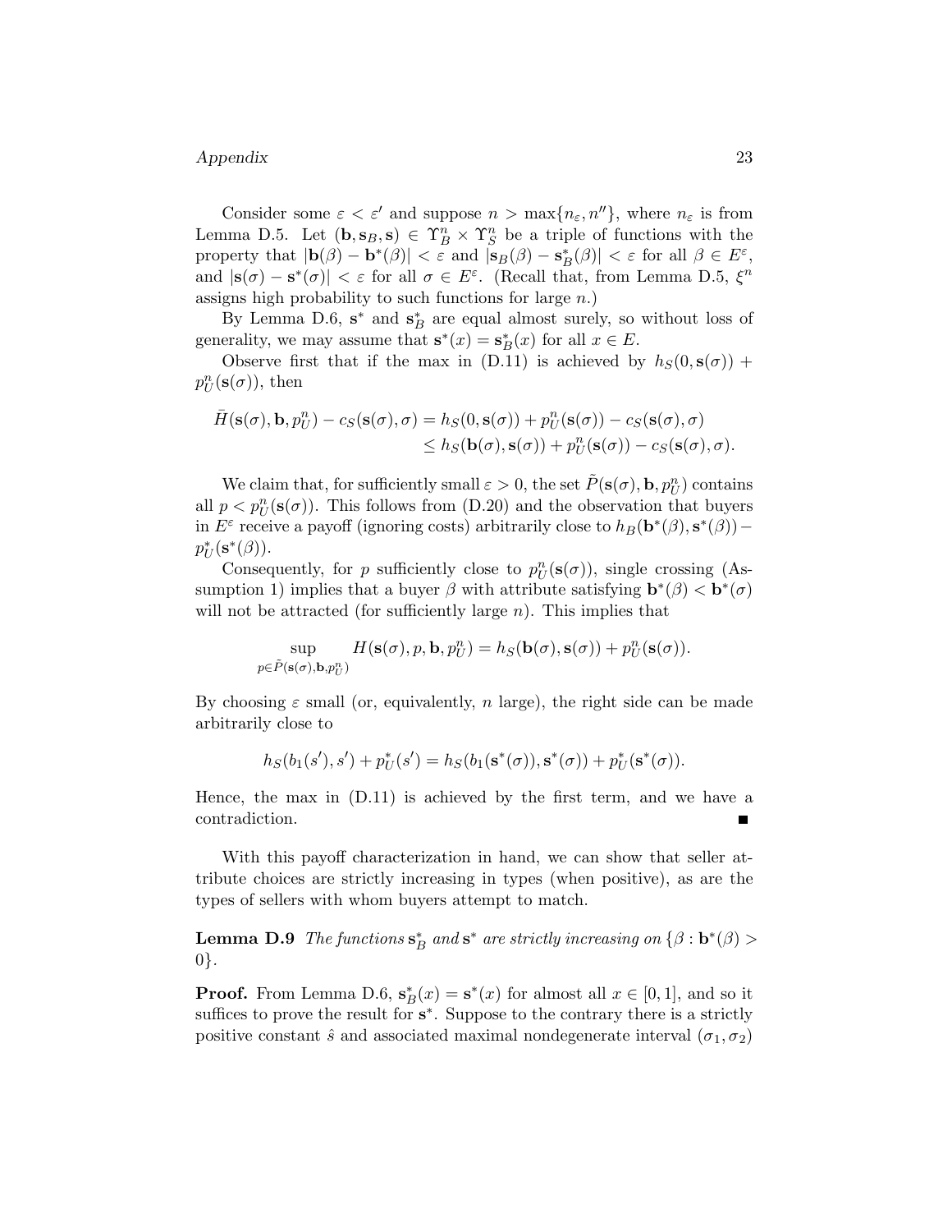Consider some $\varepsilon < \varepsilon'$ and suppose $n > \max\{n_\varepsilon, n''\}$, where $n_\varepsilon$ is from Lemma D.5. Let $(\mathbf{b}, \mathbf{s}_B, \mathbf{s}) \in \Upsilon_B^n \times \Upsilon_S^n$ be a triple of functions with the property that $|\mathbf{b}(\beta) - \mathbf{b}^*(\beta)| < \varepsilon$ and $|\mathbf{s}_B(\beta) - \mathbf{s}_B^*(\beta)| < \varepsilon$ for all $\beta \in E^\varepsilon$, and $|\mathbf{s}(\sigma) - \mathbf{s}^*(\sigma)| < \varepsilon$ for all $\sigma \in E^\varepsilon$. (Recall that, from Lemma D.5, $\xi^n$ assigns high probability to such functions for large $n$.)

By Lemma D.6, $\mathbf{s}^*$ and $\mathbf{s}_B^*$ are equal almost surely, so without loss of generality, we may assume that $\mathbf{s}^*(x) = \mathbf{s}_B^*(x)$ for all $x \in E$.

Observe first that if the max in (D.11) is achieved by $h_S(0, \mathbf{s}(\sigma)) + p_U^n(\mathbf{s}(\sigma))$, then

$$
\begin{aligned}
\bar{H}(\mathbf{s}(\sigma), \mathbf{b}, p_U^n) - c_S(\mathbf{s}(\sigma), \sigma) &= h_S(0, \mathbf{s}(\sigma)) + p_U^n(\mathbf{s}(\sigma)) - c_S(\mathbf{s}(\sigma), \sigma) \\
&\leq h_S(\mathbf{b}(\sigma), \mathbf{s}(\sigma)) + p_U^n(\mathbf{s}(\sigma)) - c_S(\mathbf{s}(\sigma), \sigma).
\end{aligned}
$$

We claim that, for sufficiently small $\varepsilon > 0$, the set $\tilde{P}(\mathbf{s}(\sigma), \mathbf{b}, p_U^n)$ contains all $p < p_U^n(\mathbf{s}(\sigma))$. This follows from (D.20) and the observation that buyers in $E^\varepsilon$ receive a payoff (ignoring costs) arbitrarily close to $h_B(\mathbf{b}^*(\beta), \mathbf{s}^*(\beta)) - p_U^*(\mathbf{s}^*(\beta))$.

Consequently, for $p$ sufficiently close to $p_U^n(\mathbf{s}(\sigma))$, single crossing (Assumption 1) implies that a buyer $\beta$ with attribute satisfying $\mathbf{b}^*(\beta) < \mathbf{b}^*(\sigma)$ will not be attracted (for sufficiently large $n$). This implies that

$$
\sup_{p \in \tilde{P}(\mathbf{s}(\sigma), \mathbf{b}, p_U^n)} H(\mathbf{s}(\sigma), p, \mathbf{b}, p_U^n) = h_S(\mathbf{b}(\sigma), \mathbf{s}(\sigma)) + p_U^n(\mathbf{s}(\sigma)).
$$

By choosing $\varepsilon$ small (or, equivalently, $n$ large), the right side can be made arbitrarily close to

$$
h_S(b_1(s'), s') + p_U^*(s') = h_S(b_1(\mathbf{s}^*(\sigma)), \mathbf{s}^*(\sigma)) + p_U^*(\mathbf{s}^*(\sigma)).
$$

Hence, the max in (D.11) is achieved by the first term, and we have a contradiction. ∎

With this payoff characterization in hand, we can show that seller attribute choices are strictly increasing in types (when positive), as are the types of sellers with whom buyers attempt to match.

**Lemma D.9** *The functions $\mathbf{s}_B^*$ and $\mathbf{s}^*$ are strictly increasing on $\{\beta : \mathbf{b}^*(\beta) > 0\}$.*

**Proof.** From Lemma D.6, $\mathbf{s}_B^*(x) = \mathbf{s}^*(x)$ for almost all $x \in [0, 1]$, and so it suffices to prove the result for $\mathbf{s}^*$. Suppose to the contrary there is a strictly positive constant $\hat{s}$ and associated maximal nondegenerate interval $(\sigma_1, \sigma_2)$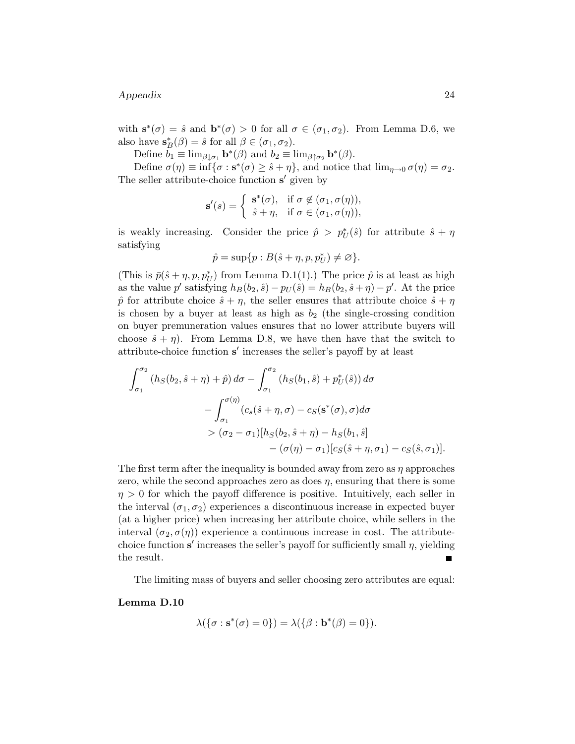with $\mathbf{s}^*(\sigma) = \hat{s}$ and $\mathbf{b}^*(\sigma) > 0$ for all $\sigma \in (\sigma_1, \sigma_2)$. From Lemma D.6, we also have $\mathbf{s}_B^*(\beta) = \hat{s}$ for all $\beta \in (\sigma_1, \sigma_2)$.

Define $b_1 \equiv \lim_{\beta \downarrow \sigma_1} \mathbf{b}^*(\beta)$ and $b_2 \equiv \lim_{\beta \uparrow \sigma_2} \mathbf{b}^*(\beta)$.

Define $\sigma(\eta) \equiv \inf\{\sigma : \mathbf{s}^*(\sigma) \geq \hat{s} + \eta\}$, and notice that $\lim_{\eta \to 0} \sigma(\eta) = \sigma_2$. The seller attribute-choice function $\mathbf{s}'$ given by

$$\mathbf{s}'(s) = \begin{cases} \mathbf{s}^*(\sigma), & \text{if } \sigma \notin (\sigma_1, \sigma(\eta)), \\ \hat{s} + \eta, & \text{if } \sigma \in (\sigma_1, \sigma(\eta)), \end{cases}$$

is weakly increasing. Consider the price $\hat{p} > p_U^*(\hat{s})$ for attribute $\hat{s} + \eta$ satisfying

$$\hat{p} = \sup\{p : B(\hat{s} + \eta, p, p_U^*) \neq \varnothing\}.$$

(This is $\bar{p}(\hat{s} + \eta, p, p_U^*)$ from Lemma D.1(1).) The price $\hat{p}$ is at least as high as the value $p'$ satisfying $h_B(b_2, \hat{s}) - p_U(\hat{s}) = h_B(b_2, \hat{s} + \eta) - p'$. At the price $\hat{p}$ for attribute choice $\hat{s} + \eta$, the seller ensures that attribute choice $\hat{s} + \eta$ is chosen by a buyer at least as high as $b_2$ (the single-crossing condition on buyer premuneration values ensures that no lower attribute buyers will choose $\hat{s} + \eta$). From Lemma D.8, we have then have that the switch to attribute-choice function $\mathbf{s}'$ increases the seller's payoff by at least

$$\begin{aligned}
\int_{\sigma_1}^{\sigma_2} (h_S(b_2, \hat{s} + \eta) + \hat{p})\, d\sigma - \int_{\sigma_1}^{\sigma_2} (h_S(b_1, \hat{s}) + p_U^*(\hat{s}))\, d\sigma \\
- \int_{\sigma_1}^{\sigma(\eta)} (c_s(\hat{s} + \eta, \sigma) - c_S(\mathbf{s}^*(\sigma), \sigma) d\sigma \\
> (\sigma_2 - \sigma_1)[h_S(b_2, \hat{s} + \eta) - h_S(b_1, \hat{s}] \\
- (\sigma(\eta) - \sigma_1)[c_S(\hat{s} + \eta, \sigma_1) - c_S(\hat{s}, \sigma_1)].
\end{aligned}$$

The first term after the inequality is bounded away from zero as $\eta$ approaches zero, while the second approaches zero as does $\eta$, ensuring that there is some $\eta > 0$ for which the payoff difference is positive. Intuitively, each seller in the interval $(\sigma_1, \sigma_2)$ experiences a discontinuous increase in expected buyer (at a higher price) when increasing her attribute choice, while sellers in the interval $(\sigma_2, \sigma(\eta))$ experience a continuous increase in cost. The attribute-choice function $\mathbf{s}'$ increases the seller's payoff for sufficiently small $\eta$, yielding the result. ∎

The limiting mass of buyers and seller choosing zero attributes are equal:

**Lemma D.10**

$$\lambda(\{\sigma : \mathbf{s}^*(\sigma) = 0\}) = \lambda(\{\beta : \mathbf{b}^*(\beta) = 0\}).$$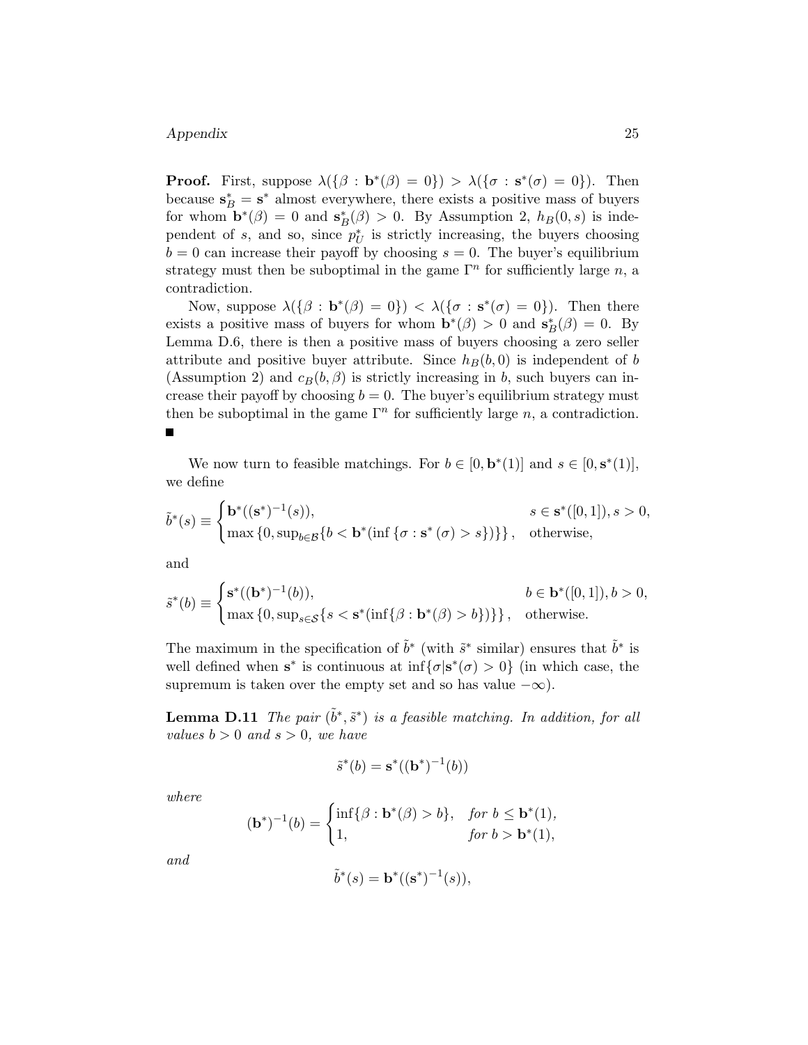**Proof.** First, suppose $\lambda(\{\beta : \mathbf{b}^*(\beta) = 0\}) > \lambda(\{\sigma : \mathbf{s}^*(\sigma) = 0\})$. Then because $\mathbf{s}_B^* = \mathbf{s}^*$ almost everywhere, there exists a positive mass of buyers for whom $\mathbf{b}^*(\beta) = 0$ and $\mathbf{s}_B^*(\beta) > 0$. By Assumption 2, $h_B(0, s)$ is independent of $s$, and so, since $p_U^*$ is strictly increasing, the buyers choosing $b = 0$ can increase their payoff by choosing $s = 0$. The buyer's equilibrium strategy must then be suboptimal in the game $\Gamma^n$ for sufficiently large $n$, a contradiction.

Now, suppose $\lambda(\{\beta : \mathbf{b}^*(\beta) = 0\}) < \lambda(\{\sigma : \mathbf{s}^*(\sigma) = 0\})$. Then there exists a positive mass of buyers for whom $\mathbf{b}^*(\beta) > 0$ and $\mathbf{s}_B^*(\beta) = 0$. By Lemma D.6, there is then a positive mass of buyers choosing a zero seller attribute and positive buyer attribute. Since $h_B(b, 0)$ is independent of $b$ (Assumption 2) and $c_B(b, \beta)$ is strictly increasing in $b$, such buyers can increase their payoff by choosing $b = 0$. The buyer's equilibrium strategy must then be suboptimal in the game $\Gamma^n$ for sufficiently large $n$, a contradiction. ■

We now turn to feasible matchings. For $b \in [0, \mathbf{b}^*(1)]$ and $s \in [0, \mathbf{s}^*(1)]$, we define

$$\tilde{b}^*(s) \equiv \begin{cases} \mathbf{b}^*((\mathbf{s}^*)^{-1}(s)), & s \in \mathbf{s}^*([0,1]), s > 0, \\ \max\{0, \sup_{b \in \mathcal{B}}\{b < \mathbf{b}^*(\inf\{\sigma : \mathbf{s}^*(\sigma) > s\})\}\}, & \text{otherwise}, \end{cases}$$

and

$$\tilde{s}^*(b) \equiv \begin{cases} \mathbf{s}^*((\mathbf{b}^*)^{-1}(b)), & b \in \mathbf{b}^*([0,1]), b > 0, \\ \max\{0, \sup_{s \in \mathcal{S}}\{s < \mathbf{s}^*(\inf\{\beta : \mathbf{b}^*(\beta) > b\})\}\}, & \text{otherwise}. \end{cases}$$

The maximum in the specification of $\tilde{b}^*$ (with $\tilde{s}^*$ similar) ensures that $\tilde{b}^*$ is well defined when $\mathbf{s}^*$ is continuous at $\inf\{\sigma | \mathbf{s}^*(\sigma) > 0\}$ (in which case, the supremum is taken over the empty set and so has value $-\infty$).

**Lemma D.11** *The pair $(\tilde{b}^*, \tilde{s}^*)$ is a feasible matching. In addition, for all values $b > 0$ and $s > 0$, we have*

$$\tilde{s}^*(b) = \mathbf{s}^*((\mathbf{b}^*)^{-1}(b))$$

*where*

$$(\mathbf{b}^*)^{-1}(b) = \begin{cases} \inf\{\beta : \mathbf{b}^*(\beta) > b\}, & \text{for } b \leq \mathbf{b}^*(1), \\ 1, & \text{for } b > \mathbf{b}^*(1), \end{cases}$$

*and*

$$\tilde{b}^*(s) = \mathbf{b}^*((\mathbf{s}^*)^{-1}(s)),$$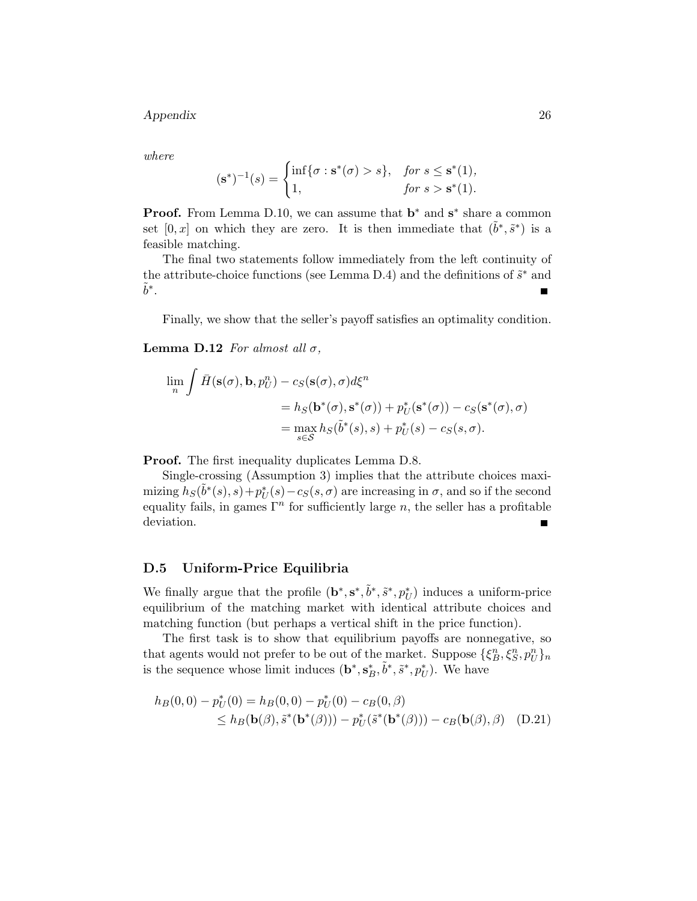*where*

$$(\mathbf{s}^*)^{-1}(s) = \begin{cases} \inf\{\sigma : \mathbf{s}^*(\sigma) > s\}, & \textit{for } s \leq \mathbf{s}^*(1), \\ 1, & \textit{for } s > \mathbf{s}^*(1). \end{cases}$$

**Proof.** From Lemma D.10, we can assume that $\mathbf{b}^*$ and $\mathbf{s}^*$ share a common set $[0, x]$ on which they are zero. It is then immediate that $(\tilde{b}^*, \tilde{s}^*)$ is a feasible matching.

The final two statements follow immediately from the left continuity of the attribute-choice functions (see Lemma D.4) and the definitions of $\tilde{s}^*$ and $\tilde{b}^*$. ∎

Finally, we show that the seller's payoff satisfies an optimality condition.

**Lemma D.12** *For almost all* $\sigma$,

$$\begin{aligned} \lim_n \int \bar{H}(\mathbf{s}(\sigma), \mathbf{b}, p_U^n) - c_S(\mathbf{s}(\sigma), \sigma) d\xi^n \\ &= h_S(\mathbf{b}^*(\sigma), \mathbf{s}^*(\sigma)) + p_U^*(\mathbf{s}^*(\sigma)) - c_S(\mathbf{s}^*(\sigma), \sigma) \\ &= \max_{s \in \mathcal{S}} h_S(\tilde{b}^*(s), s) + p_U^*(s) - c_S(s, \sigma). \end{aligned}$$

**Proof.** The first inequality duplicates Lemma D.8.

Single-crossing (Assumption 3) implies that the attribute choices maximizing $h_S(\tilde{b}^*(s), s) + p_U^*(s) - c_S(s, \sigma)$ are increasing in $\sigma$, and so if the second equality fails, in games $\Gamma^n$ for sufficiently large $n$, the seller has a profitable deviation. ∎

## D.5 Uniform-Price Equilibria

We finally argue that the profile $(\mathbf{b}^*, \mathbf{s}^*, \tilde{b}^*, \tilde{s}^*, p_U^*)$ induces a uniform-price equilibrium of the matching market with identical attribute choices and matching function (but perhaps a vertical shift in the price function).

The first task is to show that equilibrium payoffs are nonnegative, so that agents would not prefer to be out of the market. Suppose $\{\xi_B^n, \xi_S^n, p_U^n\}_n$ is the sequence whose limit induces $(\mathbf{b}^*, \mathbf{s}_B^*, \tilde{b}^*, \tilde{s}^*, p_U^*)$. We have

$$\begin{aligned} h_B(0,0) - p_U^*(0) &= h_B(0,0) - p_U^*(0) - c_B(0, \beta) \\ &\leq h_B(\mathbf{b}(\beta), \tilde{s}^*(\mathbf{b}^*(\beta))) - p_U^*(\tilde{s}^*(\mathbf{b}^*(\beta))) - c_B(\mathbf{b}(\beta), \beta) \quad \text{(D.21)} \end{aligned}$$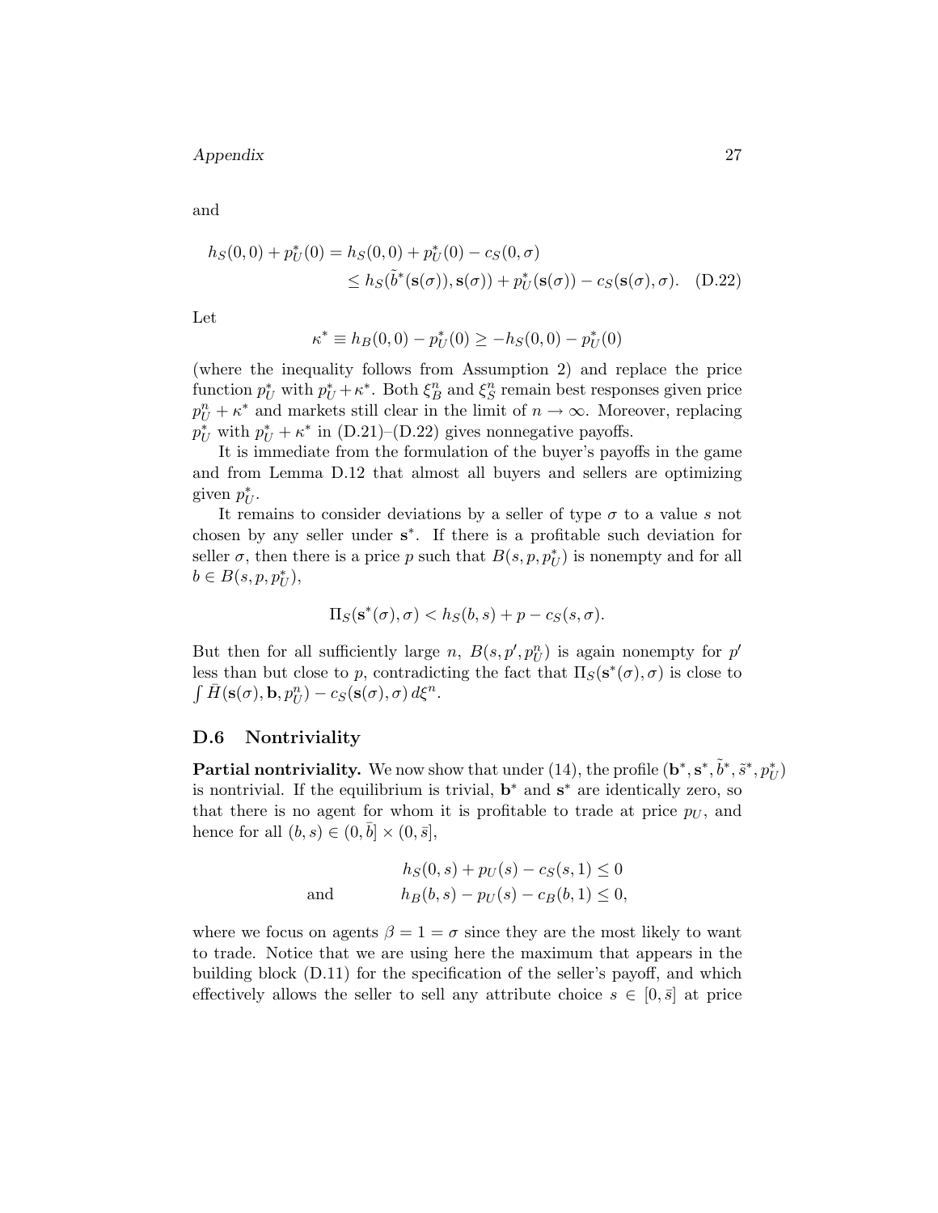and

$$\begin{aligned} h_S(0,0) + p_U^*(0) &= h_S(0,0) + p_U^*(0) - c_S(0,\sigma) \\ &\leq h_S(\tilde{b}^*(\mathbf{s}(\sigma)), \mathbf{s}(\sigma)) + p_U^*(\mathbf{s}(\sigma)) - c_S(\mathbf{s}(\sigma), \sigma). \quad \text{(D.22)} \end{aligned}$$

Let

$$\kappa^* \equiv h_B(0,0) - p_U^*(0) \geq -h_S(0,0) - p_U^*(0)$$

(where the inequality follows from Assumption 2) and replace the price function $p_U^*$ with $p_U^* + \kappa^*$. Both $\xi_B^n$ and $\xi_S^n$ remain best responses given price $p_U^n + \kappa^*$ and markets still clear in the limit of $n \to \infty$. Moreover, replacing $p_U^*$ with $p_U^* + \kappa^*$ in (D.21)–(D.22) gives nonnegative payoffs.

It is immediate from the formulation of the buyer's payoffs in the game and from Lemma D.12 that almost all buyers and sellers are optimizing given $p_U^*$.

It remains to consider deviations by a seller of type $\sigma$ to a value $s$ not chosen by any seller under $\mathbf{s}^*$. If there is a profitable such deviation for seller $\sigma$, then there is a price $p$ such that $B(s, p, p_U^*)$ is nonempty and for all $b \in B(s, p, p_U^*)$,

$$\Pi_S(\mathbf{s}^*(\sigma), \sigma) < h_S(b, s) + p - c_S(s, \sigma).$$

But then for all sufficiently large $n$, $B(s, p', p_U^n)$ is again nonempty for $p'$ less than but close to $p$, contradicting the fact that $\Pi_S(\mathbf{s}^*(\sigma), \sigma)$ is close to $\int \bar{H}(\mathbf{s}(\sigma), \mathbf{b}, p_U^n) - c_S(\mathbf{s}(\sigma), \sigma)\, d\xi^n$.

## D.6 Nontriviality

**Partial nontriviality.** We now show that under (14), the profile $(\mathbf{b}^*, \mathbf{s}^*, \tilde{b}^*, \tilde{s}^*, p_U^*)$ is nontrivial. If the equilibrium is trivial, $\mathbf{b}^*$ and $\mathbf{s}^*$ are identically zero, so that there is no agent for whom it is profitable to trade at price $p_U$, and hence for all $(b, s) \in (0, \bar{b}] \times (0, \bar{s}]$,

$$\begin{aligned} & h_S(0, s) + p_U(s) - c_S(s, 1) \leq 0 \\ \text{and} \qquad & h_B(b, s) - p_U(s) - c_B(b, 1) \leq 0, \end{aligned}$$

where we focus on agents $\beta = 1 = \sigma$ since they are the most likely to want to trade. Notice that we are using here the maximum that appears in the building block (D.11) for the specification of the seller's payoff, and which effectively allows the seller to sell any attribute choice $s \in [0, \bar{s}]$ at price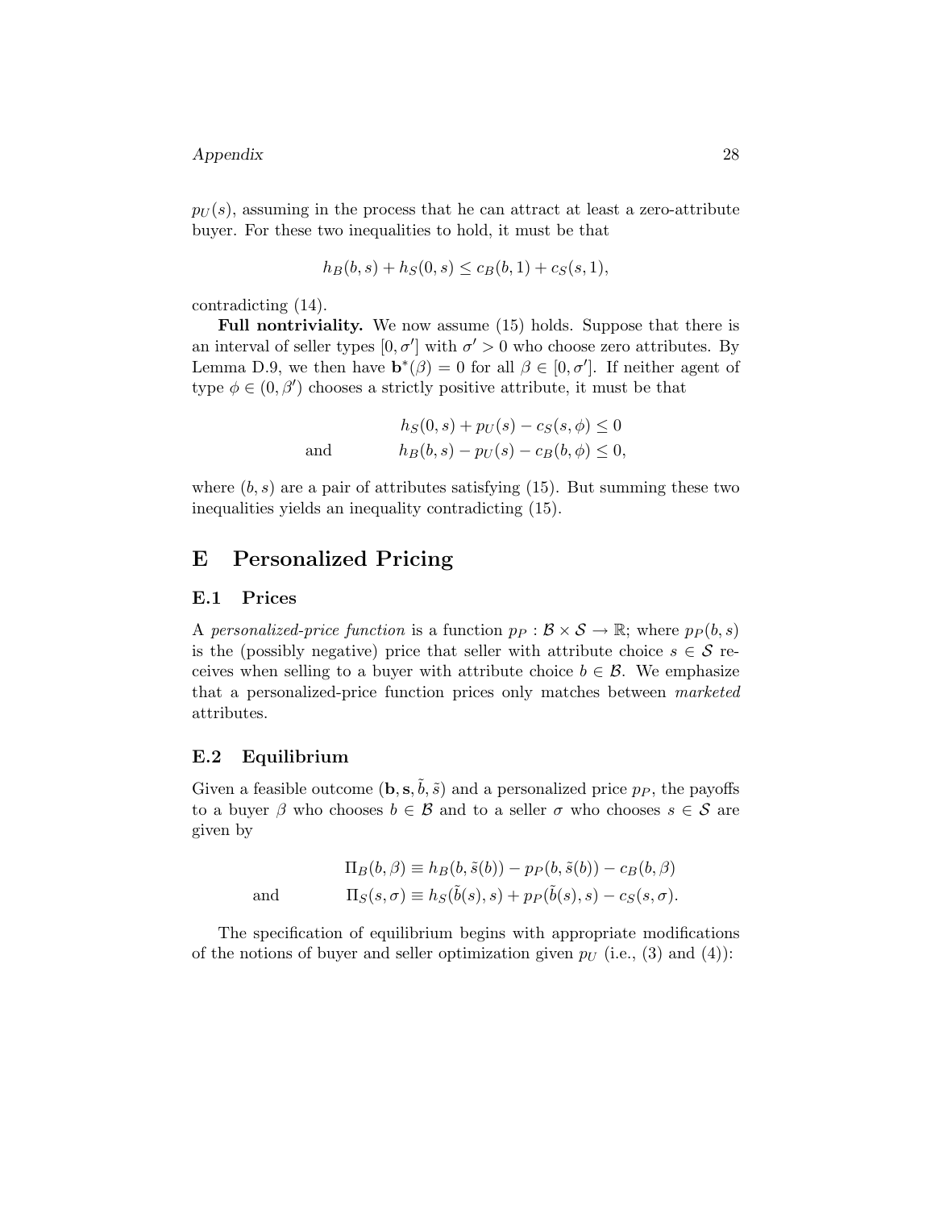$p_U(s)$, assuming in the process that he can attract at least a zero-attribute buyer. For these two inequalities to hold, it must be that

$$h_B(b,s) + h_S(0,s) \leq c_B(b,1) + c_S(s,1),$$

contradicting (14).

**Full nontriviality.** We now assume (15) holds. Suppose that there is an interval of seller types $[0, \sigma']$ with $\sigma' > 0$ who choose zero attributes. By Lemma D.9, we then have $\mathbf{b}^*(\beta) = 0$ for all $\beta \in [0, \sigma']$. If neither agent of type $\phi \in (0, \beta')$ chooses a strictly positive attribute, it must be that

$$h_S(0,s) + p_U(s) - c_S(s,\phi) \leq 0$$

and

$$h_B(b,s) - p_U(s) - c_B(b,\phi) \leq 0,$$

where $(b,s)$ are a pair of attributes satisfying (15). But summing these two inequalities yields an inequality contradicting (15).

# E Personalized Pricing

## E.1 Prices

A *personalized-price function* is a function $p_P : \mathcal{B} \times \mathcal{S} \to \mathbb{R}$; where $p_P(b,s)$ is the (possibly negative) price that seller with attribute choice $s \in \mathcal{S}$ receives when selling to a buyer with attribute choice $b \in \mathcal{B}$. We emphasize that a personalized-price function prices only matches between *marketed* attributes.

## E.2 Equilibrium

Given a feasible outcome $(\mathbf{b}, \mathbf{s}, \tilde{b}, \tilde{s})$ and a personalized price $p_P$, the payoffs to a buyer $\beta$ who chooses $b \in \mathcal{B}$ and to a seller $\sigma$ who chooses $s \in \mathcal{S}$ are given by

$$\Pi_B(b,\beta) \equiv h_B(b, \tilde{s}(b)) - p_P(b, \tilde{s}(b)) - c_B(b,\beta)$$

and

$$\Pi_S(s,\sigma) \equiv h_S(\tilde{b}(s), s) + p_P(\tilde{b}(s), s) - c_S(s,\sigma).$$

The specification of equilibrium begins with appropriate modifications of the notions of buyer and seller optimization given $p_U$ (i.e., (3) and (4)):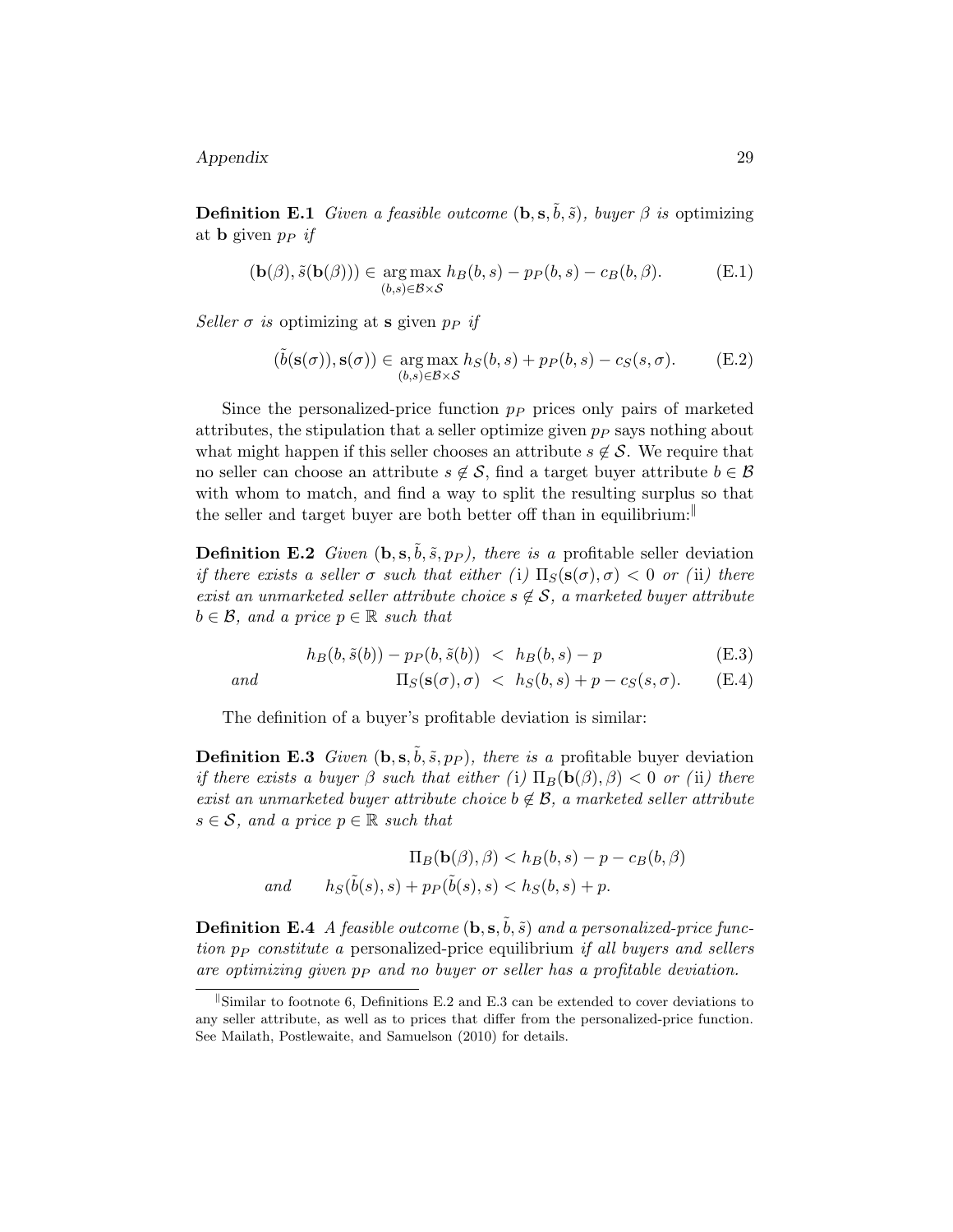**Definition E.1** *Given a feasible outcome* $(\mathbf{b}, \mathbf{s}, \tilde{b}, \tilde{s})$*, buyer* $\beta$ *is* optimizing at $\mathbf{b}$ given $p_P$ *if*

$$(\mathbf{b}(\beta), \tilde{s}(\mathbf{b}(\beta))) \in \underset{(b,s)\in\mathcal{B}\times\mathcal{S}}{\arg\max}\, h_B(b,s) - p_P(b,s) - c_B(b,\beta). \tag{E.1}$$

*Seller* $\sigma$ *is* optimizing at $\mathbf{s}$ given $p_P$ *if*

$$(\tilde{b}(\mathbf{s}(\sigma)), \mathbf{s}(\sigma)) \in \underset{(b,s)\in\mathcal{B}\times\mathcal{S}}{\arg\max}\, h_S(b,s) + p_P(b,s) - c_S(s,\sigma). \tag{E.2}$$

Since the personalized-price function $p_P$ prices only pairs of marketed attributes, the stipulation that a seller optimize given $p_P$ says nothing about what might happen if this seller chooses an attribute $s \notin \mathcal{S}$. We require that no seller can choose an attribute $s \notin \mathcal{S}$, find a target buyer attribute $b \in \mathcal{B}$ with whom to match, and find a way to split the resulting surplus so that the seller and target buyer are both better off than in equilibrium:[‖]

**Definition E.2** *Given* $(\mathbf{b}, \mathbf{s}, \tilde{b}, \tilde{s}, p_P)$*, there is a* profitable seller deviation *if there exists a seller* $\sigma$ *such that either (*i*)* $\Pi_S(\mathbf{s}(\sigma), \sigma) < 0$ *or (*ii*) there exist an unmarketed seller attribute choice* $s \notin \mathcal{S}$*, a marketed buyer attribute* $b \in \mathcal{B}$*, and a price* $p \in \mathbb{R}$ *such that*

$$h_B(b, \tilde{s}(b)) - p_P(b, \tilde{s}(b)) \;<\; h_B(b,s) - p \tag{E.3}$$

*and*

$$\Pi_S(\mathbf{s}(\sigma), \sigma) \;<\; h_S(b,s) + p - c_S(s,\sigma). \tag{E.4}$$

The definition of a buyer's profitable deviation is similar:

**Definition E.3** *Given* $(\mathbf{b}, \mathbf{s}, \tilde{b}, \tilde{s}, p_P)$*, there is a* profitable buyer deviation *if there exists a buyer* $\beta$ *such that either (*i*)* $\Pi_B(\mathbf{b}(\beta), \beta) < 0$ *or (*ii*) there exist an unmarketed buyer attribute choice* $b \notin \mathcal{B}$*, a marketed seller attribute* $s \in \mathcal{S}$*, and a price* $p \in \mathbb{R}$ *such that*

$$\Pi_B(\mathbf{b}(\beta), \beta) < h_B(b,s) - p - c_B(b,\beta)$$

*and*

$$h_S(\tilde{b}(s), s) + p_P(\tilde{b}(s), s) < h_S(b,s) + p.$$

**Definition E.4** *A feasible outcome* $(\mathbf{b}, \mathbf{s}, \tilde{b}, \tilde{s})$ *and a personalized-price function* $p_P$ *constitute a* personalized-price equilibrium *if all buyers and sellers are optimizing given* $p_P$ *and no buyer or seller has a profitable deviation.*

[‖]Similar to footnote 6, Definitions E.2 and E.3 can be extended to cover deviations to any seller attribute, as well as to prices that differ from the personalized-price function. See Mailath, Postlewaite, and Samuelson (2010) for details.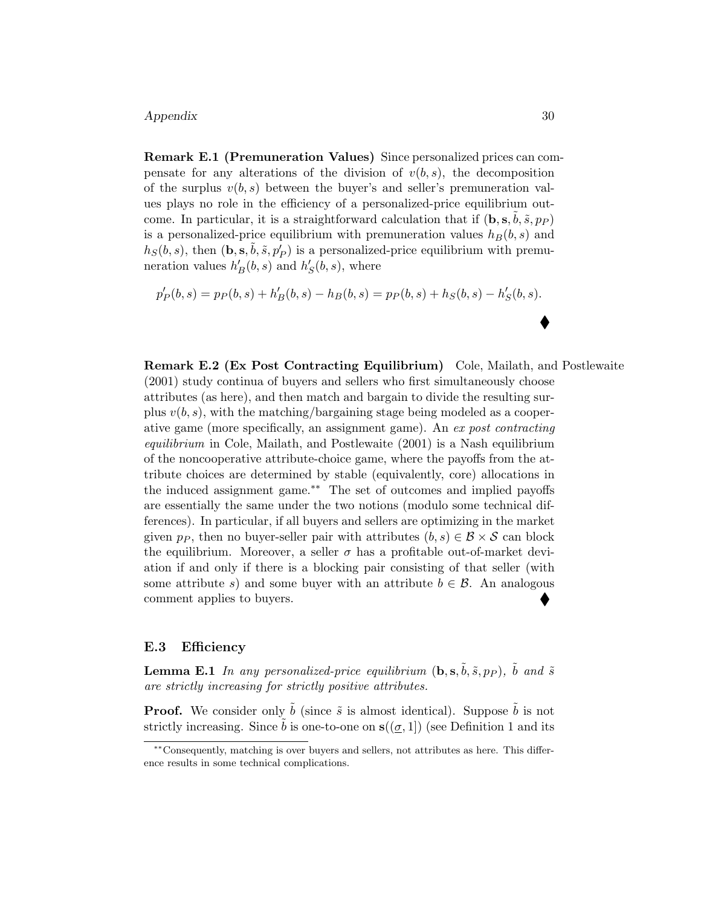**Remark E.1 (Premuneration Values)** Since personalized prices can compensate for any alterations of the division of $v(b, s)$, the decomposition of the surplus $v(b, s)$ between the buyer's and seller's premuneration values plays no role in the efficiency of a personalized-price equilibrium outcome. In particular, it is a straightforward calculation that if $(\mathbf{b}, \mathbf{s}, \tilde{b}, \tilde{s}, p_P)$ is a personalized-price equilibrium with premuneration values $h_B(b, s)$ and $h_S(b, s)$, then $(\mathbf{b}, \mathbf{s}, \tilde{b}, \tilde{s}, p'_P)$ is a personalized-price equilibrium with premuneration values $h'_B(b, s)$ and $h'_S(b, s)$, where

$$p'_P(b, s) = p_P(b, s) + h'_B(b, s) - h_B(b, s) = p_P(b, s) + h_S(b, s) - h'_S(b, s).$$

♦

**Remark E.2 (Ex Post Contracting Equilibrium)** Cole, Mailath, and Postlewaite (2001) study continua of buyers and sellers who first simultaneously choose attributes (as here), and then match and bargain to divide the resulting surplus $v(b, s)$, with the matching/bargaining stage being modeled as a cooperative game (more specifically, an assignment game). An *ex post contracting equilibrium* in Cole, Mailath, and Postlewaite (2001) is a Nash equilibrium of the noncooperative attribute-choice game, where the payoffs from the attribute choices are determined by stable (equivalently, core) allocations in the induced assignment game.[**] The set of outcomes and implied payoffs are essentially the same under the two notions (modulo some technical differences). In particular, if all buyers and sellers are optimizing in the market given $p_P$, then no buyer-seller pair with attributes $(b, s) \in \mathcal{B} \times \mathcal{S}$ can block the equilibrium. Moreover, a seller $\sigma$ has a profitable out-of-market deviation if and only if there is a blocking pair consisting of that seller (with some attribute $s$) and some buyer with an attribute $b \in \mathcal{B}$. An analogous comment applies to buyers. ♦

### E.3 Efficiency

**Lemma E.1** *In any personalized-price equilibrium $(\mathbf{b}, \mathbf{s}, \tilde{b}, \tilde{s}, p_P)$, $\tilde{b}$ and $\tilde{s}$ are strictly increasing for strictly positive attributes.*

**Proof.** We consider only $\tilde{b}$ (since $\tilde{s}$ is almost identical). Suppose $\tilde{b}$ is not strictly increasing. Since $\tilde{b}$ is one-to-one on $\mathbf{s}((\underline{\sigma}, 1])$ (see Definition 1 and its

[**] Consequently, matching is over buyers and sellers, not attributes as here. This difference results in some technical complications.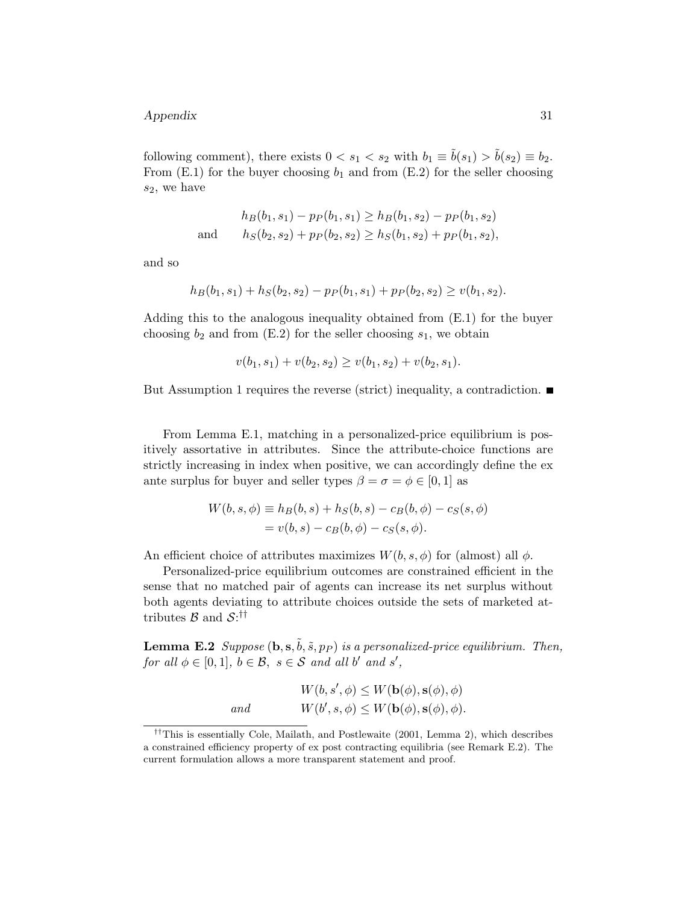following comment), there exists $0 < s_1 < s_2$ with $b_1 \equiv \tilde{b}(s_1) > \tilde{b}(s_2) \equiv b_2$. From (E.1) for the buyer choosing $b_1$ and from (E.2) for the seller choosing $s_2$, we have

$$
\begin{aligned}
& h_B(b_1, s_1) - p_P(b_1, s_1) \geq h_B(b_1, s_2) - p_P(b_1, s_2) \\
\text{and} \qquad & h_S(b_2, s_2) + p_P(b_2, s_2) \geq h_S(b_1, s_2) + p_P(b_1, s_2),
\end{aligned}
$$

and so

$$
h_B(b_1, s_1) + h_S(b_2, s_2) - p_P(b_1, s_1) + p_P(b_2, s_2) \geq v(b_1, s_2).
$$

Adding this to the analogous inequality obtained from (E.1) for the buyer choosing $b_2$ and from (E.2) for the seller choosing $s_1$, we obtain

$$
v(b_1, s_1) + v(b_2, s_2) \geq v(b_1, s_2) + v(b_2, s_1).
$$

But Assumption 1 requires the reverse (strict) inequality, a contradiction. ■

From Lemma E.1, matching in a personalized-price equilibrium is positively assortative in attributes. Since the attribute-choice functions are strictly increasing in index when positive, we can accordingly define the ex ante surplus for buyer and seller types $\beta = \sigma = \phi \in [0, 1]$ as

$$
\begin{aligned}
W(b, s, \phi) &\equiv h_B(b, s) + h_S(b, s) - c_B(b, \phi) - c_S(s, \phi) \\
&= v(b, s) - c_B(b, \phi) - c_S(s, \phi).
\end{aligned}
$$

An efficient choice of attributes maximizes $W(b, s, \phi)$ for (almost) all $\phi$.

Personalized-price equilibrium outcomes are constrained efficient in the sense that no matched pair of agents can increase its net surplus without both agents deviating to attribute choices outside the sets of marketed attributes $\mathcal{B}$ and $\mathcal{S}$:[††]

**Lemma E.2** *Suppose $(\mathbf{b}, \mathbf{s}, \tilde{b}, \tilde{s}, p_P)$ is a personalized-price equilibrium. Then, for all $\phi \in [0, 1]$, $b \in \mathcal{B}$, $s \in \mathcal{S}$ and all $b'$ and $s'$,*

$$
\begin{aligned}
& W(b, s', \phi) \leq W(\mathbf{b}(\phi), \mathbf{s}(\phi), \phi) \\
\textit{and} \qquad & W(b', s, \phi) \leq W(\mathbf{b}(\phi), \mathbf{s}(\phi), \phi).
\end{aligned}
$$

[††] This is essentially Cole, Mailath, and Postlewaite (2001, Lemma 2), which describes a constrained efficiency property of ex post contracting equilibria (see Remark E.2). The current formulation allows a more transparent statement and proof.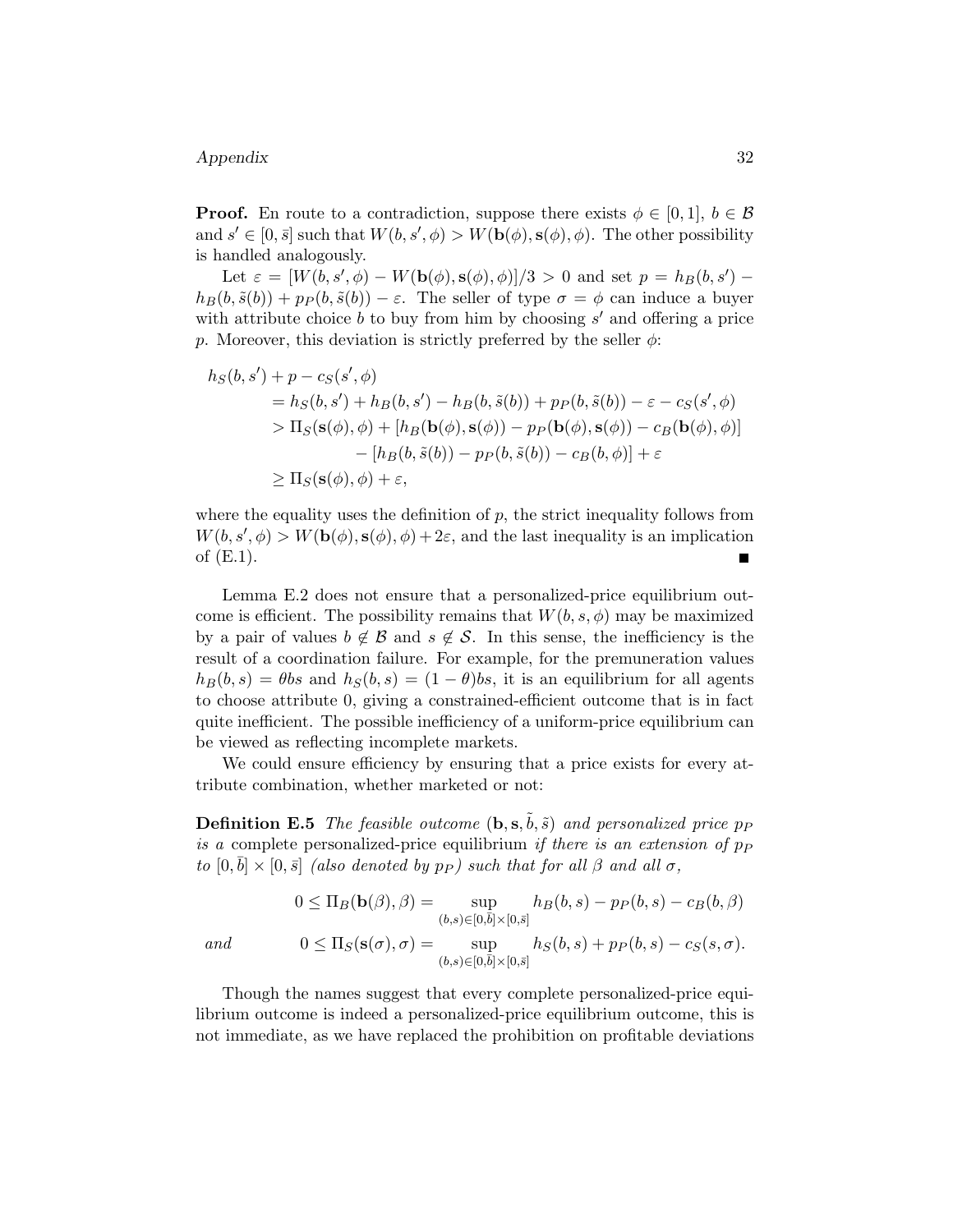**Proof.** En route to a contradiction, suppose there exists $\phi \in [0,1]$, $b \in \mathcal{B}$ and $s' \in [0,\bar{s}]$ such that $W(b,s',\phi) > W(\mathbf{b}(\phi),\mathbf{s}(\phi),\phi)$. The other possibility is handled analogously.

Let $\varepsilon = [W(b,s',\phi) - W(\mathbf{b}(\phi),\mathbf{s}(\phi),\phi)]/3 > 0$ and set $p = h_B(b,s') - h_B(b,\tilde{s}(b)) + p_P(b,\tilde{s}(b)) - \varepsilon$. The seller of type $\sigma = \phi$ can induce a buyer with attribute choice $b$ to buy from him by choosing $s'$ and offering a price $p$. Moreover, this deviation is strictly preferred by the seller $\phi$:

$$
\begin{aligned}
h_S(b,s') + p - c_S(s',\phi) \\
&= h_S(b,s') + h_B(b,s') - h_B(b,\tilde{s}(b)) + p_P(b,\tilde{s}(b)) - \varepsilon - c_S(s',\phi) \\
&> \Pi_S(\mathbf{s}(\phi),\phi) + [h_B(\mathbf{b}(\phi),\mathbf{s}(\phi)) - p_P(\mathbf{b}(\phi),\mathbf{s}(\phi)) - c_B(\mathbf{b}(\phi),\phi)] \\
&\qquad - [h_B(b,\tilde{s}(b)) - p_P(b,\tilde{s}(b)) - c_B(b,\phi)] + \varepsilon \\
&\geq \Pi_S(\mathbf{s}(\phi),\phi) + \varepsilon,
\end{aligned}
$$

where the equality uses the definition of $p$, the strict inequality follows from $W(b,s',\phi) > W(\mathbf{b}(\phi),\mathbf{s}(\phi),\phi) + 2\varepsilon$, and the last inequality is an implication of (E.1). ∎

Lemma E.2 does not ensure that a personalized-price equilibrium outcome is efficient. The possibility remains that $W(b,s,\phi)$ may be maximized by a pair of values $b \notin \mathcal{B}$ and $s \notin \mathcal{S}$. In this sense, the inefficiency is the result of a coordination failure. For example, for the premuneration values $h_B(b,s) = \theta bs$ and $h_S(b,s) = (1-\theta)bs$, it is an equilibrium for all agents to choose attribute 0, giving a constrained-efficient outcome that is in fact quite inefficient. The possible inefficiency of a uniform-price equilibrium can be viewed as reflecting incomplete markets.

We could ensure efficiency by ensuring that a price exists for every attribute combination, whether marketed or not:

**Definition E.5** *The feasible outcome $(\mathbf{b},\mathbf{s},\tilde{b},\tilde{s})$ and personalized price $p_P$ is a* complete personalized-price equilibrium *if there is an extension of $p_P$ to $[0,\bar{b}] \times [0,\bar{s}]$ (also denoted by $p_P$) such that for all $\beta$ and all $\sigma$,*

$$
0 \leq \Pi_B(\mathbf{b}(\beta),\beta) = \sup_{(b,s)\in[0,\bar{b}]\times[0,\bar{s}]} h_B(b,s) - p_P(b,s) - c_B(b,\beta)
$$

*and*

$$
0 \leq \Pi_S(\mathbf{s}(\sigma),\sigma) = \sup_{(b,s)\in[0,\bar{b}]\times[0,\bar{s}]} h_S(b,s) + p_P(b,s) - c_S(s,\sigma).
$$

Though the names suggest that every complete personalized-price equilibrium outcome is indeed a personalized-price equilibrium outcome, this is not immediate, as we have replaced the prohibition on profitable deviations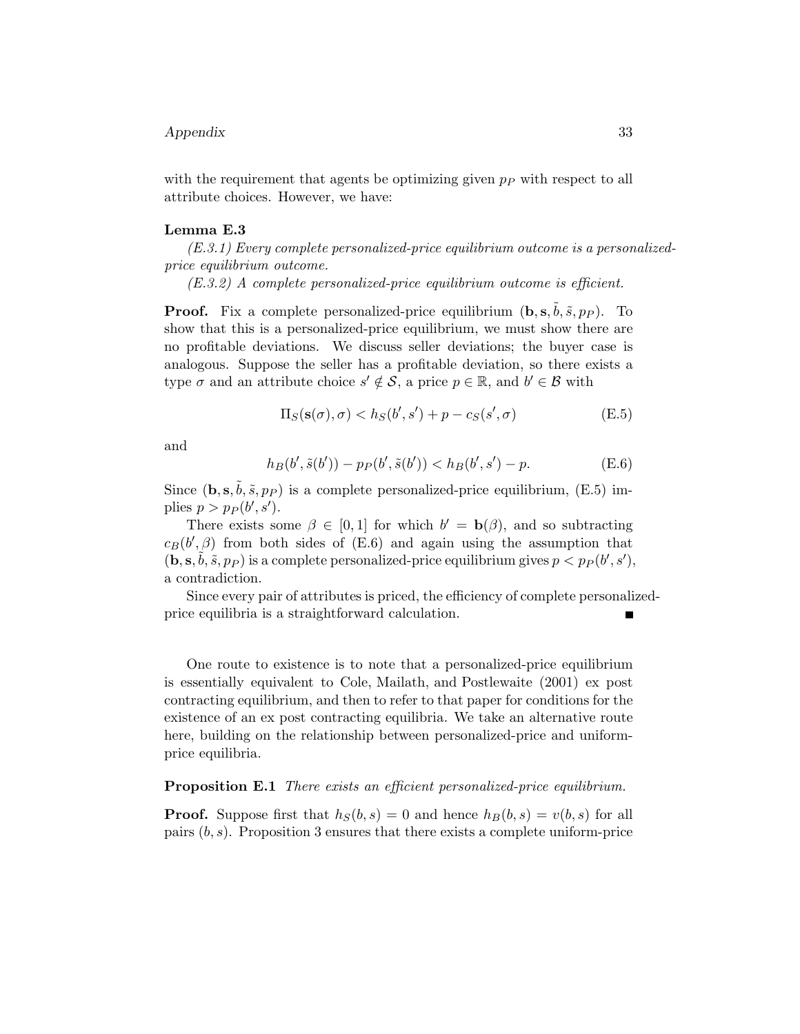with the requirement that agents be optimizing given $p_P$ with respect to all attribute choices. However, we have:

**Lemma E.3**

*(E.3.1) Every complete personalized-price equilibrium outcome is a personalized-price equilibrium outcome.*

*(E.3.2) A complete personalized-price equilibrium outcome is efficient.*

**Proof.** Fix a complete personalized-price equilibrium $(\mathbf{b}, \mathbf{s}, \tilde{b}, \tilde{s}, p_P)$. To show that this is a personalized-price equilibrium, we must show there are no profitable deviations. We discuss seller deviations; the buyer case is analogous. Suppose the seller has a profitable deviation, so there exists a type $\sigma$ and an attribute choice $s' \notin \mathcal{S}$, a price $p \in \mathbb{R}$, and $b' \in \mathcal{B}$ with

$$\Pi_S(\mathbf{s}(\sigma), \sigma) < h_S(b', s') + p - c_S(s', \sigma) \tag{E.5}$$

and

$$h_B(b', \tilde{s}(b')) - p_P(b', \tilde{s}(b')) < h_B(b', s') - p. \tag{E.6}$$

Since $(\mathbf{b}, \mathbf{s}, \tilde{b}, \tilde{s}, p_P)$ is a complete personalized-price equilibrium, (E.5) implies $p > p_P(b', s')$.

There exists some $\beta \in [0, 1]$ for which $b' = \mathbf{b}(\beta)$, and so subtracting $c_B(b', \beta)$ from both sides of (E.6) and again using the assumption that $(\mathbf{b}, \mathbf{s}, \tilde{b}, \tilde{s}, p_P)$ is a complete personalized-price equilibrium gives $p < p_P(b', s')$, a contradiction.

Since every pair of attributes is priced, the efficiency of complete personalized-price equilibria is a straightforward calculation. ■

One route to existence is to note that a personalized-price equilibrium is essentially equivalent to Cole, Mailath, and Postlewaite (2001) ex post contracting equilibrium, and then to refer to that paper for conditions for the existence of an ex post contracting equilibria. We take an alternative route here, building on the relationship between personalized-price and uniform-price equilibria.

**Proposition E.1** *There exists an efficient personalized-price equilibrium.*

**Proof.** Suppose first that $h_S(b, s) = 0$ and hence $h_B(b, s) = v(b, s)$ for all pairs $(b, s)$. Proposition 3 ensures that there exists a complete uniform-price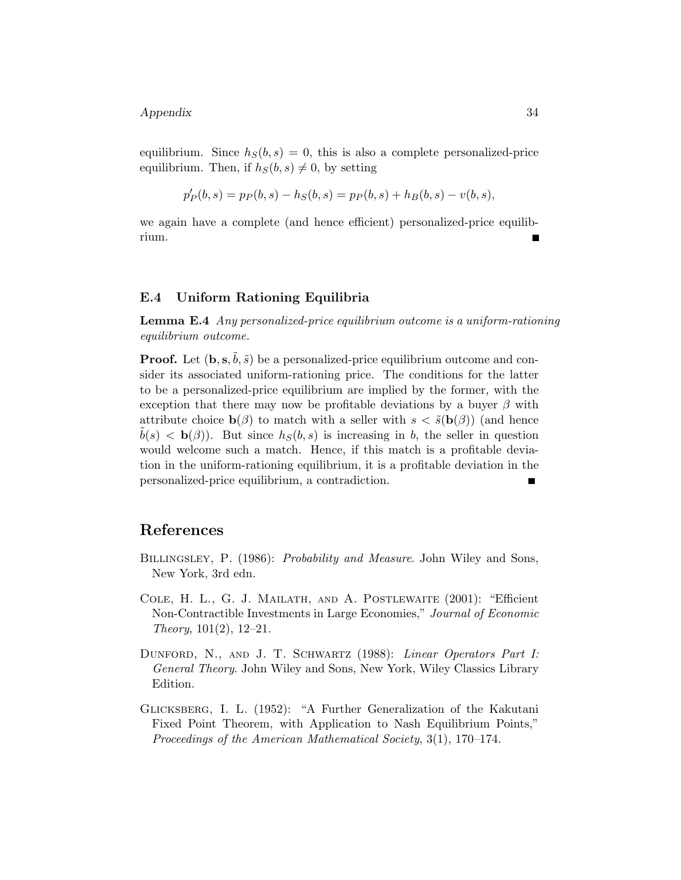equilibrium. Since $h_S(b,s) = 0$, this is also a complete personalized-price equilibrium. Then, if $h_S(b,s) \neq 0$, by setting

$$p'_P(b,s) = p_P(b,s) - h_S(b,s) = p_P(b,s) + h_B(b,s) - v(b,s),$$

we again have a complete (and hence efficient) personalized-price equilibrium. ■

### E.4 Uniform Rationing Equilibria

**Lemma E.4** *Any personalized-price equilibrium outcome is a uniform-rationing equilibrium outcome.*

**Proof.** Let $(\mathbf{b}, \mathbf{s}, \tilde{b}, \tilde{s})$ be a personalized-price equilibrium outcome and consider its associated uniform-rationing price. The conditions for the latter to be a personalized-price equilibrium are implied by the former, with the exception that there may now be profitable deviations by a buyer $\beta$ with attribute choice $\mathbf{b}(\beta)$ to match with a seller with $s < \tilde{s}(\mathbf{b}(\beta))$ (and hence $\tilde{b}(s) < \mathbf{b}(\beta)$). But since $h_S(b,s)$ is increasing in $b$, the seller in question would welcome such a match. Hence, if this match is a profitable deviation in the uniform-rationing equilibrium, it is a profitable deviation in the personalized-price equilibrium, a contradiction. ■

## References

Billingsley, P. (1986): *Probability and Measure*. John Wiley and Sons, New York, 3rd edn.

Cole, H. L., G. J. Mailath, and A. Postlewaite (2001): "Efficient Non-Contractible Investments in Large Economies," *Journal of Economic Theory*, 101(2), 12–21.

Dunford, N., and J. T. Schwartz (1988): *Linear Operators Part I: General Theory*. John Wiley and Sons, New York, Wiley Classics Library Edition.

Glicksberg, I. L. (1952): "A Further Generalization of the Kakutani Fixed Point Theorem, with Application to Nash Equilibrium Points," *Proceedings of the American Mathematical Society*, 3(1), 170–174.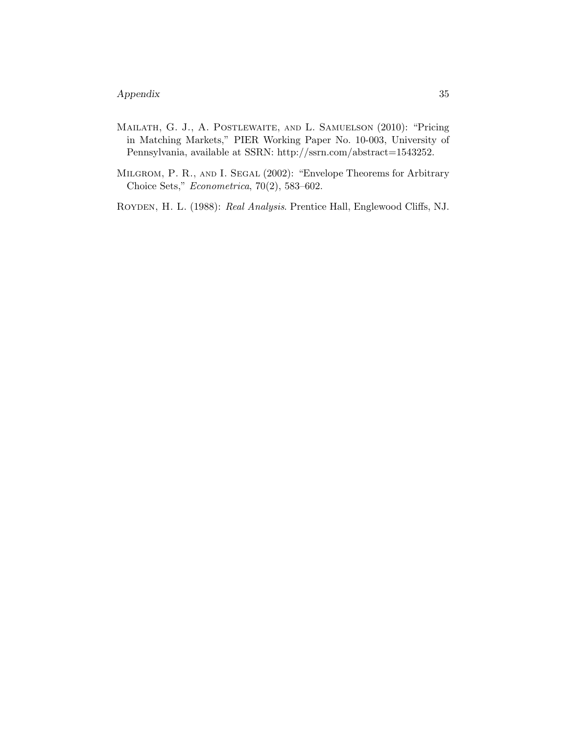Mailath, G. J., A. Postlewaite, and L. Samuelson (2010): "Pricing in Matching Markets," PIER Working Paper No. 10-003, University of Pennsylvania, available at SSRN: http://ssrn.com/abstract=1543252.

Milgrom, P. R., and I. Segal (2002): "Envelope Theorems for Arbitrary Choice Sets," *Econometrica*, 70(2), 583–602.

Royden, H. L. (1988): *Real Analysis*. Prentice Hall, Englewood Cliffs, NJ.